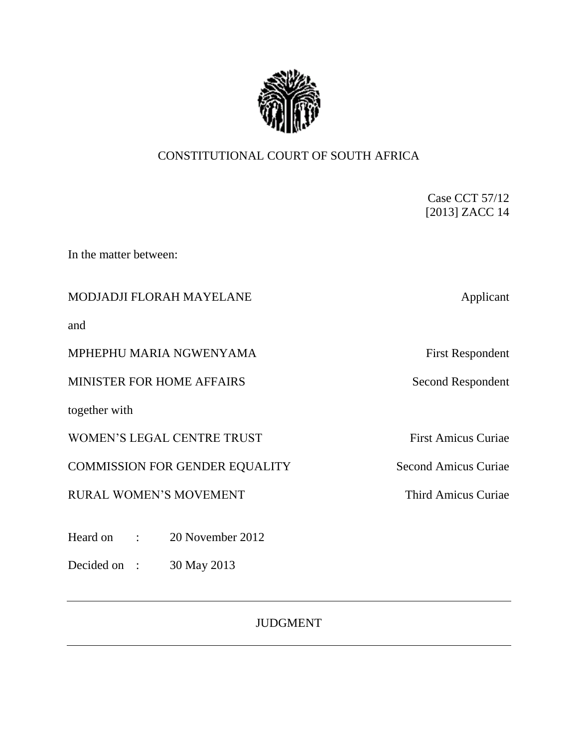CONSTITUTIONAL COURT OF SOUTH AFRICA

Case CCT 57/12
[2013] ZACC 14

In the matter between:

| | |
|---|---|
| MODJADJI FLORAH MAYELANE | Applicant |
| and | |
| MPHEPHU MARIA NGWENYAMA | First Respondent |
| MINISTER FOR HOME AFFAIRS | Second Respondent |
| together with | |
| WOMEN'S LEGAL CENTRE TRUST | First Amicus Curiae |
| COMMISSION FOR GENDER EQUALITY | Second Amicus Curiae |
| RURAL WOMEN'S MOVEMENT | Third Amicus Curiae |

Heard on : 20 November 2012

Decided on : 30 May 2013

---

JUDGMENT

---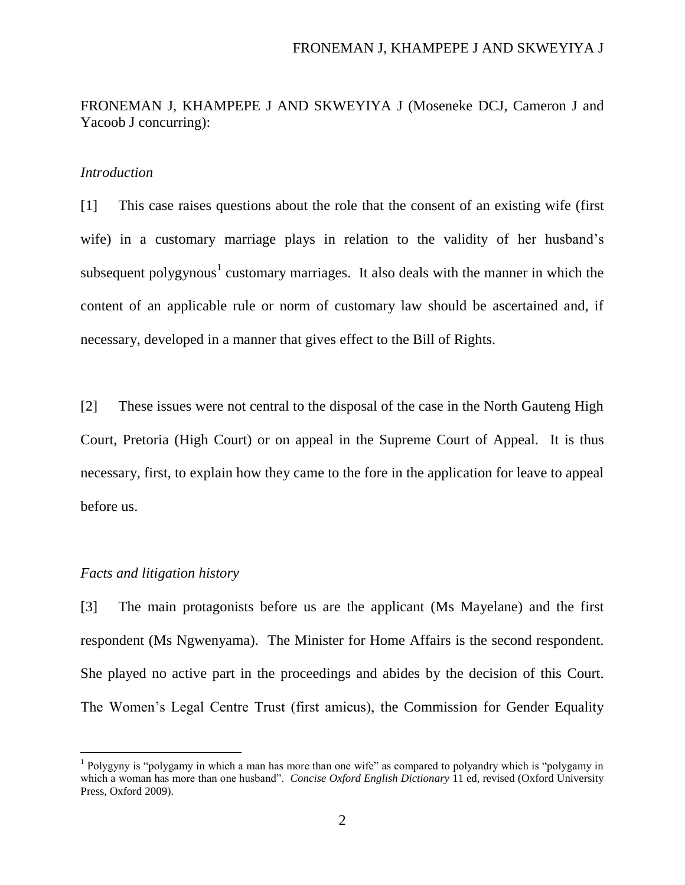FRONEMAN J, KHAMPEPE J AND SKWEYIYA J (Moseneke DCJ, Cameron J and Yacoob J concurring):

*Introduction*

[1] This case raises questions about the role that the consent of an existing wife (first wife) in a customary marriage plays in relation to the validity of her husband's subsequent polygynous[1] customary marriages. It also deals with the manner in which the content of an applicable rule or norm of customary law should be ascertained and, if necessary, developed in a manner that gives effect to the Bill of Rights.

[2] These issues were not central to the disposal of the case in the North Gauteng High Court, Pretoria (High Court) or on appeal in the Supreme Court of Appeal. It is thus necessary, first, to explain how they came to the fore in the application for leave to appeal before us.

*Facts and litigation history*

[3] The main protagonists before us are the applicant (Ms Mayelane) and the first respondent (Ms Ngwenyama). The Minister for Home Affairs is the second respondent. She played no active part in the proceedings and abides by the decision of this Court. The Women's Legal Centre Trust (first amicus), the Commission for Gender Equality

---

[1] Polygyny is "polygamy in which a man has more than one wife" as compared to polyandry which is "polygamy in which a woman has more than one husband". *Concise Oxford English Dictionary* 11 ed, revised (Oxford University Press, Oxford 2009).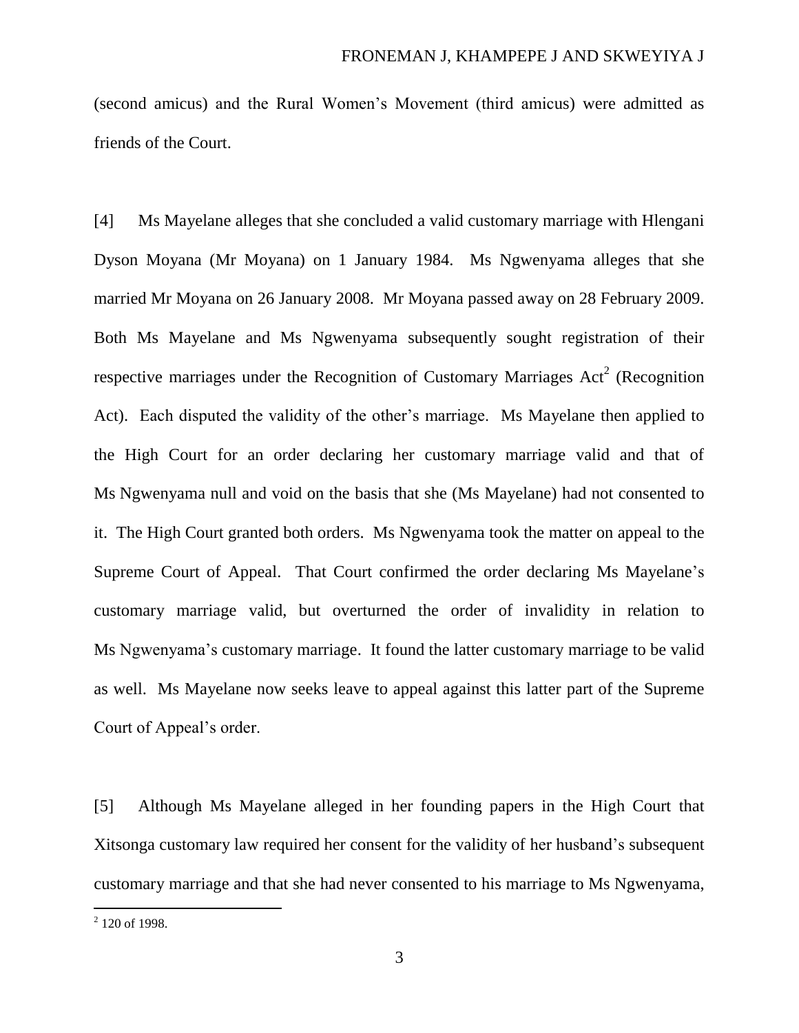(second amicus) and the Rural Women's Movement (third amicus) were admitted as friends of the Court.

[4] Ms Mayelane alleges that she concluded a valid customary marriage with Hlengani Dyson Moyana (Mr Moyana) on 1 January 1984. Ms Ngwenyama alleges that she married Mr Moyana on 26 January 2008. Mr Moyana passed away on 28 February 2009. Both Ms Mayelane and Ms Ngwenyama subsequently sought registration of their respective marriages under the Recognition of Customary Marriages Act[2] (Recognition Act). Each disputed the validity of the other's marriage. Ms Mayelane then applied to the High Court for an order declaring her customary marriage valid and that of Ms Ngwenyama null and void on the basis that she (Ms Mayelane) had not consented to it. The High Court granted both orders. Ms Ngwenyama took the matter on appeal to the Supreme Court of Appeal. That Court confirmed the order declaring Ms Mayelane's customary marriage valid, but overturned the order of invalidity in relation to Ms Ngwenyama's customary marriage. It found the latter customary marriage to be valid as well. Ms Mayelane now seeks leave to appeal against this latter part of the Supreme Court of Appeal's order.

[5] Although Ms Mayelane alleged in her founding papers in the High Court that Xitsonga customary law required her consent for the validity of her husband's subsequent customary marriage and that she had never consented to his marriage to Ms Ngwenyama,

---

[2] 120 of 1998.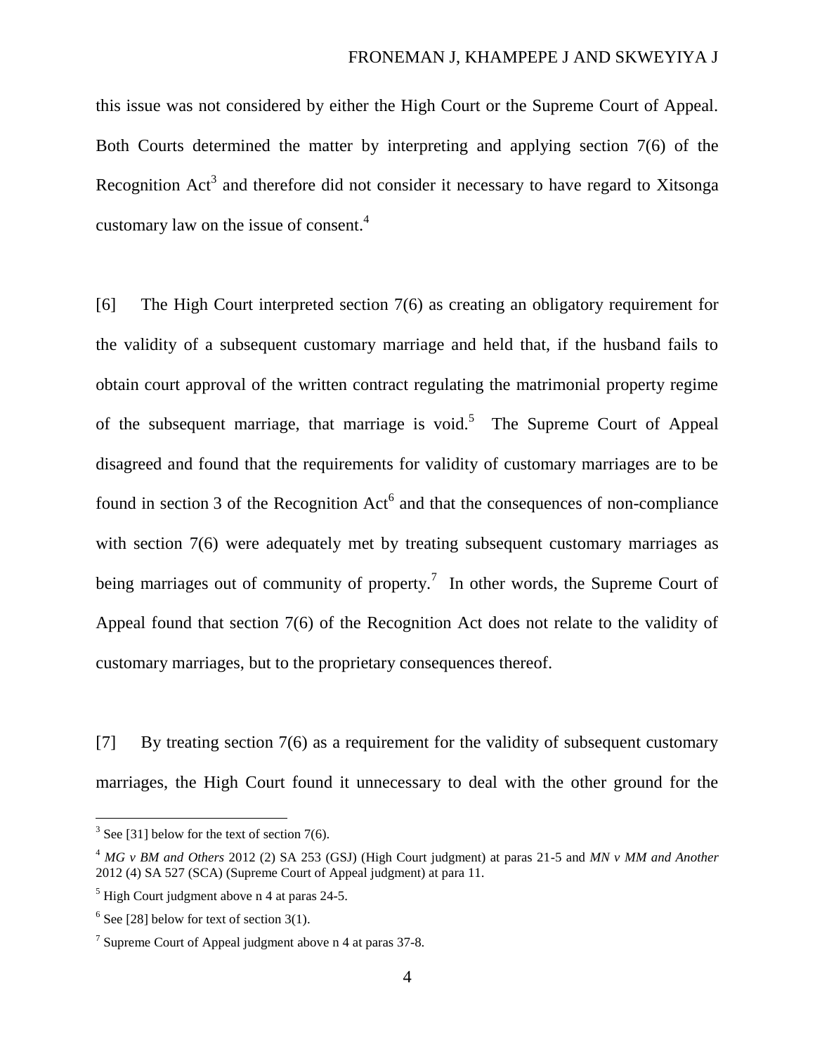this issue was not considered by either the High Court or the Supreme Court of Appeal. Both Courts determined the matter by interpreting and applying section 7(6) of the Recognition Act[3] and therefore did not consider it necessary to have regard to Xitsonga customary law on the issue of consent.[4]

[6] The High Court interpreted section 7(6) as creating an obligatory requirement for the validity of a subsequent customary marriage and held that, if the husband fails to obtain court approval of the written contract regulating the matrimonial property regime of the subsequent marriage, that marriage is void.[5] The Supreme Court of Appeal disagreed and found that the requirements for validity of customary marriages are to be found in section 3 of the Recognition Act[6] and that the consequences of non-compliance with section 7(6) were adequately met by treating subsequent customary marriages as being marriages out of community of property.[7] In other words, the Supreme Court of Appeal found that section 7(6) of the Recognition Act does not relate to the validity of customary marriages, but to the proprietary consequences thereof.

[7] By treating section 7(6) as a requirement for the validity of subsequent customary marriages, the High Court found it unnecessary to deal with the other ground for the

---

[3] See [31] below for the text of section 7(6).

[4] *MG v BM and Others* 2012 (2) SA 253 (GSJ) (High Court judgment) at paras 21-5 and *MN v MM and Another* 2012 (4) SA 527 (SCA) (Supreme Court of Appeal judgment) at para 11.

[5] High Court judgment above n 4 at paras 24-5.

[6] See [28] below for text of section 3(1).

[7] Supreme Court of Appeal judgment above n 4 at paras 37-8.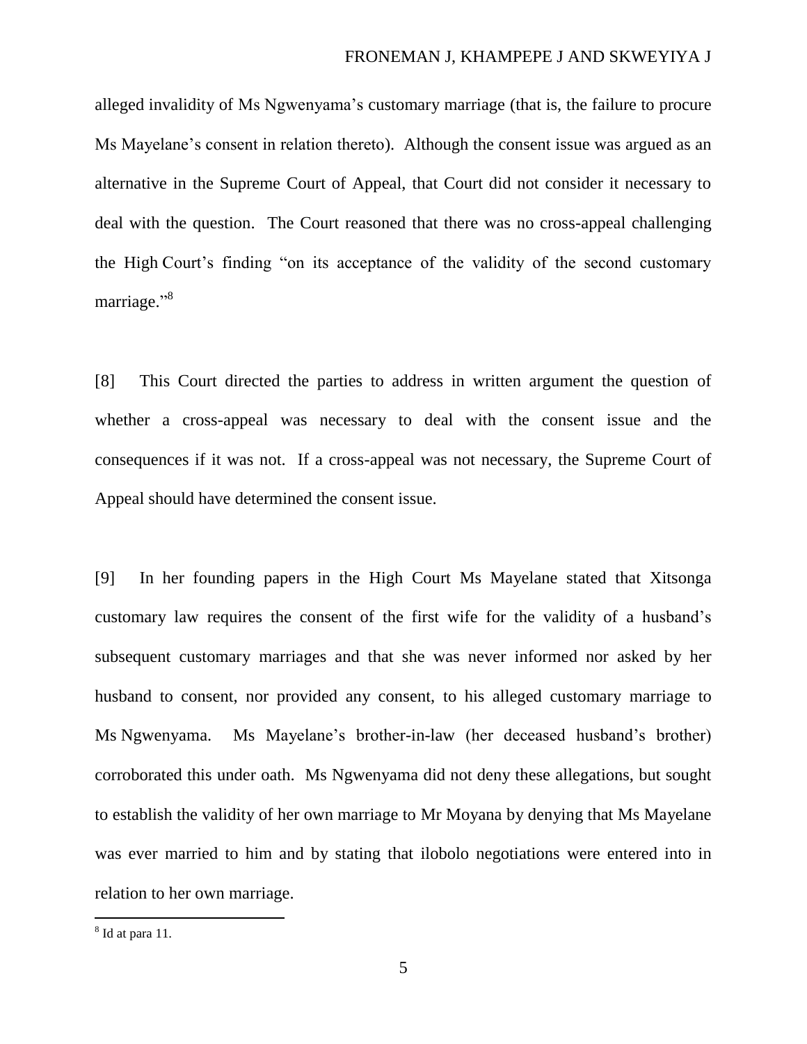alleged invalidity of Ms Ngwenyama's customary marriage (that is, the failure to procure Ms Mayelane's consent in relation thereto). Although the consent issue was argued as an alternative in the Supreme Court of Appeal, that Court did not consider it necessary to deal with the question. The Court reasoned that there was no cross-appeal challenging the High Court's finding "on its acceptance of the validity of the second customary marriage."[8]

[8] This Court directed the parties to address in written argument the question of whether a cross-appeal was necessary to deal with the consent issue and the consequences if it was not. If a cross-appeal was not necessary, the Supreme Court of Appeal should have determined the consent issue.

[9] In her founding papers in the High Court Ms Mayelane stated that Xitsonga customary law requires the consent of the first wife for the validity of a husband's subsequent customary marriages and that she was never informed nor asked by her husband to consent, nor provided any consent, to his alleged customary marriage to Ms Ngwenyama. Ms Mayelane's brother-in-law (her deceased husband's brother) corroborated this under oath. Ms Ngwenyama did not deny these allegations, but sought to establish the validity of her own marriage to Mr Moyana by denying that Ms Mayelane was ever married to him and by stating that ilobolo negotiations were entered into in relation to her own marriage.

[8] Id at para 11.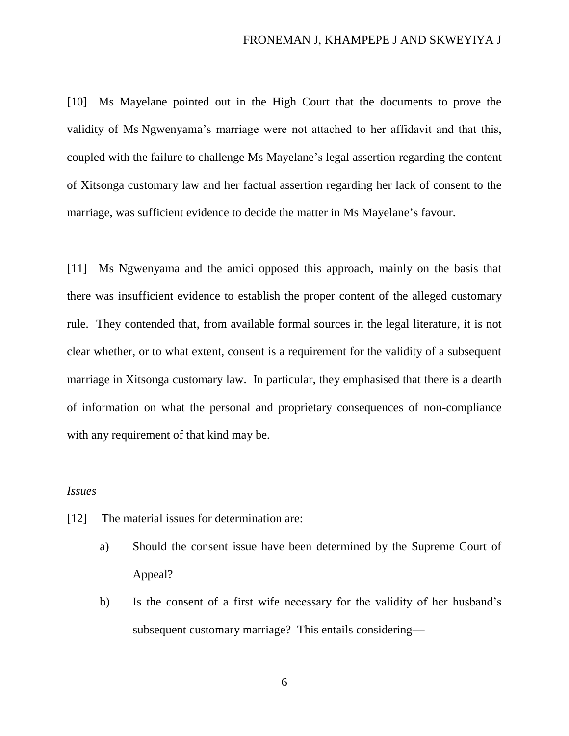[10] Ms Mayelane pointed out in the High Court that the documents to prove the validity of Ms Ngwenyama's marriage were not attached to her affidavit and that this, coupled with the failure to challenge Ms Mayelane's legal assertion regarding the content of Xitsonga customary law and her factual assertion regarding her lack of consent to the marriage, was sufficient evidence to decide the matter in Ms Mayelane's favour.

[11] Ms Ngwenyama and the amici opposed this approach, mainly on the basis that there was insufficient evidence to establish the proper content of the alleged customary rule. They contended that, from available formal sources in the legal literature, it is not clear whether, or to what extent, consent is a requirement for the validity of a subsequent marriage in Xitsonga customary law. In particular, they emphasised that there is a dearth of information on what the personal and proprietary consequences of non-compliance with any requirement of that kind may be.

*Issues*

[12] The material issues for determination are:

a) Should the consent issue have been determined by the Supreme Court of Appeal?

b) Is the consent of a first wife necessary for the validity of her husband's subsequent customary marriage? This entails considering—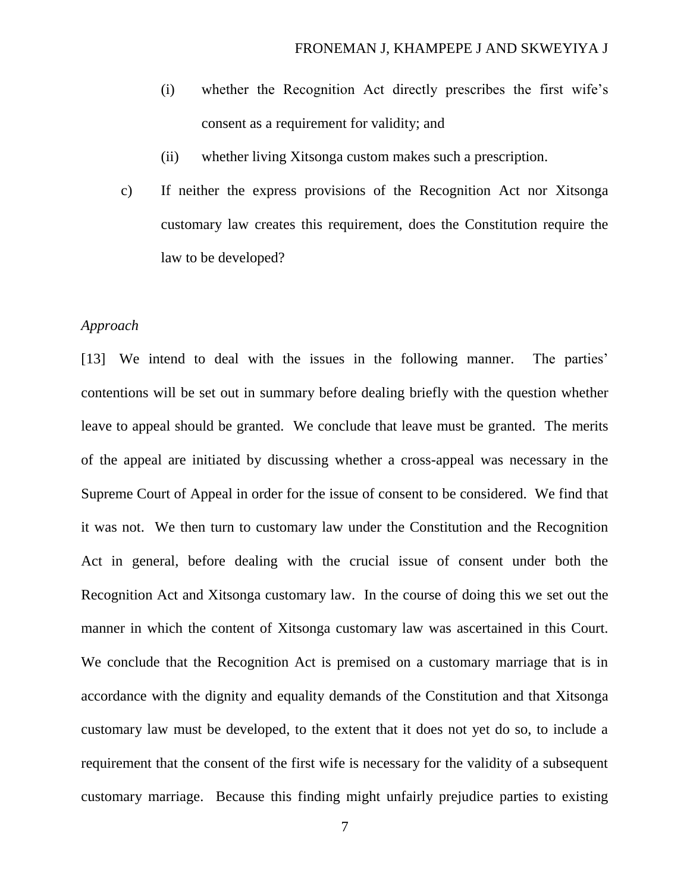(i) whether the Recognition Act directly prescribes the first wife's consent as a requirement for validity; and

(ii) whether living Xitsonga custom makes such a prescription.

c) If neither the express provisions of the Recognition Act nor Xitsonga customary law creates this requirement, does the Constitution require the law to be developed?

*Approach*

[13] We intend to deal with the issues in the following manner. The parties' contentions will be set out in summary before dealing briefly with the question whether leave to appeal should be granted. We conclude that leave must be granted. The merits of the appeal are initiated by discussing whether a cross-appeal was necessary in the Supreme Court of Appeal in order for the issue of consent to be considered. We find that it was not. We then turn to customary law under the Constitution and the Recognition Act in general, before dealing with the crucial issue of consent under both the Recognition Act and Xitsonga customary law. In the course of doing this we set out the manner in which the content of Xitsonga customary law was ascertained in this Court. We conclude that the Recognition Act is premised on a customary marriage that is in accordance with the dignity and equality demands of the Constitution and that Xitsonga customary law must be developed, to the extent that it does not yet do so, to include a requirement that the consent of the first wife is necessary for the validity of a subsequent customary marriage. Because this finding might unfairly prejudice parties to existing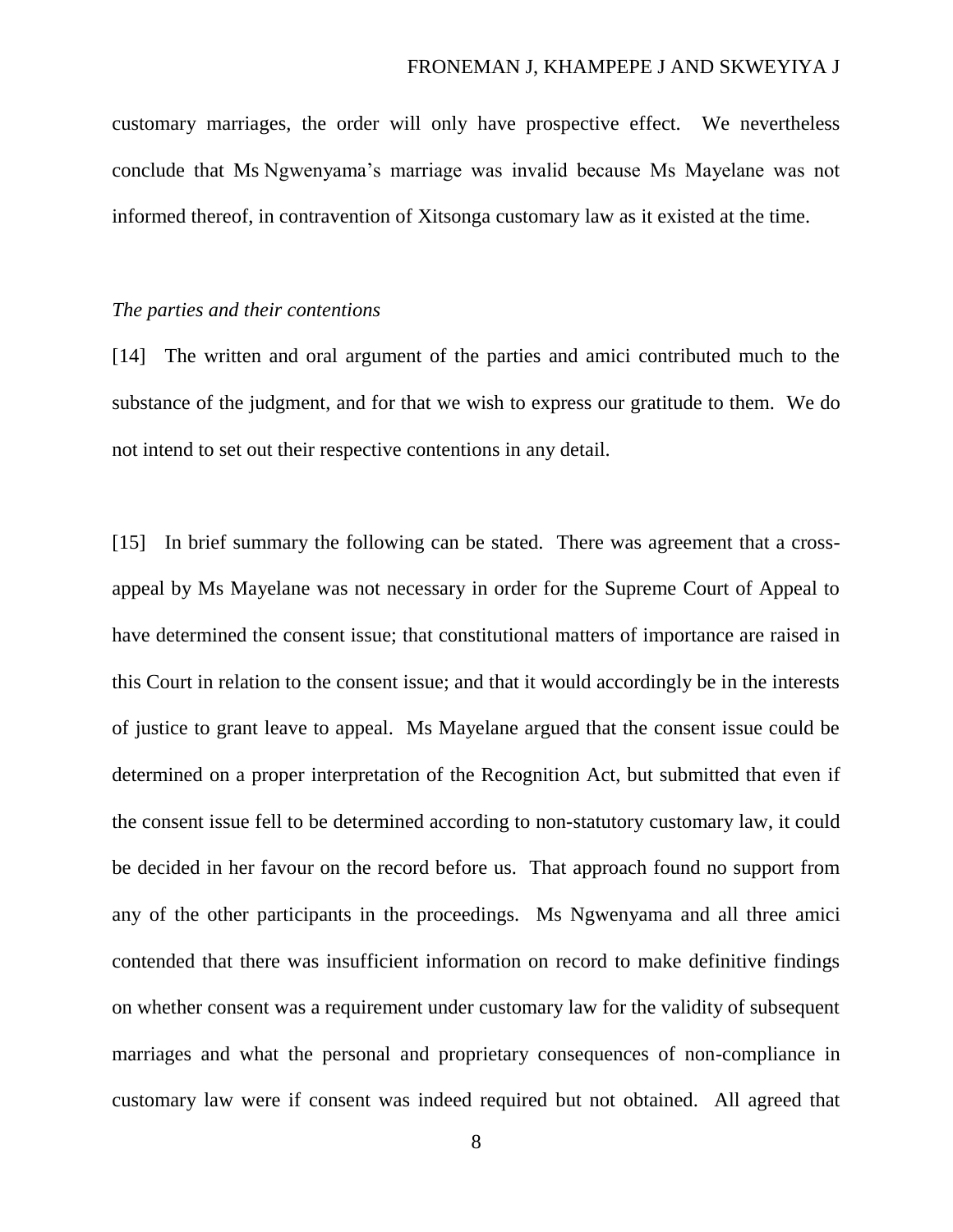customary marriages, the order will only have prospective effect. We nevertheless conclude that Ms Ngwenyama's marriage was invalid because Ms Mayelane was not informed thereof, in contravention of Xitsonga customary law as it existed at the time.

*The parties and their contentions*

[14] The written and oral argument of the parties and amici contributed much to the substance of the judgment, and for that we wish to express our gratitude to them. We do not intend to set out their respective contentions in any detail.

[15] In brief summary the following can be stated. There was agreement that a cross-appeal by Ms Mayelane was not necessary in order for the Supreme Court of Appeal to have determined the consent issue; that constitutional matters of importance are raised in this Court in relation to the consent issue; and that it would accordingly be in the interests of justice to grant leave to appeal. Ms Mayelane argued that the consent issue could be determined on a proper interpretation of the Recognition Act, but submitted that even if the consent issue fell to be determined according to non-statutory customary law, it could be decided in her favour on the record before us. That approach found no support from any of the other participants in the proceedings. Ms Ngwenyama and all three amici contended that there was insufficient information on record to make definitive findings on whether consent was a requirement under customary law for the validity of subsequent marriages and what the personal and proprietary consequences of non-compliance in customary law were if consent was indeed required but not obtained. All agreed that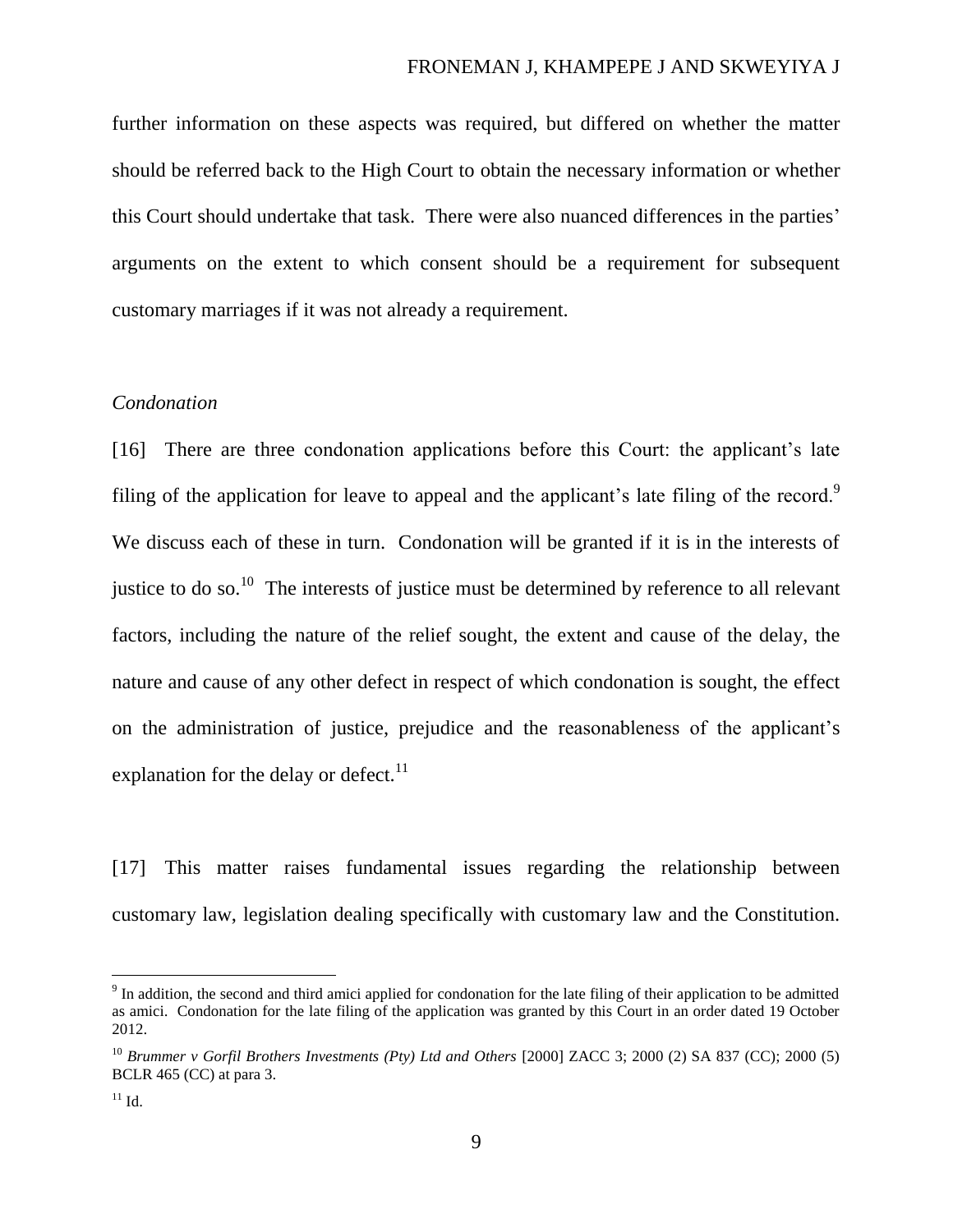further information on these aspects was required, but differed on whether the matter should be referred back to the High Court to obtain the necessary information or whether this Court should undertake that task. There were also nuanced differences in the parties' arguments on the extent to which consent should be a requirement for subsequent customary marriages if it was not already a requirement.

*Condonation*

[16] There are three condonation applications before this Court: the applicant's late filing of the application for leave to appeal and the applicant's late filing of the record.[9] We discuss each of these in turn. Condonation will be granted if it is in the interests of justice to do so.[10] The interests of justice must be determined by reference to all relevant factors, including the nature of the relief sought, the extent and cause of the delay, the nature and cause of any other defect in respect of which condonation is sought, the effect on the administration of justice, prejudice and the reasonableness of the applicant's explanation for the delay or defect.[11]

[17] This matter raises fundamental issues regarding the relationship between customary law, legislation dealing specifically with customary law and the Constitution.

---

[9] In addition, the second and third amici applied for condonation for the late filing of their application to be admitted as amici. Condonation for the late filing of the application was granted by this Court in an order dated 19 October 2012.

[10] *Brummer v Gorfil Brothers Investments (Pty) Ltd and Others* [2000] ZACC 3; 2000 (2) SA 837 (CC); 2000 (5) BCLR 465 (CC) at para 3.

[11] Id.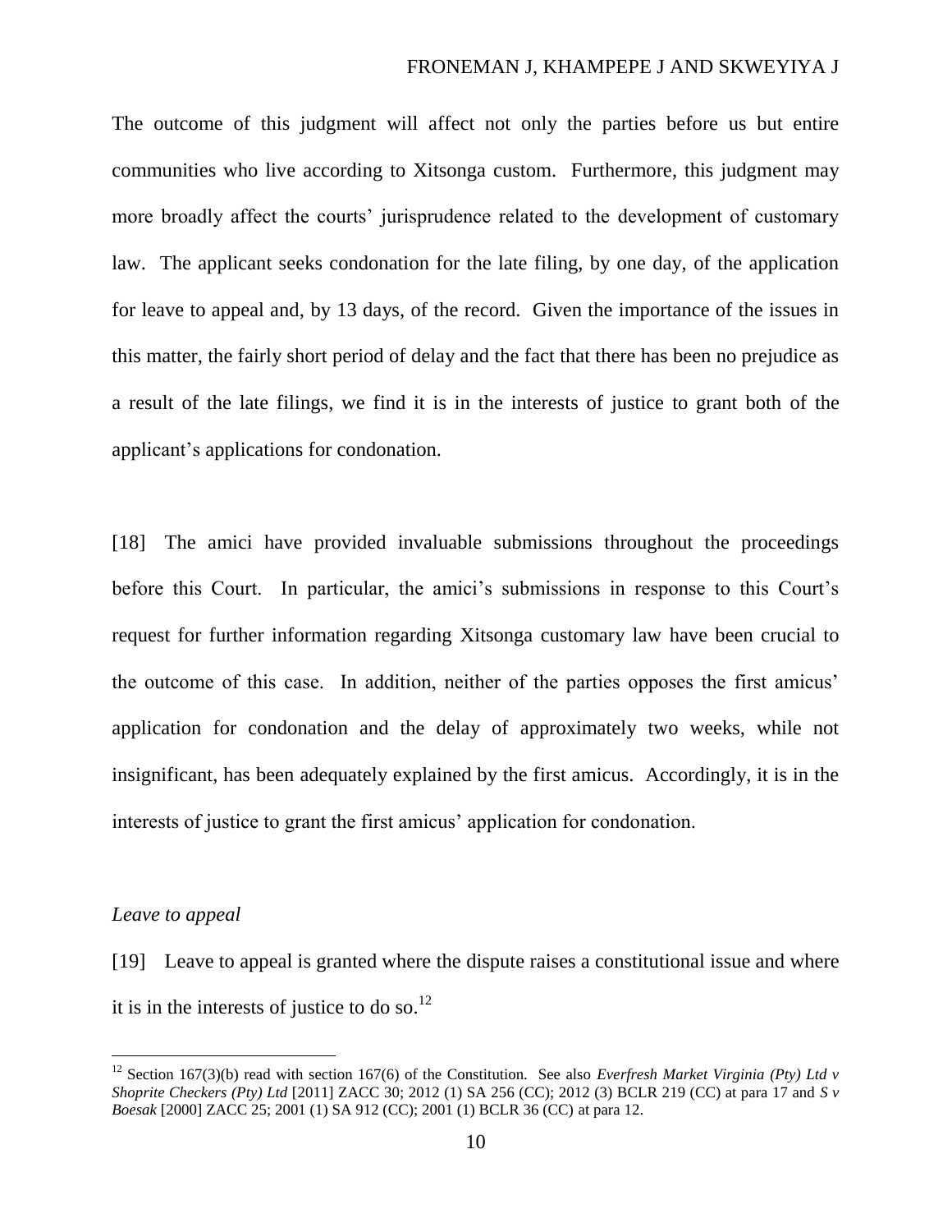The outcome of this judgment will affect not only the parties before us but entire communities who live according to Xitsonga custom. Furthermore, this judgment may more broadly affect the courts' jurisprudence related to the development of customary law. The applicant seeks condonation for the late filing, by one day, of the application for leave to appeal and, by 13 days, of the record. Given the importance of the issues in this matter, the fairly short period of delay and the fact that there has been no prejudice as a result of the late filings, we find it is in the interests of justice to grant both of the applicant's applications for condonation.

[18] The amici have provided invaluable submissions throughout the proceedings before this Court. In particular, the amici's submissions in response to this Court's request for further information regarding Xitsonga customary law have been crucial to the outcome of this case. In addition, neither of the parties opposes the first amicus' application for condonation and the delay of approximately two weeks, while not insignificant, has been adequately explained by the first amicus. Accordingly, it is in the interests of justice to grant the first amicus' application for condonation.

*Leave to appeal*

[19] Leave to appeal is granted where the dispute raises a constitutional issue and where it is in the interests of justice to do so.[12]

---

[12] Section 167(3)(b) read with section 167(6) of the Constitution. See also *Everfresh Market Virginia (Pty) Ltd v Shoprite Checkers (Pty) Ltd* [2011] ZACC 30; 2012 (1) SA 256 (CC); 2012 (3) BCLR 219 (CC) at para 17 and *S v Boesak* [2000] ZACC 25; 2001 (1) SA 912 (CC); 2001 (1) BCLR 36 (CC) at para 12.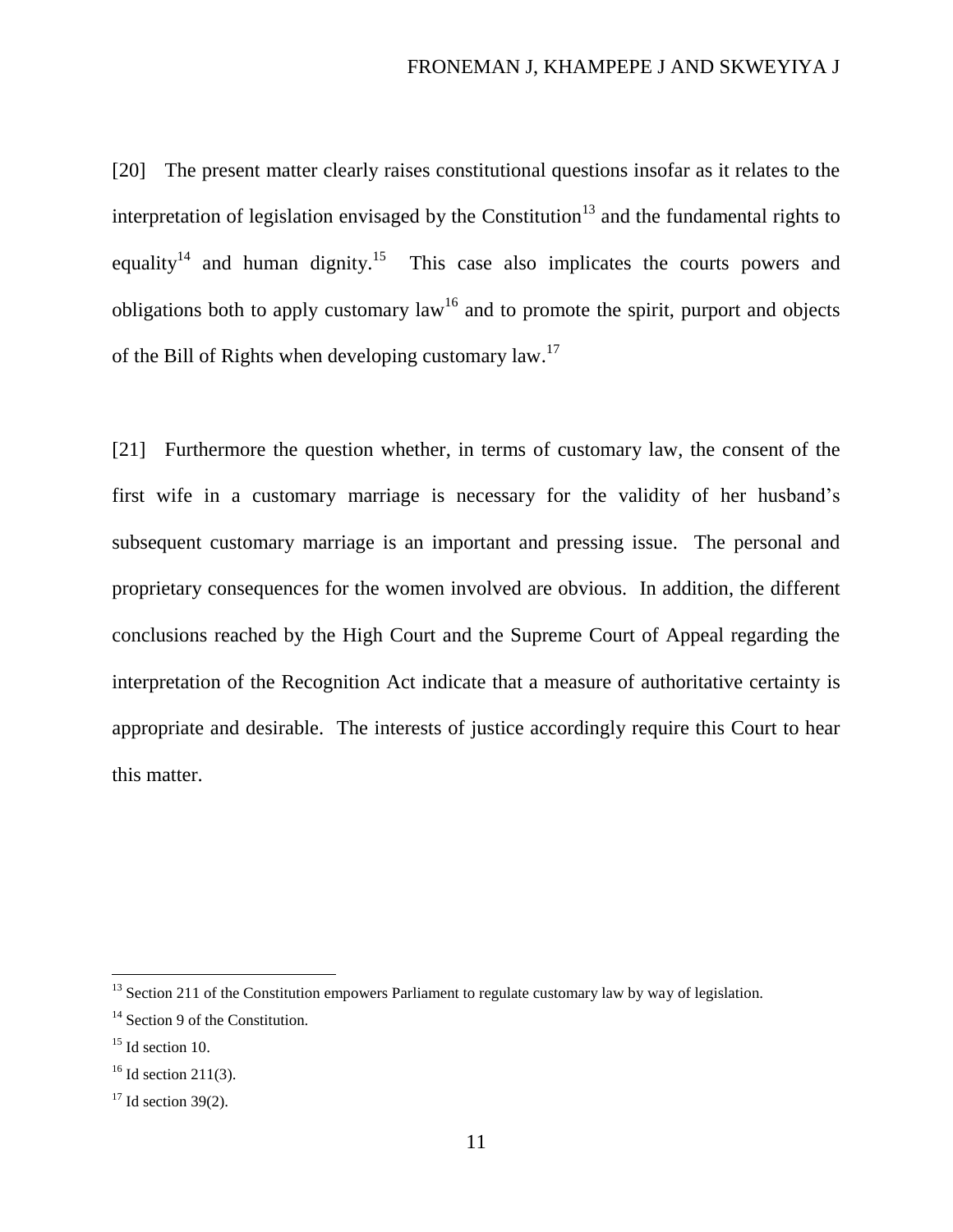[20] The present matter clearly raises constitutional questions insofar as it relates to the interpretation of legislation envisaged by the Constitution[13] and the fundamental rights to equality[14] and human dignity.[15] This case also implicates the courts powers and obligations both to apply customary law[16] and to promote the spirit, purport and objects of the Bill of Rights when developing customary law.[17]

[21] Furthermore the question whether, in terms of customary law, the consent of the first wife in a customary marriage is necessary for the validity of her husband's subsequent customary marriage is an important and pressing issue. The personal and proprietary consequences for the women involved are obvious. In addition, the different conclusions reached by the High Court and the Supreme Court of Appeal regarding the interpretation of the Recognition Act indicate that a measure of authoritative certainty is appropriate and desirable. The interests of justice accordingly require this Court to hear this matter.

---

[13] Section 211 of the Constitution empowers Parliament to regulate customary law by way of legislation.

[14] Section 9 of the Constitution.

[15] Id section 10.

[16] Id section 211(3).

[17] Id section 39(2).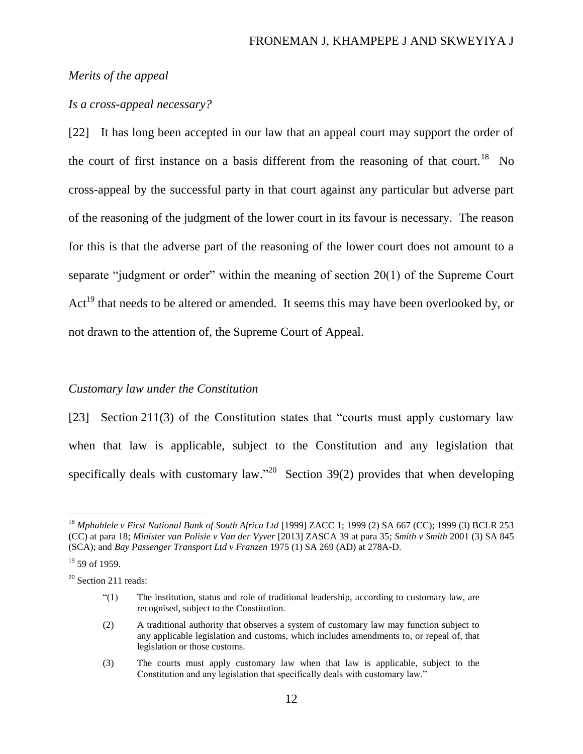*Merits of the appeal*

*Is a cross-appeal necessary?*

[22] It has long been accepted in our law that an appeal court may support the order of the court of first instance on a basis different from the reasoning of that court.[18] No cross-appeal by the successful party in that court against any particular but adverse part of the reasoning of the judgment of the lower court in its favour is necessary. The reason for this is that the adverse part of the reasoning of the lower court does not amount to a separate "judgment or order" within the meaning of section 20(1) of the Supreme Court Act[19] that needs to be altered or amended. It seems this may have been overlooked by, or not drawn to the attention of, the Supreme Court of Appeal.

*Customary law under the Constitution*

[23] Section 211(3) of the Constitution states that "courts must apply customary law when that law is applicable, subject to the Constitution and any legislation that specifically deals with customary law."[20] Section 39(2) provides that when developing

---

[18] *Mphahlele v First National Bank of South Africa Ltd* [1999] ZACC 1; 1999 (2) SA 667 (CC); 1999 (3) BCLR 253 (CC) at para 18; *Minister van Polisie v Van der Vyver* [2013] ZASCA 39 at para 35; *Smith v Smith* 2001 (3) SA 845 (SCA); and *Bay Passenger Transport Ltd v Franzen* 1975 (1) SA 269 (AD) at 278A-D.

[19] 59 of 1959.

[20] Section 211 reads:

> "(1) The institution, status and role of traditional leadership, according to customary law, are recognised, subject to the Constitution.
>
> (2) A traditional authority that observes a system of customary law may function subject to any applicable legislation and customs, which includes amendments to, or repeal of, that legislation or those customs.
>
> (3) The courts must apply customary law when that law is applicable, subject to the Constitution and any legislation that specifically deals with customary law."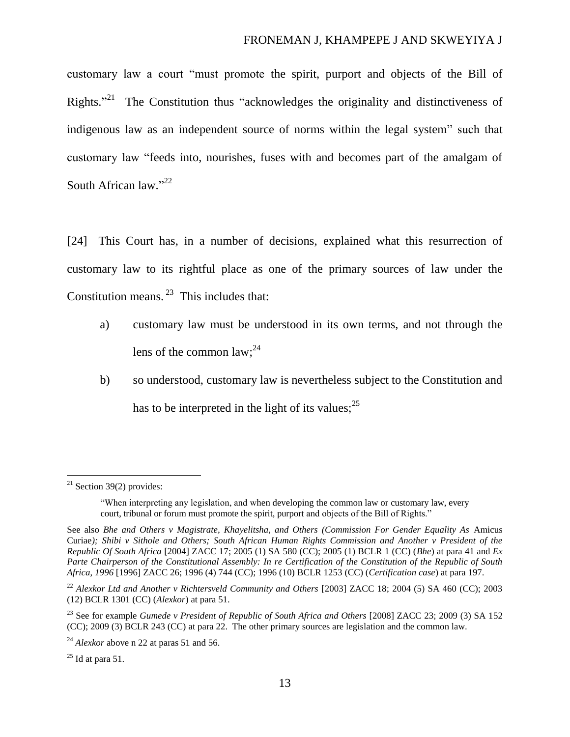customary law a court "must promote the spirit, purport and objects of the Bill of Rights."[21] The Constitution thus "acknowledges the originality and distinctiveness of indigenous law as an independent source of norms within the legal system" such that customary law "feeds into, nourishes, fuses with and becomes part of the amalgam of South African law."[22]

[24] This Court has, in a number of decisions, explained what this resurrection of customary law to its rightful place as one of the primary sources of law under the Constitution means.[23] This includes that:

a) customary law must be understood in its own terms, and not through the lens of the common law;[24]

b) so understood, customary law is nevertheless subject to the Constitution and has to be interpreted in the light of its values;[25]

---

[21] Section 39(2) provides:

> "When interpreting any legislation, and when developing the common law or customary law, every court, tribunal or forum must promote the spirit, purport and objects of the Bill of Rights."

See also *Bhe and Others v Magistrate, Khayelitsha, and Others (Commission For Gender Equality As* Amicus Curiae*); Shibi v Sithole and Others; South African Human Rights Commission and Another v President of the Republic Of South Africa* [2004] ZACC 17; 2005 (1) SA 580 (CC); 2005 (1) BCLR 1 (CC) (*Bhe*) at para 41 and *Ex Parte Chairperson of the Constitutional Assembly: In re Certification of the Constitution of the Republic of South Africa, 1996* [1996] ZACC 26; 1996 (4) 744 (CC); 1996 (10) BCLR 1253 (CC) (*Certification case*) at para 197.

[22] *Alexkor Ltd and Another v Richtersveld Community and Others* [2003] ZACC 18; 2004 (5) SA 460 (CC); 2003 (12) BCLR 1301 (CC) (*Alexkor*) at para 51.

[23] See for example *Gumede v President of Republic of South Africa and Others* [2008] ZACC 23; 2009 (3) SA 152 (CC); 2009 (3) BCLR 243 (CC) at para 22. The other primary sources are legislation and the common law.

[24] *Alexkor* above n 22 at paras 51 and 56.

[25] Id at para 51.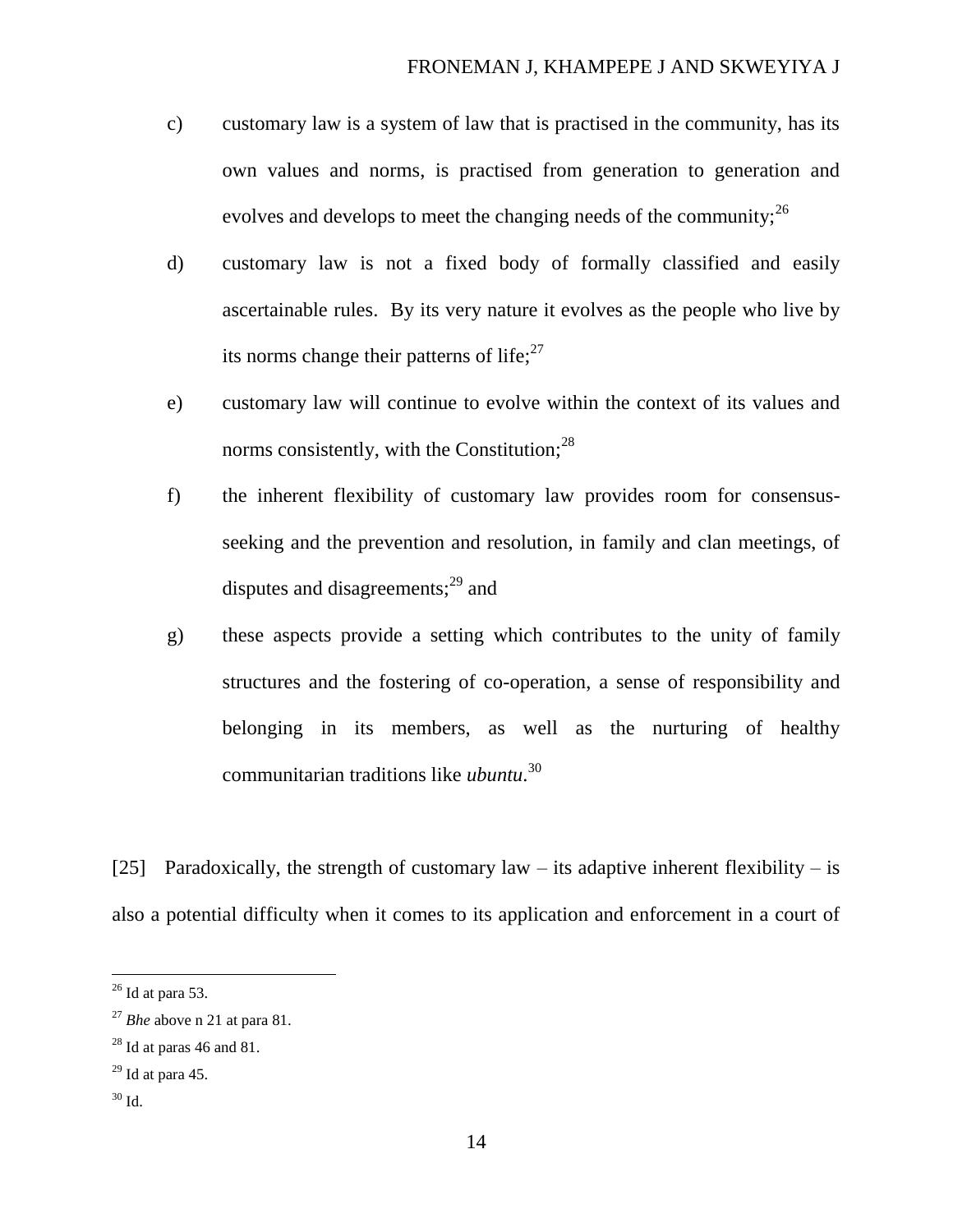c) customary law is a system of law that is practised in the community, has its own values and norms, is practised from generation to generation and evolves and develops to meet the changing needs of the community;[26]

d) customary law is not a fixed body of formally classified and easily ascertainable rules. By its very nature it evolves as the people who live by its norms change their patterns of life;[27]

e) customary law will continue to evolve within the context of its values and norms consistently, with the Constitution;[28]

f) the inherent flexibility of customary law provides room for consensus-seeking and the prevention and resolution, in family and clan meetings, of disputes and disagreements;[29] and

g) these aspects provide a setting which contributes to the unity of family structures and the fostering of co-operation, a sense of responsibility and belonging in its members, as well as the nurturing of healthy communitarian traditions like *ubuntu*.[30]

[25] Paradoxically, the strength of customary law – its adaptive inherent flexibility – is also a potential difficulty when it comes to its application and enforcement in a court of

---

[26] Id at para 53.

[27] *Bhe* above n 21 at para 81.

[28] Id at paras 46 and 81.

[29] Id at para 45.

[30] Id.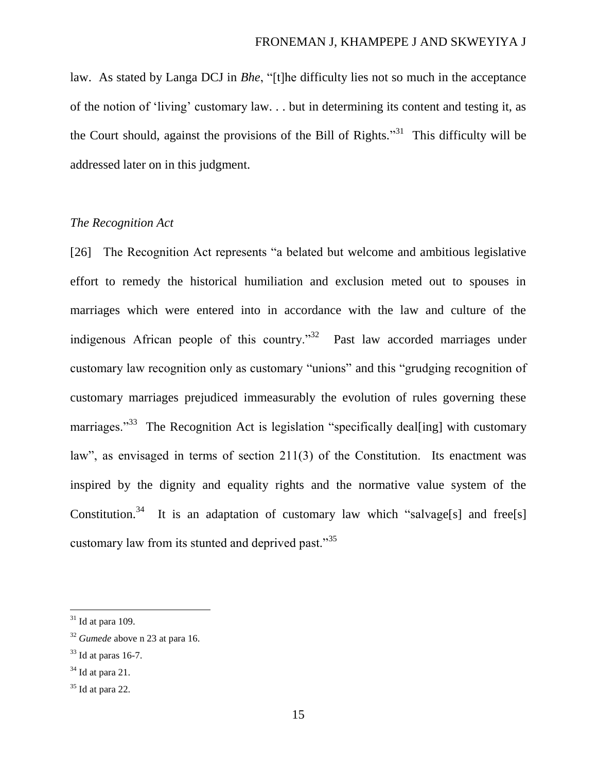law. As stated by Langa DCJ in *Bhe*, "[t]he difficulty lies not so much in the acceptance of the notion of 'living' customary law. . . but in determining its content and testing it, as the Court should, against the provisions of the Bill of Rights."[31] This difficulty will be addressed later on in this judgment.

### *The Recognition Act*

[26] The Recognition Act represents "a belated but welcome and ambitious legislative effort to remedy the historical humiliation and exclusion meted out to spouses in marriages which were entered into in accordance with the law and culture of the indigenous African people of this country."[32] Past law accorded marriages under customary law recognition only as customary "unions" and this "grudging recognition of customary marriages prejudiced immeasurably the evolution of rules governing these marriages."[33] The Recognition Act is legislation "specifically deal[ing] with customary law", as envisaged in terms of section 211(3) of the Constitution. Its enactment was inspired by the dignity and equality rights and the normative value system of the Constitution.[34] It is an adaptation of customary law which "salvage[s] and free[s] customary law from its stunted and deprived past."[35]

---

[31] Id at para 109.

[32] *Gumede* above n 23 at para 16.

[33] Id at paras 16-7.

[34] Id at para 21.

[35] Id at para 22.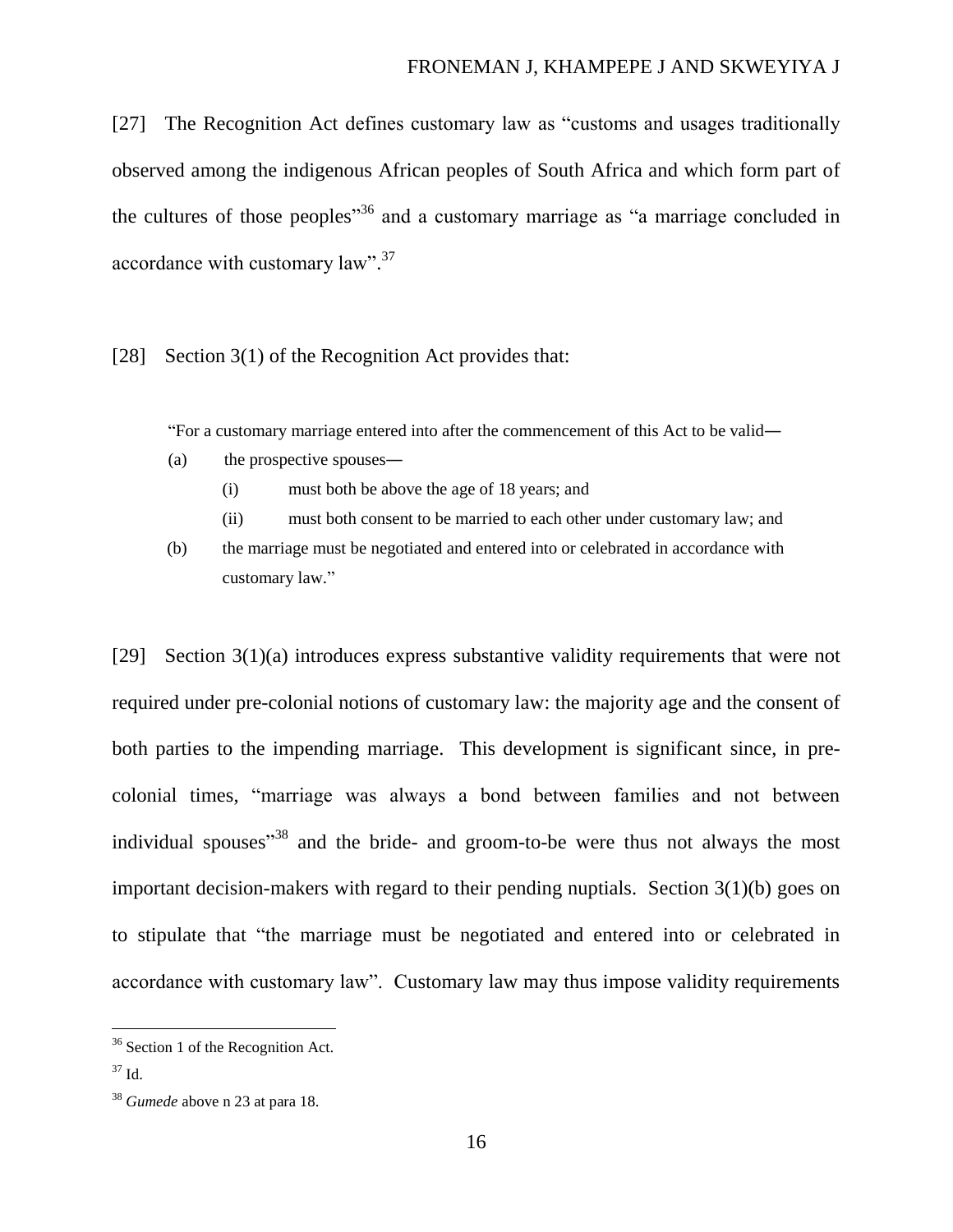[27] The Recognition Act defines customary law as "customs and usages traditionally observed among the indigenous African peoples of South Africa and which form part of the cultures of those peoples"[36] and a customary marriage as "a marriage concluded in accordance with customary law".[37]

[28] Section 3(1) of the Recognition Act provides that:

> "For a customary marriage entered into after the commencement of this Act to be valid―
>
> (a) the prospective spouses―
>
> (i) must both be above the age of 18 years; and
>
> (ii) must both consent to be married to each other under customary law; and
>
> (b) the marriage must be negotiated and entered into or celebrated in accordance with customary law."

[29] Section 3(1)(a) introduces express substantive validity requirements that were not required under pre-colonial notions of customary law: the majority age and the consent of both parties to the impending marriage. This development is significant since, in pre-colonial times, "marriage was always a bond between families and not between individual spouses"[38] and the bride- and groom-to-be were thus not always the most important decision-makers with regard to their pending nuptials. Section 3(1)(b) goes on to stipulate that "the marriage must be negotiated and entered into or celebrated in accordance with customary law". Customary law may thus impose validity requirements

---

[36] Section 1 of the Recognition Act.

[37] Id.

[38] *Gumede* above n 23 at para 18.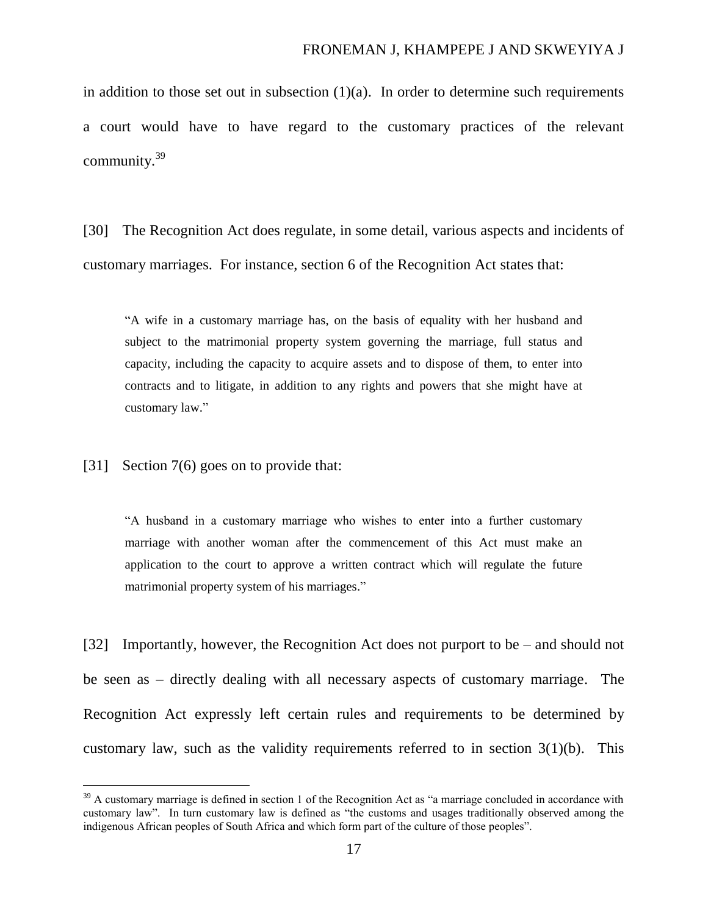in addition to those set out in subsection (1)(a). In order to determine such requirements a court would have to have regard to the customary practices of the relevant community.[39]

[30] The Recognition Act does regulate, in some detail, various aspects and incidents of customary marriages. For instance, section 6 of the Recognition Act states that:

> "A wife in a customary marriage has, on the basis of equality with her husband and subject to the matrimonial property system governing the marriage, full status and capacity, including the capacity to acquire assets and to dispose of them, to enter into contracts and to litigate, in addition to any rights and powers that she might have at customary law."

[31] Section 7(6) goes on to provide that:

> "A husband in a customary marriage who wishes to enter into a further customary marriage with another woman after the commencement of this Act must make an application to the court to approve a written contract which will regulate the future matrimonial property system of his marriages."

[32] Importantly, however, the Recognition Act does not purport to be – and should not be seen as – directly dealing with all necessary aspects of customary marriage. The Recognition Act expressly left certain rules and requirements to be determined by customary law, such as the validity requirements referred to in section 3(1)(b). This

---

[39] A customary marriage is defined in section 1 of the Recognition Act as "a marriage concluded in accordance with customary law". In turn customary law is defined as "the customs and usages traditionally observed among the indigenous African peoples of South Africa and which form part of the culture of those peoples".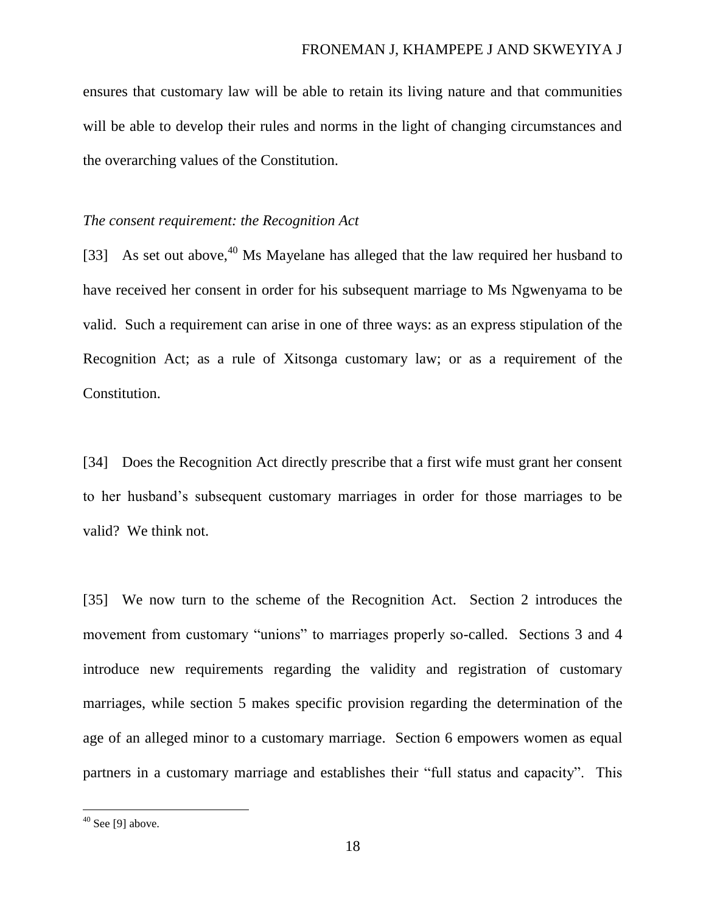ensures that customary law will be able to retain its living nature and that communities will be able to develop their rules and norms in the light of changing circumstances and the overarching values of the Constitution.

*The consent requirement: the Recognition Act*

[33] As set out above,[40] Ms Mayelane has alleged that the law required her husband to have received her consent in order for his subsequent marriage to Ms Ngwenyama to be valid. Such a requirement can arise in one of three ways: as an express stipulation of the Recognition Act; as a rule of Xitsonga customary law; or as a requirement of the Constitution.

[34] Does the Recognition Act directly prescribe that a first wife must grant her consent to her husband's subsequent customary marriages in order for those marriages to be valid? We think not.

[35] We now turn to the scheme of the Recognition Act. Section 2 introduces the movement from customary "unions" to marriages properly so-called. Sections 3 and 4 introduce new requirements regarding the validity and registration of customary marriages, while section 5 makes specific provision regarding the determination of the age of an alleged minor to a customary marriage. Section 6 empowers women as equal partners in a customary marriage and establishes their "full status and capacity". This

[40] See [9] above.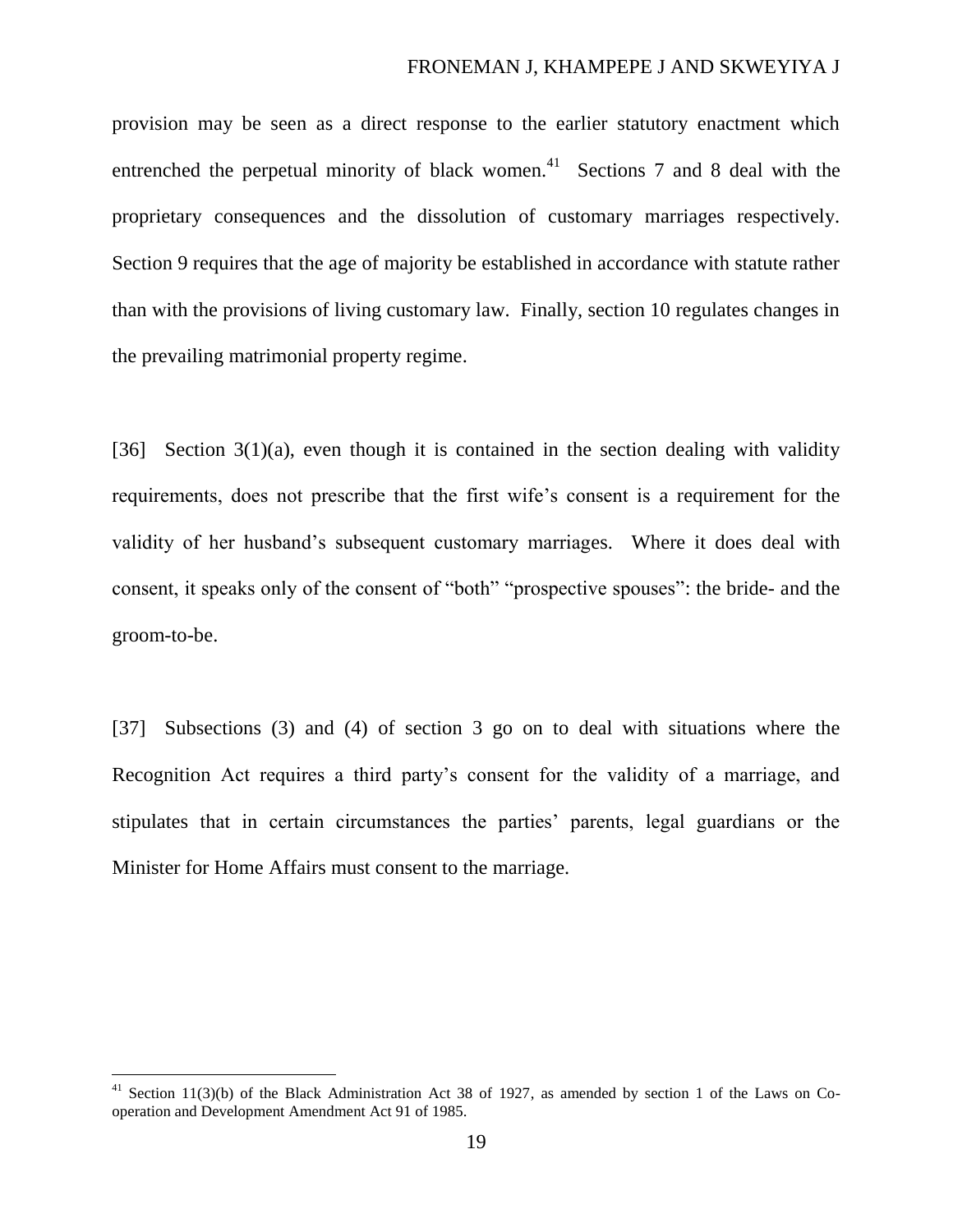provision may be seen as a direct response to the earlier statutory enactment which entrenched the perpetual minority of black women.[41] Sections 7 and 8 deal with the proprietary consequences and the dissolution of customary marriages respectively. Section 9 requires that the age of majority be established in accordance with statute rather than with the provisions of living customary law. Finally, section 10 regulates changes in the prevailing matrimonial property regime.

[36] Section 3(1)(a), even though it is contained in the section dealing with validity requirements, does not prescribe that the first wife's consent is a requirement for the validity of her husband's subsequent customary marriages. Where it does deal with consent, it speaks only of the consent of "both" "prospective spouses": the bride- and the groom-to-be.

[37] Subsections (3) and (4) of section 3 go on to deal with situations where the Recognition Act requires a third party's consent for the validity of a marriage, and stipulates that in certain circumstances the parties' parents, legal guardians or the Minister for Home Affairs must consent to the marriage.

---

[41] Section 11(3)(b) of the Black Administration Act 38 of 1927, as amended by section 1 of the Laws on Co-operation and Development Amendment Act 91 of 1985.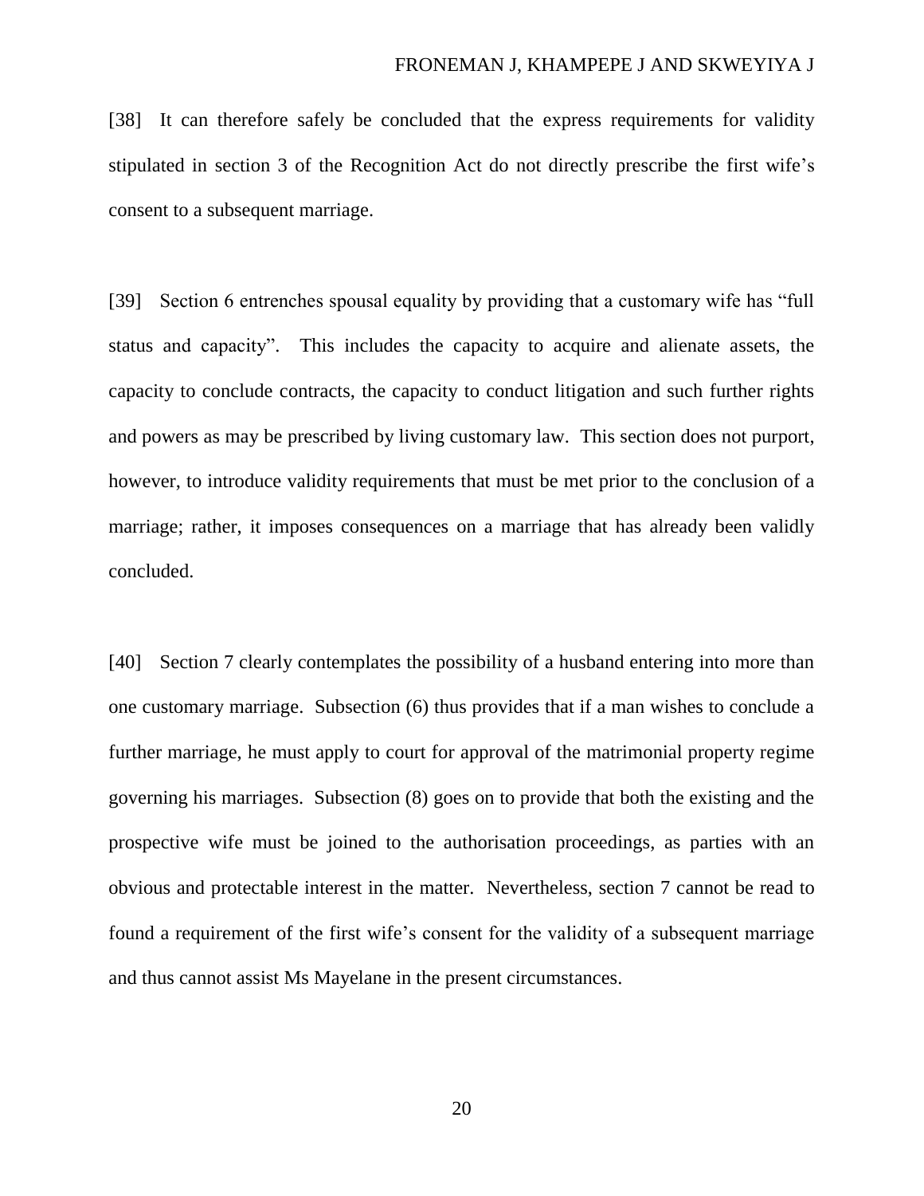[38] It can therefore safely be concluded that the express requirements for validity stipulated in section 3 of the Recognition Act do not directly prescribe the first wife's consent to a subsequent marriage.

[39] Section 6 entrenches spousal equality by providing that a customary wife has "full status and capacity". This includes the capacity to acquire and alienate assets, the capacity to conclude contracts, the capacity to conduct litigation and such further rights and powers as may be prescribed by living customary law. This section does not purport, however, to introduce validity requirements that must be met prior to the conclusion of a marriage; rather, it imposes consequences on a marriage that has already been validly concluded.

[40] Section 7 clearly contemplates the possibility of a husband entering into more than one customary marriage. Subsection (6) thus provides that if a man wishes to conclude a further marriage, he must apply to court for approval of the matrimonial property regime governing his marriages. Subsection (8) goes on to provide that both the existing and the prospective wife must be joined to the authorisation proceedings, as parties with an obvious and protectable interest in the matter. Nevertheless, section 7 cannot be read to found a requirement of the first wife's consent for the validity of a subsequent marriage and thus cannot assist Ms Mayelane in the present circumstances.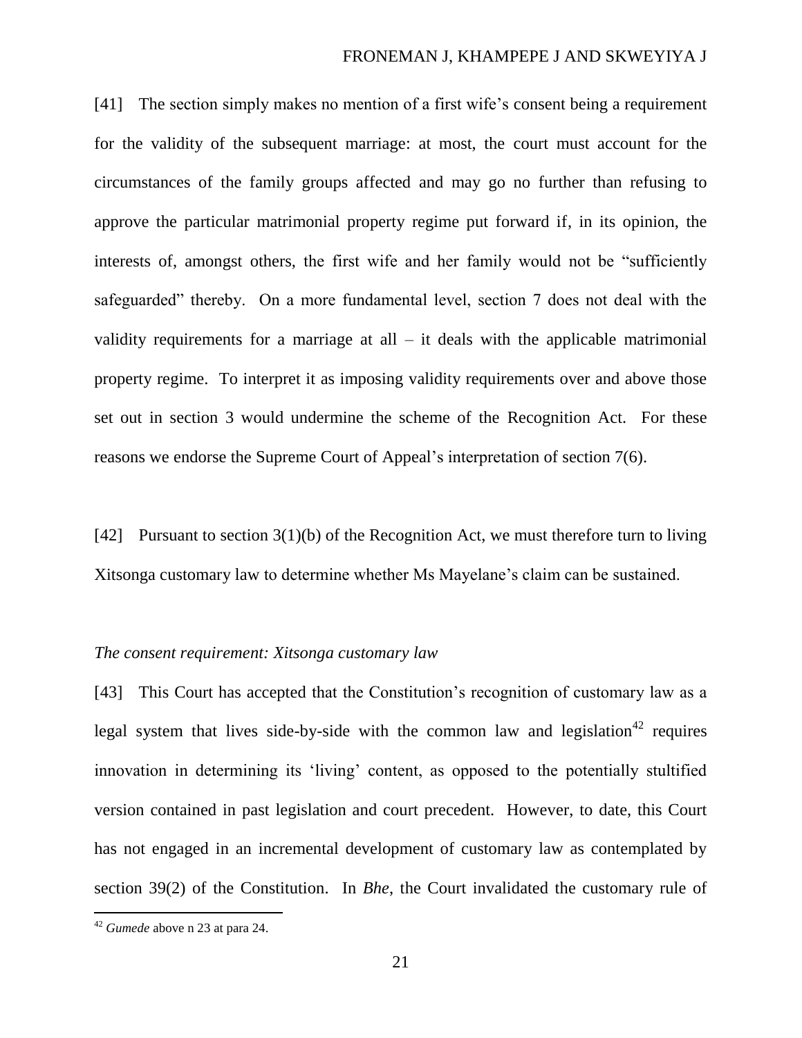[41] The section simply makes no mention of a first wife's consent being a requirement for the validity of the subsequent marriage: at most, the court must account for the circumstances of the family groups affected and may go no further than refusing to approve the particular matrimonial property regime put forward if, in its opinion, the interests of, amongst others, the first wife and her family would not be "sufficiently safeguarded" thereby. On a more fundamental level, section 7 does not deal with the validity requirements for a marriage at all – it deals with the applicable matrimonial property regime. To interpret it as imposing validity requirements over and above those set out in section 3 would undermine the scheme of the Recognition Act. For these reasons we endorse the Supreme Court of Appeal's interpretation of section 7(6).

[42] Pursuant to section 3(1)(b) of the Recognition Act, we must therefore turn to living Xitsonga customary law to determine whether Ms Mayelane's claim can be sustained.

*The consent requirement: Xitsonga customary law*

[43] This Court has accepted that the Constitution's recognition of customary law as a legal system that lives side-by-side with the common law and legislation[42] requires innovation in determining its 'living' content, as opposed to the potentially stultified version contained in past legislation and court precedent. However, to date, this Court has not engaged in an incremental development of customary law as contemplated by section 39(2) of the Constitution. In *Bhe*, the Court invalidated the customary rule of

[42] *Gumede* above n 23 at para 24.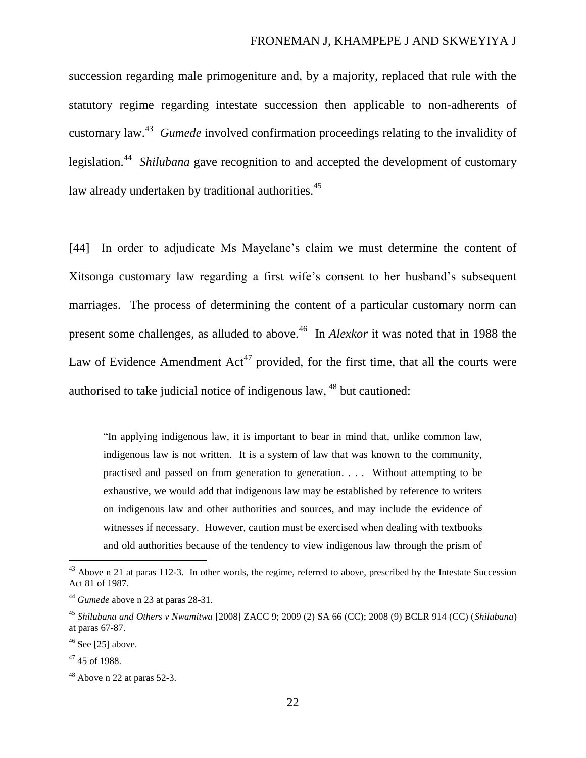succession regarding male primogeniture and, by a majority, replaced that rule with the statutory regime regarding intestate succession then applicable to non-adherents of customary law.[43] *Gumede* involved confirmation proceedings relating to the invalidity of legislation.[44] *Shilubana* gave recognition to and accepted the development of customary law already undertaken by traditional authorities.[45]

[44] In order to adjudicate Ms Mayelane's claim we must determine the content of Xitsonga customary law regarding a first wife's consent to her husband's subsequent marriages. The process of determining the content of a particular customary norm can present some challenges, as alluded to above.[46] In *Alexkor* it was noted that in 1988 the Law of Evidence Amendment Act[47] provided, for the first time, that all the courts were authorised to take judicial notice of indigenous law,[48] but cautioned:

> "In applying indigenous law, it is important to bear in mind that, unlike common law, indigenous law is not written. It is a system of law that was known to the community, practised and passed on from generation to generation. . . . Without attempting to be exhaustive, we would add that indigenous law may be established by reference to writers on indigenous law and other authorities and sources, and may include the evidence of witnesses if necessary. However, caution must be exercised when dealing with textbooks and old authorities because of the tendency to view indigenous law through the prism of

---

[43] Above n 21 at paras 112-3. In other words, the regime, referred to above, prescribed by the Intestate Succession Act 81 of 1987.

[44] *Gumede* above n 23 at paras 28-31.

[45] *Shilubana and Others v Nwamitwa* [2008] ZACC 9; 2009 (2) SA 66 (CC); 2008 (9) BCLR 914 (CC) (*Shilubana*) at paras 67-87.

[46] See [25] above.

[47] 45 of 1988.

[48] Above n 22 at paras 52-3.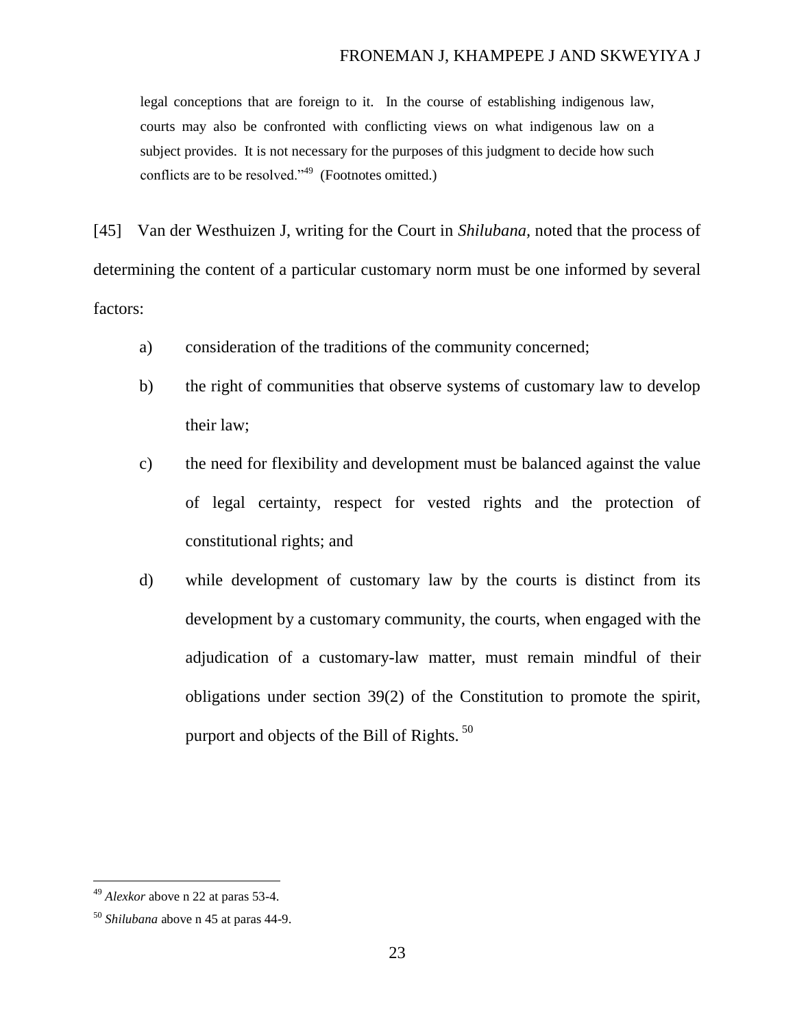legal conceptions that are foreign to it. In the course of establishing indigenous law, courts may also be confronted with conflicting views on what indigenous law on a subject provides. It is not necessary for the purposes of this judgment to decide how such conflicts are to be resolved."[49] (Footnotes omitted.)

[45] Van der Westhuizen J, writing for the Court in *Shilubana*, noted that the process of determining the content of a particular customary norm must be one informed by several factors:

a) consideration of the traditions of the community concerned;

b) the right of communities that observe systems of customary law to develop their law;

c) the need for flexibility and development must be balanced against the value of legal certainty, respect for vested rights and the protection of constitutional rights; and

d) while development of customary law by the courts is distinct from its development by a customary community, the courts, when engaged with the adjudication of a customary-law matter, must remain mindful of their obligations under section 39(2) of the Constitution to promote the spirit, purport and objects of the Bill of Rights.[50]

---

[49] *Alexkor* above n 22 at paras 53-4.

[50] *Shilubana* above n 45 at paras 44-9.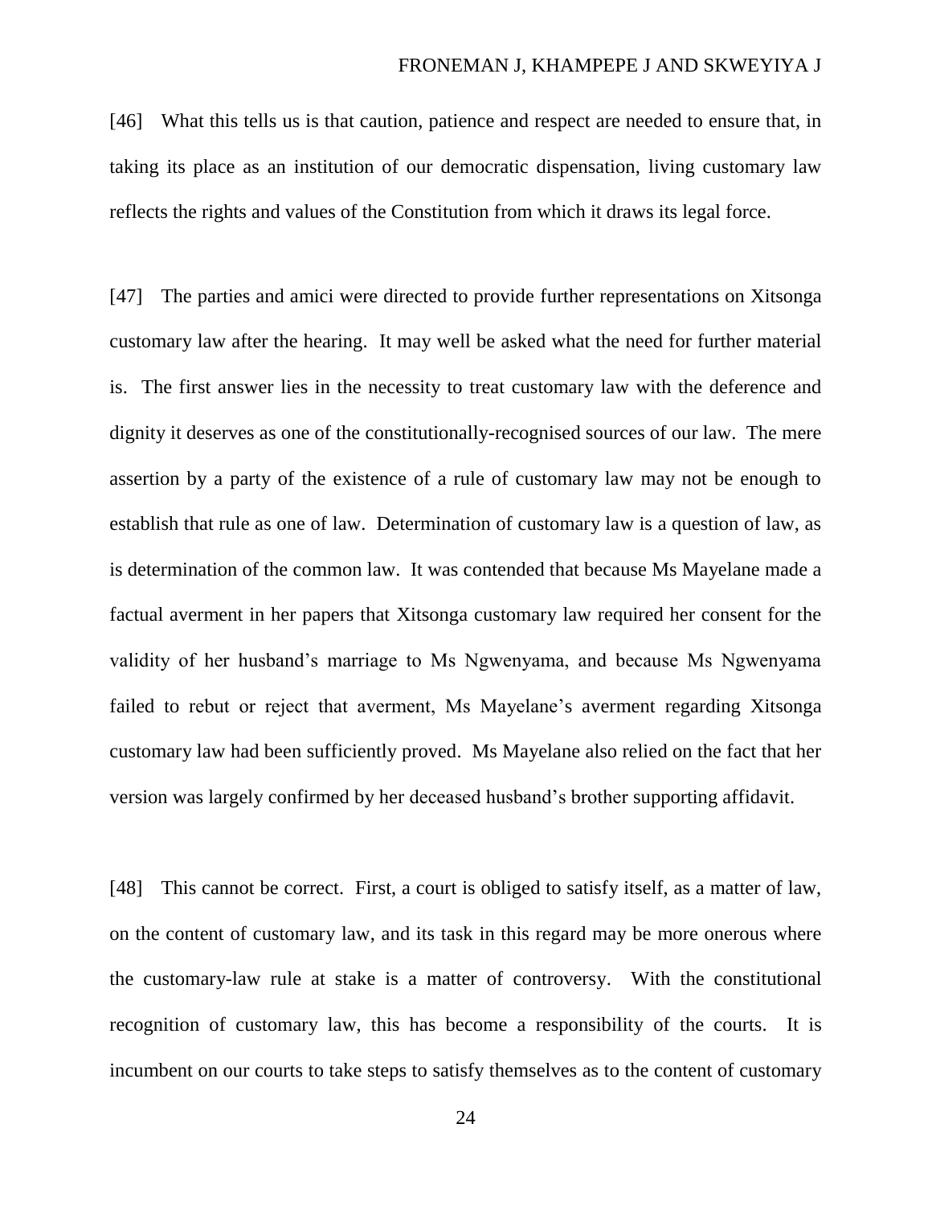[46] What this tells us is that caution, patience and respect are needed to ensure that, in taking its place as an institution of our democratic dispensation, living customary law reflects the rights and values of the Constitution from which it draws its legal force.

[47] The parties and amici were directed to provide further representations on Xitsonga customary law after the hearing. It may well be asked what the need for further material is. The first answer lies in the necessity to treat customary law with the deference and dignity it deserves as one of the constitutionally-recognised sources of our law. The mere assertion by a party of the existence of a rule of customary law may not be enough to establish that rule as one of law. Determination of customary law is a question of law, as is determination of the common law. It was contended that because Ms Mayelane made a factual averment in her papers that Xitsonga customary law required her consent for the validity of her husband's marriage to Ms Ngwenyama, and because Ms Ngwenyama failed to rebut or reject that averment, Ms Mayelane's averment regarding Xitsonga customary law had been sufficiently proved. Ms Mayelane also relied on the fact that her version was largely confirmed by her deceased husband's brother supporting affidavit.

[48] This cannot be correct. First, a court is obliged to satisfy itself, as a matter of law, on the content of customary law, and its task in this regard may be more onerous where the customary-law rule at stake is a matter of controversy. With the constitutional recognition of customary law, this has become a responsibility of the courts. It is incumbent on our courts to take steps to satisfy themselves as to the content of customary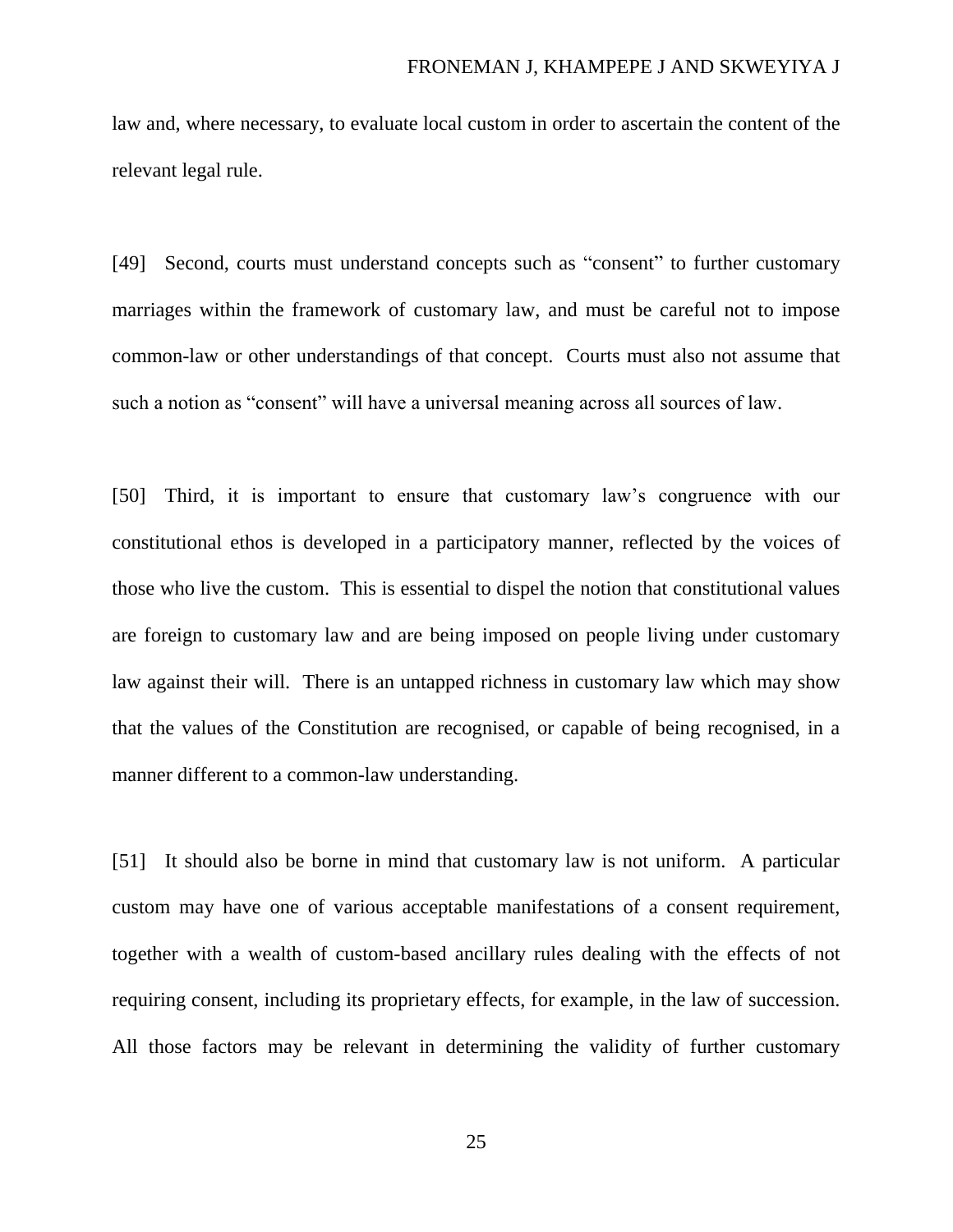law and, where necessary, to evaluate local custom in order to ascertain the content of the relevant legal rule.

[49] Second, courts must understand concepts such as "consent" to further customary marriages within the framework of customary law, and must be careful not to impose common-law or other understandings of that concept. Courts must also not assume that such a notion as "consent" will have a universal meaning across all sources of law.

[50] Third, it is important to ensure that customary law's congruence with our constitutional ethos is developed in a participatory manner, reflected by the voices of those who live the custom. This is essential to dispel the notion that constitutional values are foreign to customary law and are being imposed on people living under customary law against their will. There is an untapped richness in customary law which may show that the values of the Constitution are recognised, or capable of being recognised, in a manner different to a common-law understanding.

[51] It should also be borne in mind that customary law is not uniform. A particular custom may have one of various acceptable manifestations of a consent requirement, together with a wealth of custom-based ancillary rules dealing with the effects of not requiring consent, including its proprietary effects, for example, in the law of succession. All those factors may be relevant in determining the validity of further customary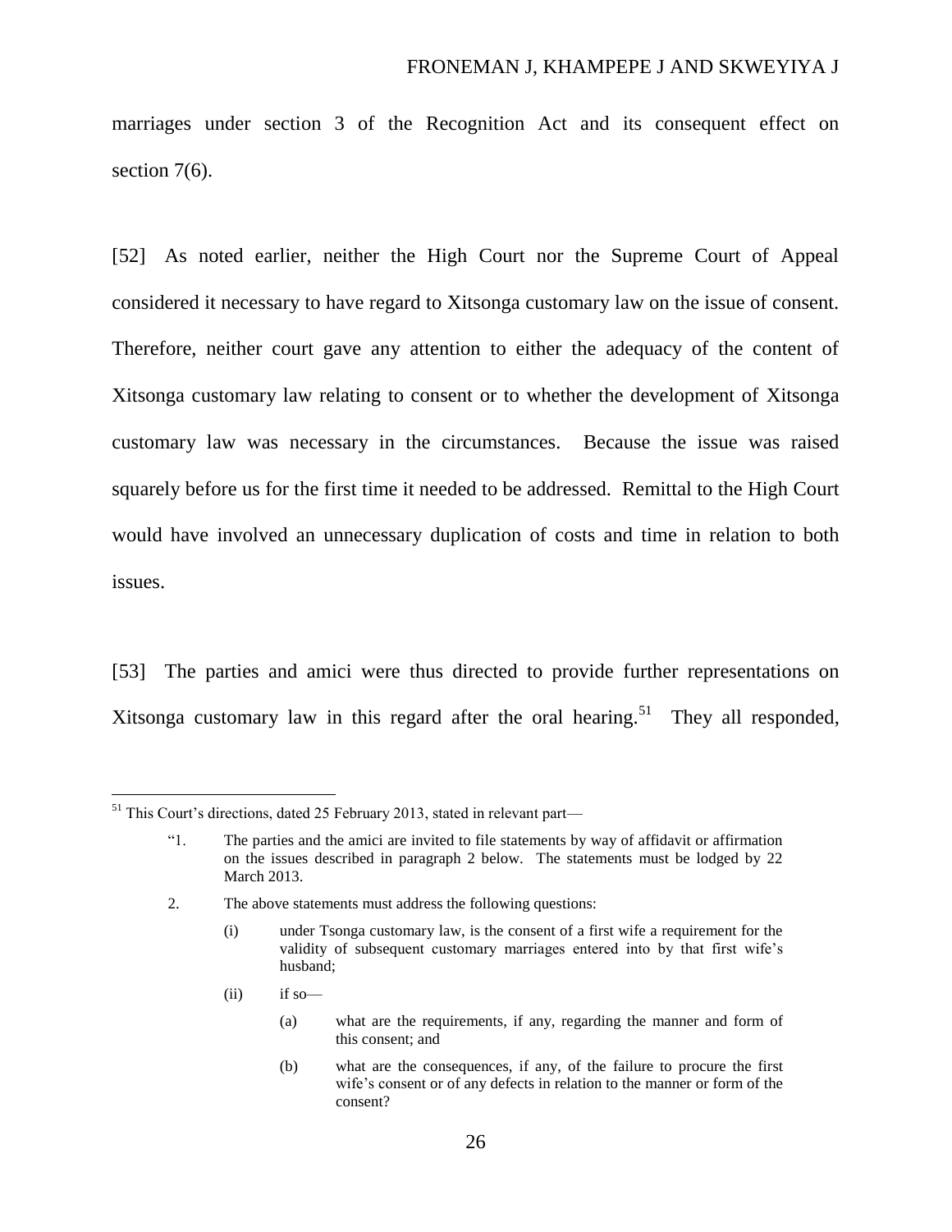marriages under section 3 of the Recognition Act and its consequent effect on section 7(6).

[52] As noted earlier, neither the High Court nor the Supreme Court of Appeal considered it necessary to have regard to Xitsonga customary law on the issue of consent. Therefore, neither court gave any attention to either the adequacy of the content of Xitsonga customary law relating to consent or to whether the development of Xitsonga customary law was necessary in the circumstances. Because the issue was raised squarely before us for the first time it needed to be addressed. Remittal to the High Court would have involved an unnecessary duplication of costs and time in relation to both issues.

[53] The parties and amici were thus directed to provide further representations on Xitsonga customary law in this regard after the oral hearing.[51] They all responded,

---

[51] This Court's directions, dated 25 February 2013, stated in relevant part—

> "1. The parties and the amici are invited to file statements by way of affidavit or affirmation on the issues described in paragraph 2 below. The statements must be lodged by 22 March 2013.
>
> 2. The above statements must address the following questions:
>
> (i) under Tsonga customary law, is the consent of a first wife a requirement for the validity of subsequent customary marriages entered into by that first wife's husband;
>
> (ii) if so—
>
> (a) what are the requirements, if any, regarding the manner and form of this consent; and
>
> (b) what are the consequences, if any, of the failure to procure the first wife's consent or of any defects in relation to the manner or form of the consent?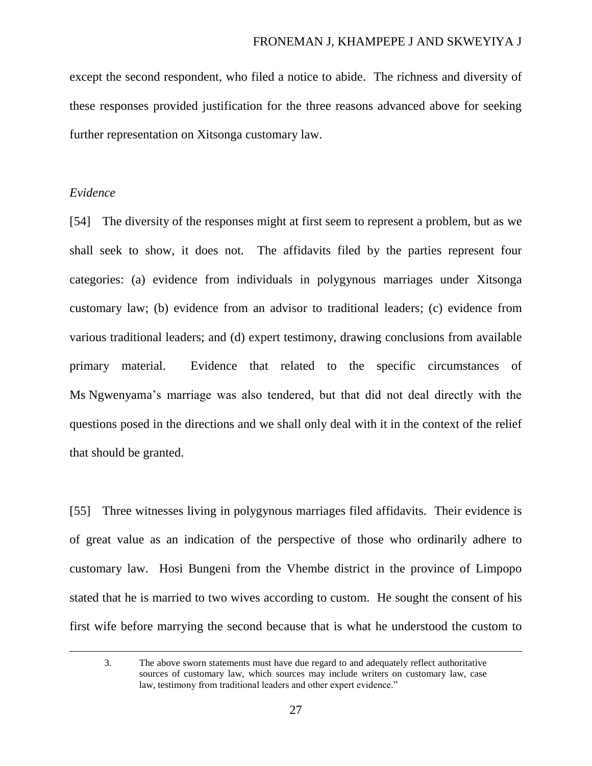except the second respondent, who filed a notice to abide. The richness and diversity of these responses provided justification for the three reasons advanced above for seeking further representation on Xitsonga customary law.

*Evidence*

[54] The diversity of the responses might at first seem to represent a problem, but as we shall seek to show, it does not. The affidavits filed by the parties represent four categories: (a) evidence from individuals in polygynous marriages under Xitsonga customary law; (b) evidence from an advisor to traditional leaders; (c) evidence from various traditional leaders; and (d) expert testimony, drawing conclusions from available primary material. Evidence that related to the specific circumstances of Ms Ngwenyama's marriage was also tendered, but that did not deal directly with the questions posed in the directions and we shall only deal with it in the context of the relief that should be granted.

[55] Three witnesses living in polygynous marriages filed affidavits. Their evidence is of great value as an indication of the perspective of those who ordinarily adhere to customary law. Hosi Bungeni from the Vhembe district in the province of Limpopo stated that he is married to two wives according to custom. He sought the consent of his first wife before marrying the second because that is what he understood the custom to

---

3. The above sworn statements must have due regard to and adequately reflect authoritative sources of customary law, which sources may include writers on customary law, case law, testimony from traditional leaders and other expert evidence."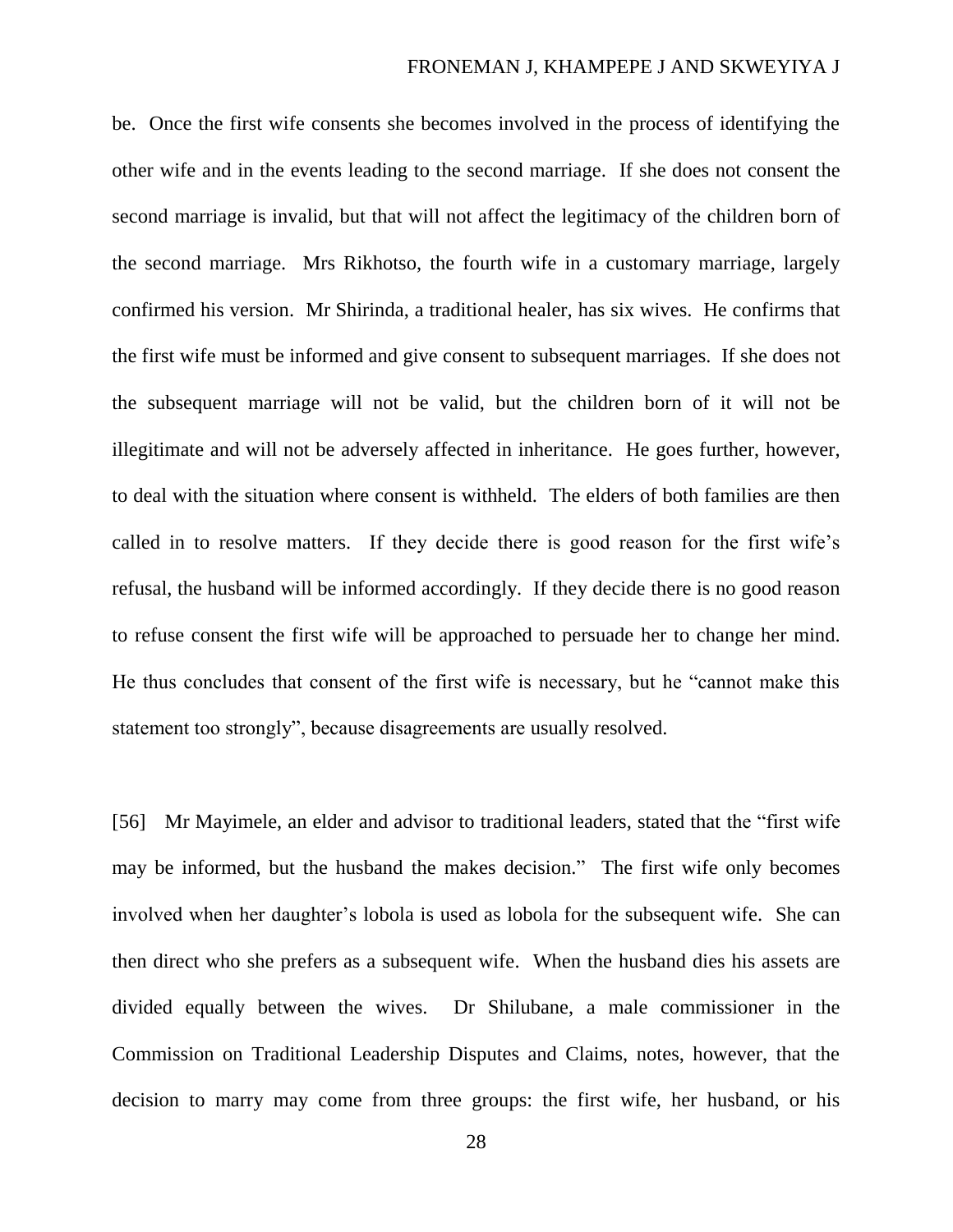be. Once the first wife consents she becomes involved in the process of identifying the other wife and in the events leading to the second marriage. If she does not consent the second marriage is invalid, but that will not affect the legitimacy of the children born of the second marriage. Mrs Rikhotso, the fourth wife in a customary marriage, largely confirmed his version. Mr Shirinda, a traditional healer, has six wives. He confirms that the first wife must be informed and give consent to subsequent marriages. If she does not the subsequent marriage will not be valid, but the children born of it will not be illegitimate and will not be adversely affected in inheritance. He goes further, however, to deal with the situation where consent is withheld. The elders of both families are then called in to resolve matters. If they decide there is good reason for the first wife's refusal, the husband will be informed accordingly. If they decide there is no good reason to refuse consent the first wife will be approached to persuade her to change her mind. He thus concludes that consent of the first wife is necessary, but he "cannot make this statement too strongly", because disagreements are usually resolved.

[56] Mr Mayimele, an elder and advisor to traditional leaders, stated that the "first wife may be informed, but the husband the makes decision." The first wife only becomes involved when her daughter's lobola is used as lobola for the subsequent wife. She can then direct who she prefers as a subsequent wife. When the husband dies his assets are divided equally between the wives. Dr Shilubane, a male commissioner in the Commission on Traditional Leadership Disputes and Claims, notes, however, that the decision to marry may come from three groups: the first wife, her husband, or his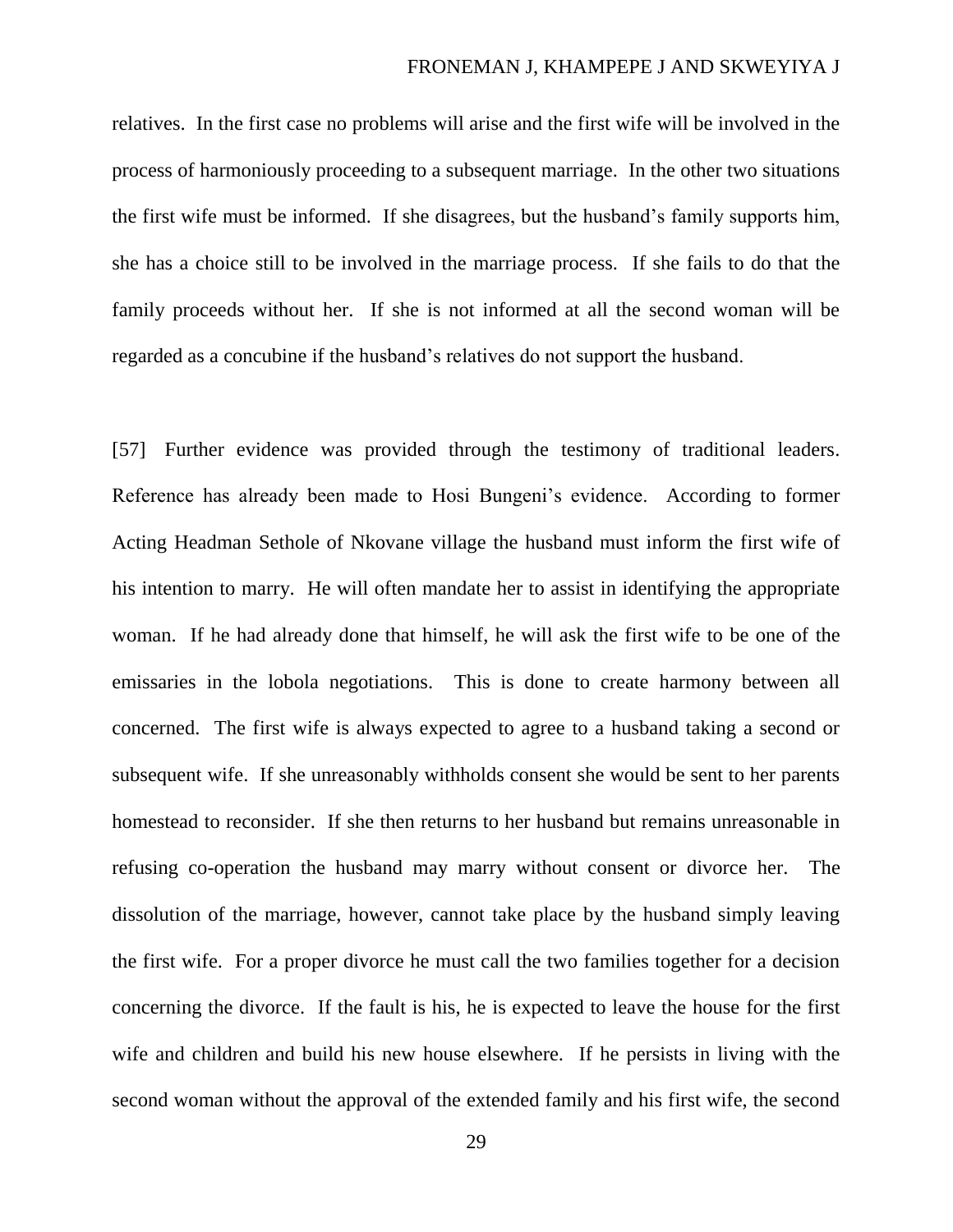relatives. In the first case no problems will arise and the first wife will be involved in the process of harmoniously proceeding to a subsequent marriage. In the other two situations the first wife must be informed. If she disagrees, but the husband's family supports him, she has a choice still to be involved in the marriage process. If she fails to do that the family proceeds without her. If she is not informed at all the second woman will be regarded as a concubine if the husband's relatives do not support the husband.

[57] Further evidence was provided through the testimony of traditional leaders. Reference has already been made to Hosi Bungeni's evidence. According to former Acting Headman Sethole of Nkovane village the husband must inform the first wife of his intention to marry. He will often mandate her to assist in identifying the appropriate woman. If he had already done that himself, he will ask the first wife to be one of the emissaries in the lobola negotiations. This is done to create harmony between all concerned. The first wife is always expected to agree to a husband taking a second or subsequent wife. If she unreasonably withholds consent she would be sent to her parents homestead to reconsider. If she then returns to her husband but remains unreasonable in refusing co-operation the husband may marry without consent or divorce her. The dissolution of the marriage, however, cannot take place by the husband simply leaving the first wife. For a proper divorce he must call the two families together for a decision concerning the divorce. If the fault is his, he is expected to leave the house for the first wife and children and build his new house elsewhere. If he persists in living with the second woman without the approval of the extended family and his first wife, the second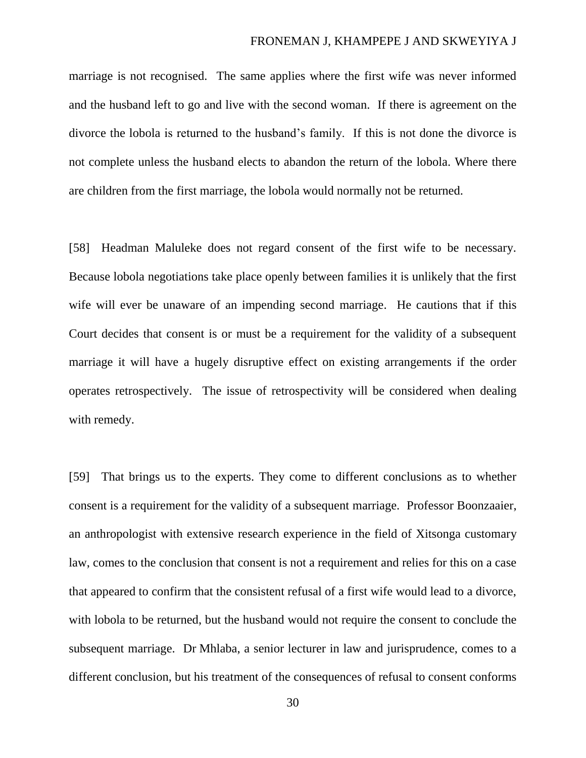marriage is not recognised. The same applies where the first wife was never informed and the husband left to go and live with the second woman. If there is agreement on the divorce the lobola is returned to the husband's family. If this is not done the divorce is not complete unless the husband elects to abandon the return of the lobola. Where there are children from the first marriage, the lobola would normally not be returned.

[58] Headman Maluleke does not regard consent of the first wife to be necessary. Because lobola negotiations take place openly between families it is unlikely that the first wife will ever be unaware of an impending second marriage. He cautions that if this Court decides that consent is or must be a requirement for the validity of a subsequent marriage it will have a hugely disruptive effect on existing arrangements if the order operates retrospectively. The issue of retrospectivity will be considered when dealing with remedy.

[59] That brings us to the experts. They come to different conclusions as to whether consent is a requirement for the validity of a subsequent marriage. Professor Boonzaaier, an anthropologist with extensive research experience in the field of Xitsonga customary law, comes to the conclusion that consent is not a requirement and relies for this on a case that appeared to confirm that the consistent refusal of a first wife would lead to a divorce, with lobola to be returned, but the husband would not require the consent to conclude the subsequent marriage. Dr Mhlaba, a senior lecturer in law and jurisprudence, comes to a different conclusion, but his treatment of the consequences of refusal to consent conforms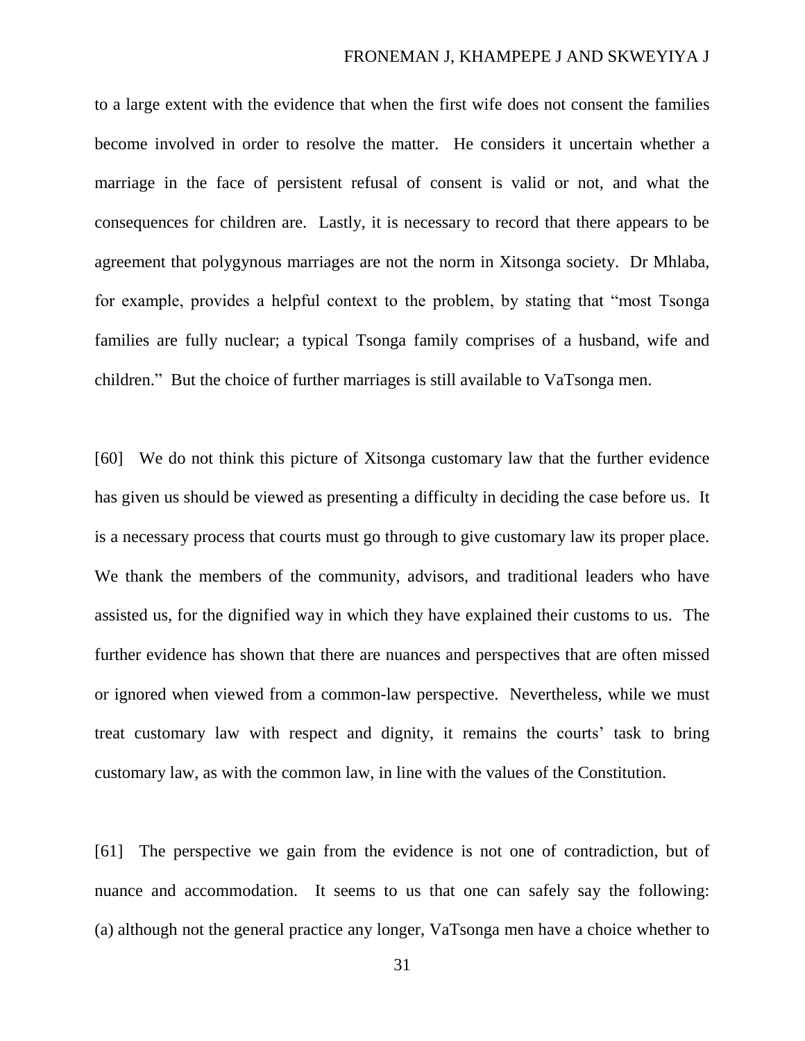to a large extent with the evidence that when the first wife does not consent the families become involved in order to resolve the matter. He considers it uncertain whether a marriage in the face of persistent refusal of consent is valid or not, and what the consequences for children are. Lastly, it is necessary to record that there appears to be agreement that polygynous marriages are not the norm in Xitsonga society. Dr Mhlaba, for example, provides a helpful context to the problem, by stating that "most Tsonga families are fully nuclear; a typical Tsonga family comprises of a husband, wife and children." But the choice of further marriages is still available to VaTsonga men.

[60] We do not think this picture of Xitsonga customary law that the further evidence has given us should be viewed as presenting a difficulty in deciding the case before us. It is a necessary process that courts must go through to give customary law its proper place. We thank the members of the community, advisors, and traditional leaders who have assisted us, for the dignified way in which they have explained their customs to us. The further evidence has shown that there are nuances and perspectives that are often missed or ignored when viewed from a common-law perspective. Nevertheless, while we must treat customary law with respect and dignity, it remains the courts' task to bring customary law, as with the common law, in line with the values of the Constitution.

[61] The perspective we gain from the evidence is not one of contradiction, but of nuance and accommodation. It seems to us that one can safely say the following: (a) although not the general practice any longer, VaTsonga men have a choice whether to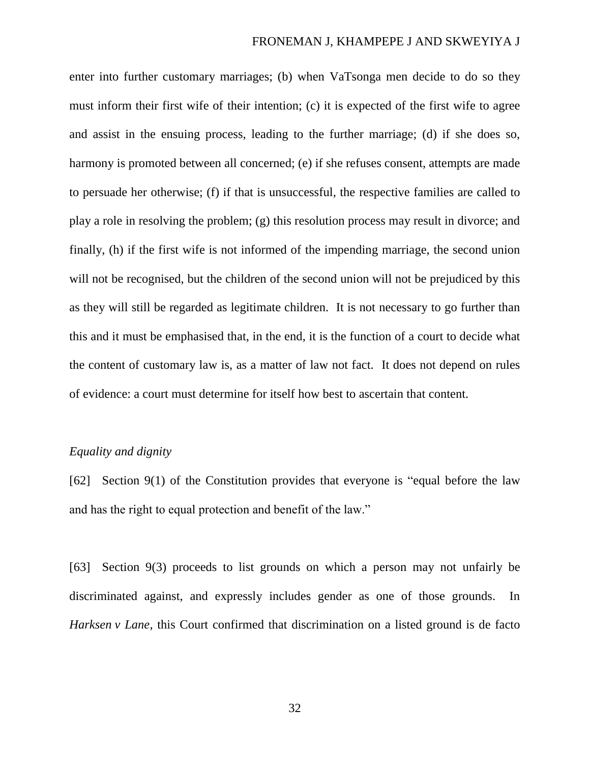enter into further customary marriages; (b) when VaTsonga men decide to do so they must inform their first wife of their intention; (c) it is expected of the first wife to agree and assist in the ensuing process, leading to the further marriage; (d) if she does so, harmony is promoted between all concerned; (e) if she refuses consent, attempts are made to persuade her otherwise; (f) if that is unsuccessful, the respective families are called to play a role in resolving the problem; (g) this resolution process may result in divorce; and finally, (h) if the first wife is not informed of the impending marriage, the second union will not be recognised, but the children of the second union will not be prejudiced by this as they will still be regarded as legitimate children. It is not necessary to go further than this and it must be emphasised that, in the end, it is the function of a court to decide what the content of customary law is, as a matter of law not fact. It does not depend on rules of evidence: a court must determine for itself how best to ascertain that content.

*Equality and dignity*

[62] Section 9(1) of the Constitution provides that everyone is "equal before the law and has the right to equal protection and benefit of the law."

[63] Section 9(3) proceeds to list grounds on which a person may not unfairly be discriminated against, and expressly includes gender as one of those grounds. In *Harksen v Lane*, this Court confirmed that discrimination on a listed ground is de facto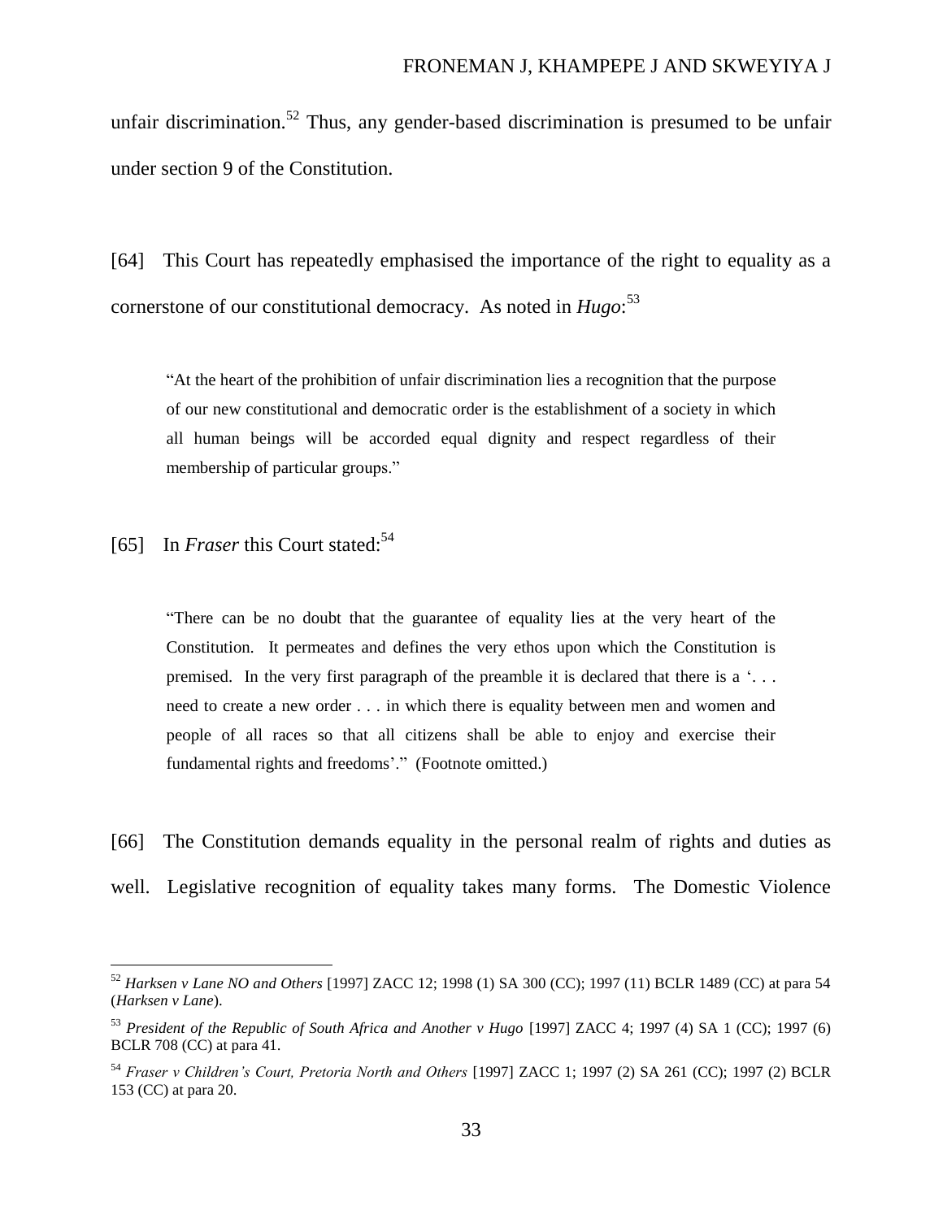unfair discrimination.[52] Thus, any gender-based discrimination is presumed to be unfair under section 9 of the Constitution.

[64] This Court has repeatedly emphasised the importance of the right to equality as a cornerstone of our constitutional democracy. As noted in *Hugo*:[53]

> "At the heart of the prohibition of unfair discrimination lies a recognition that the purpose of our new constitutional and democratic order is the establishment of a society in which all human beings will be accorded equal dignity and respect regardless of their membership of particular groups."

[65] In *Fraser* this Court stated:[54]

> "There can be no doubt that the guarantee of equality lies at the very heart of the Constitution. It permeates and defines the very ethos upon which the Constitution is premised. In the very first paragraph of the preamble it is declared that there is a '. . . need to create a new order . . . in which there is equality between men and women and people of all races so that all citizens shall be able to enjoy and exercise their fundamental rights and freedoms'." (Footnote omitted.)

[66] The Constitution demands equality in the personal realm of rights and duties as well. Legislative recognition of equality takes many forms. The Domestic Violence

---

[52] *Harksen v Lane NO and Others* [1997] ZACC 12; 1998 (1) SA 300 (CC); 1997 (11) BCLR 1489 (CC) at para 54 (*Harksen v Lane*).

[53] *President of the Republic of South Africa and Another v Hugo* [1997] ZACC 4; 1997 (4) SA 1 (CC); 1997 (6) BCLR 708 (CC) at para 41.

[54] *Fraser v Children's Court, Pretoria North and Others* [1997] ZACC 1; 1997 (2) SA 261 (CC); 1997 (2) BCLR 153 (CC) at para 20.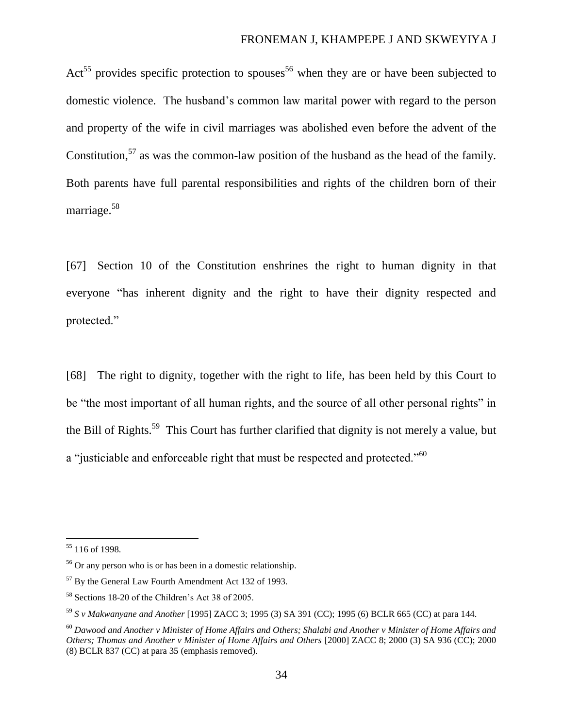Act[55] provides specific protection to spouses[56] when they are or have been subjected to domestic violence. The husband's common law marital power with regard to the person and property of the wife in civil marriages was abolished even before the advent of the Constitution,[57] as was the common-law position of the husband as the head of the family. Both parents have full parental responsibilities and rights of the children born of their marriage.[58]

[67] Section 10 of the Constitution enshrines the right to human dignity in that everyone "has inherent dignity and the right to have their dignity respected and protected."

[68] The right to dignity, together with the right to life, has been held by this Court to be "the most important of all human rights, and the source of all other personal rights" in the Bill of Rights.[59] This Court has further clarified that dignity is not merely a value, but a "justiciable and enforceable right that must be respected and protected."[60]

---

[55] 116 of 1998.

[56] Or any person who is or has been in a domestic relationship.

[57] By the General Law Fourth Amendment Act 132 of 1993.

[58] Sections 18-20 of the Children's Act 38 of 2005.

[59] *S v Makwanyane and Another* [1995] ZACC 3; 1995 (3) SA 391 (CC); 1995 (6) BCLR 665 (CC) at para 144.

[60] *Dawood and Another v Minister of Home Affairs and Others; Shalabi and Another v Minister of Home Affairs and Others; Thomas and Another v Minister of Home Affairs and Others* [2000] ZACC 8; 2000 (3) SA 936 (CC); 2000 (8) BCLR 837 (CC) at para 35 (emphasis removed).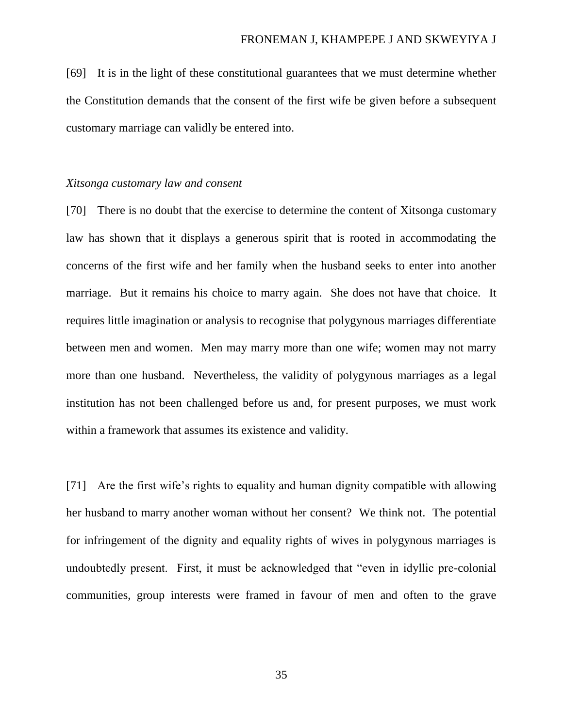[69] It is in the light of these constitutional guarantees that we must determine whether the Constitution demands that the consent of the first wife be given before a subsequent customary marriage can validly be entered into.

*Xitsonga customary law and consent*

[70] There is no doubt that the exercise to determine the content of Xitsonga customary law has shown that it displays a generous spirit that is rooted in accommodating the concerns of the first wife and her family when the husband seeks to enter into another marriage. But it remains his choice to marry again. She does not have that choice. It requires little imagination or analysis to recognise that polygynous marriages differentiate between men and women. Men may marry more than one wife; women may not marry more than one husband. Nevertheless, the validity of polygynous marriages as a legal institution has not been challenged before us and, for present purposes, we must work within a framework that assumes its existence and validity.

[71] Are the first wife's rights to equality and human dignity compatible with allowing her husband to marry another woman without her consent? We think not. The potential for infringement of the dignity and equality rights of wives in polygynous marriages is undoubtedly present. First, it must be acknowledged that "even in idyllic pre-colonial communities, group interests were framed in favour of men and often to the grave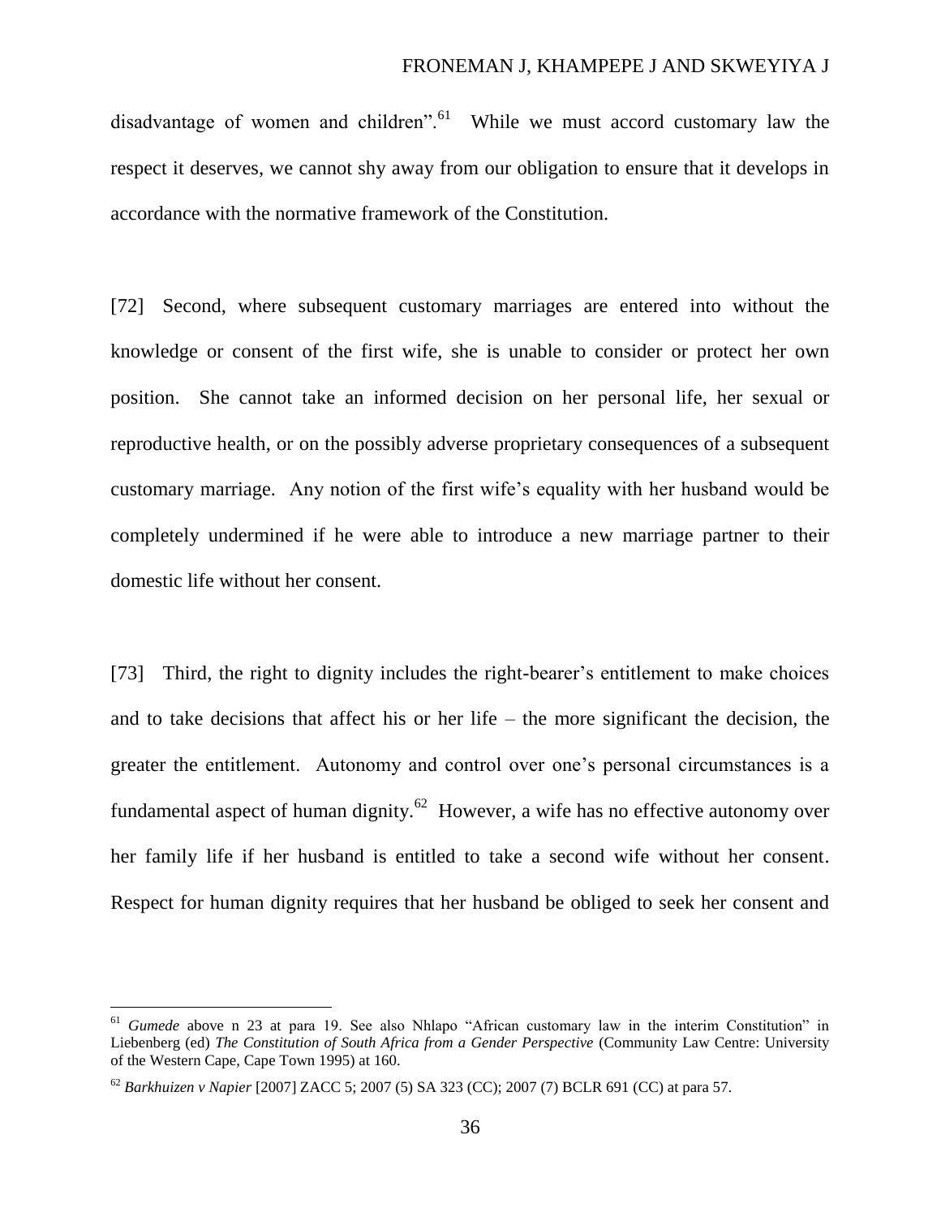disadvantage of women and children".[61] While we must accord customary law the respect it deserves, we cannot shy away from our obligation to ensure that it develops in accordance with the normative framework of the Constitution.

[72] Second, where subsequent customary marriages are entered into without the knowledge or consent of the first wife, she is unable to consider or protect her own position. She cannot take an informed decision on her personal life, her sexual or reproductive health, or on the possibly adverse proprietary consequences of a subsequent customary marriage. Any notion of the first wife's equality with her husband would be completely undermined if he were able to introduce a new marriage partner to their domestic life without her consent.

[73] Third, the right to dignity includes the right-bearer's entitlement to make choices and to take decisions that affect his or her life – the more significant the decision, the greater the entitlement. Autonomy and control over one's personal circumstances is a fundamental aspect of human dignity.[62] However, a wife has no effective autonomy over her family life if her husband is entitled to take a second wife without her consent. Respect for human dignity requires that her husband be obliged to seek her consent and

---

[61] *Gumede* above n 23 at para 19. See also Nhlapo "African customary law in the interim Constitution" in Liebenberg (ed) *The Constitution of South Africa from a Gender Perspective* (Community Law Centre: University of the Western Cape, Cape Town 1995) at 160.

[62] *Barkhuizen v Napier* [2007] ZACC 5; 2007 (5) SA 323 (CC); 2007 (7) BCLR 691 (CC) at para 57.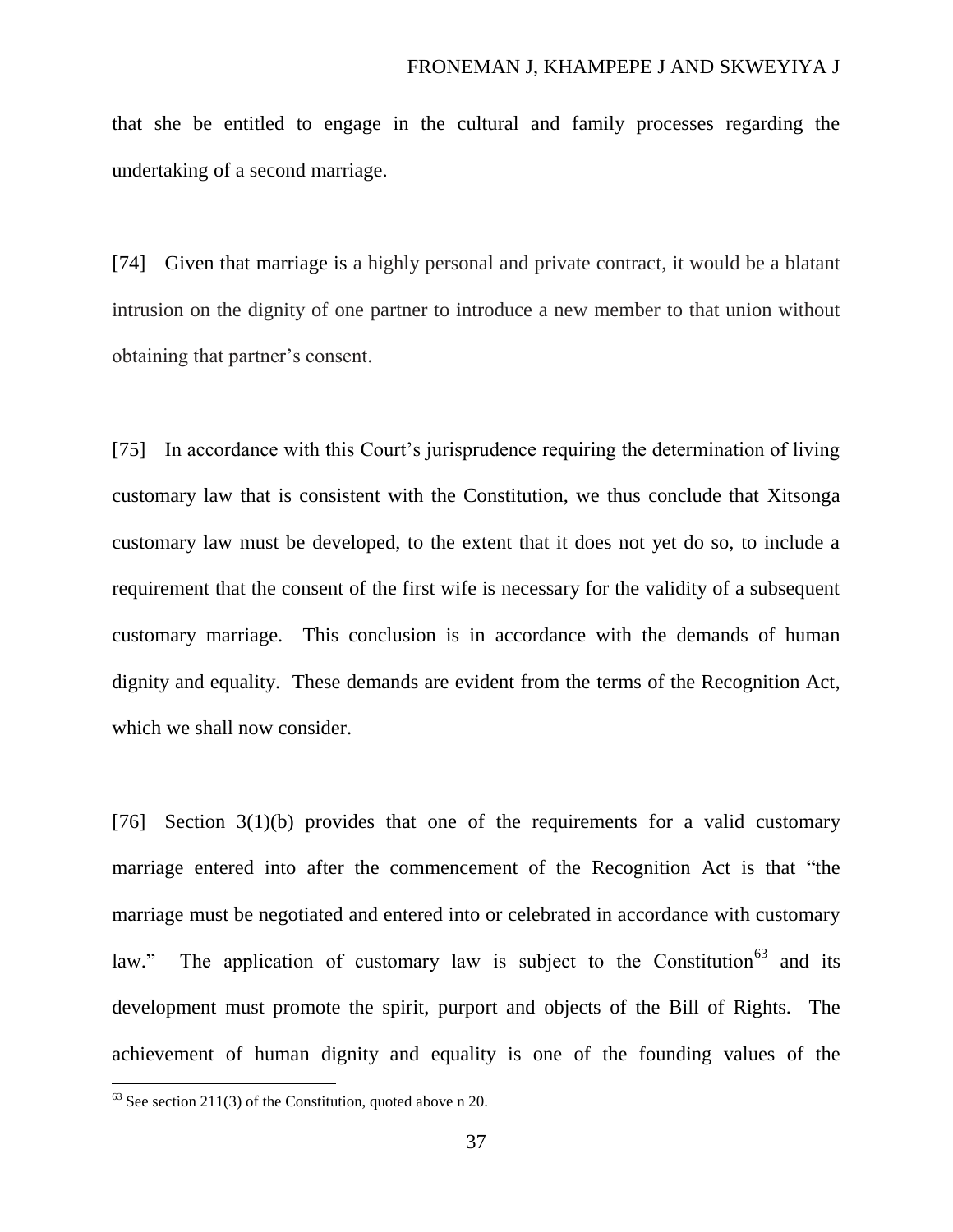that she be entitled to engage in the cultural and family processes regarding the undertaking of a second marriage.

[74] Given that marriage is a highly personal and private contract, it would be a blatant intrusion on the dignity of one partner to introduce a new member to that union without obtaining that partner's consent.

[75] In accordance with this Court's jurisprudence requiring the determination of living customary law that is consistent with the Constitution, we thus conclude that Xitsonga customary law must be developed, to the extent that it does not yet do so, to include a requirement that the consent of the first wife is necessary for the validity of a subsequent customary marriage. This conclusion is in accordance with the demands of human dignity and equality. These demands are evident from the terms of the Recognition Act, which we shall now consider.

[76] Section 3(1)(b) provides that one of the requirements for a valid customary marriage entered into after the commencement of the Recognition Act is that "the marriage must be negotiated and entered into or celebrated in accordance with customary law." The application of customary law is subject to the Constitution[63] and its development must promote the spirit, purport and objects of the Bill of Rights. The achievement of human dignity and equality is one of the founding values of the

[63] See section 211(3) of the Constitution, quoted above n 20.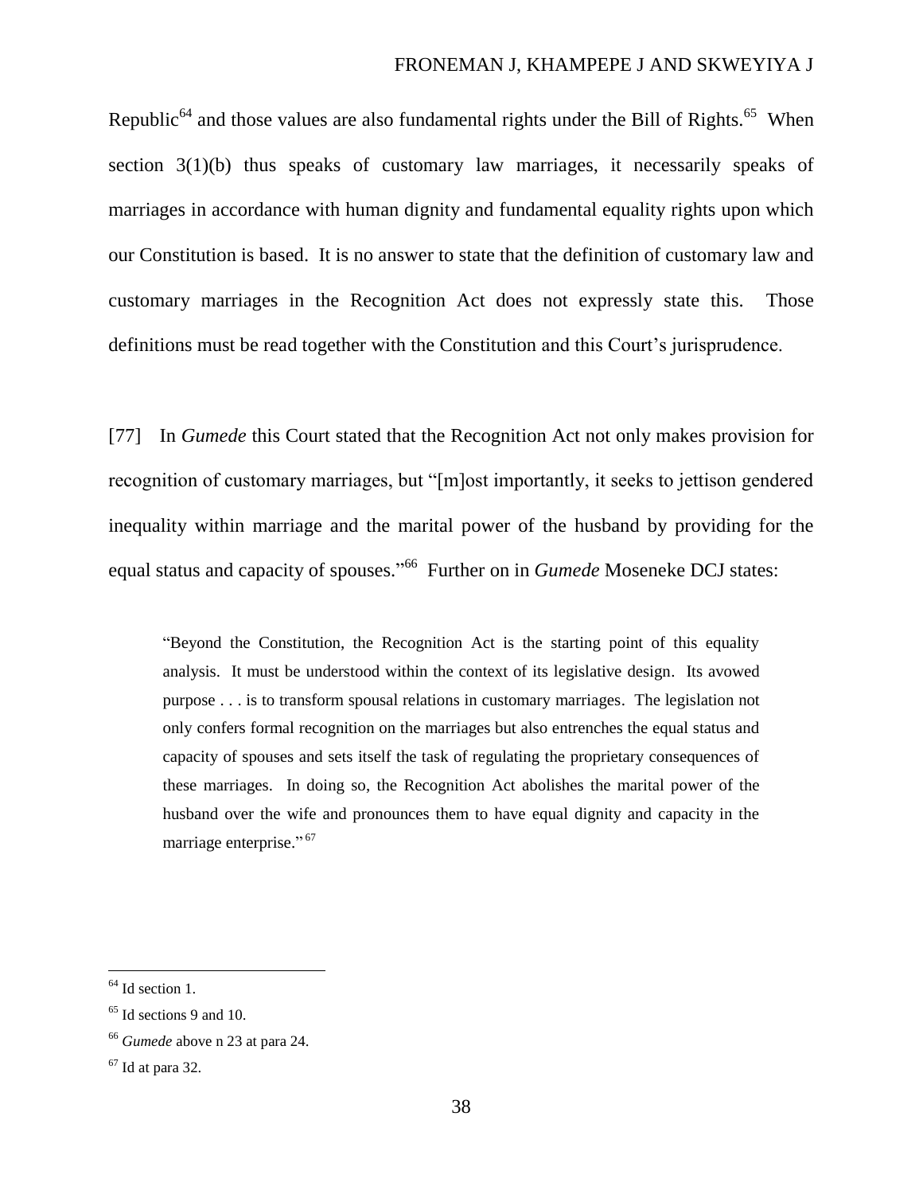Republic[64] and those values are also fundamental rights under the Bill of Rights.[65] When section 3(1)(b) thus speaks of customary law marriages, it necessarily speaks of marriages in accordance with human dignity and fundamental equality rights upon which our Constitution is based. It is no answer to state that the definition of customary law and customary marriages in the Recognition Act does not expressly state this. Those definitions must be read together with the Constitution and this Court's jurisprudence.

[77] In *Gumede* this Court stated that the Recognition Act not only makes provision for recognition of customary marriages, but "[m]ost importantly, it seeks to jettison gendered inequality within marriage and the marital power of the husband by providing for the equal status and capacity of spouses."[66] Further on in *Gumede* Moseneke DCJ states:

> "Beyond the Constitution, the Recognition Act is the starting point of this equality analysis. It must be understood within the context of its legislative design. Its avowed purpose . . . is to transform spousal relations in customary marriages. The legislation not only confers formal recognition on the marriages but also entrenches the equal status and capacity of spouses and sets itself the task of regulating the proprietary consequences of these marriages. In doing so, the Recognition Act abolishes the marital power of the husband over the wife and pronounces them to have equal dignity and capacity in the marriage enterprise."[67]

---

[64] Id section 1.

[65] Id sections 9 and 10.

[66] *Gumede* above n 23 at para 24.

[67] Id at para 32.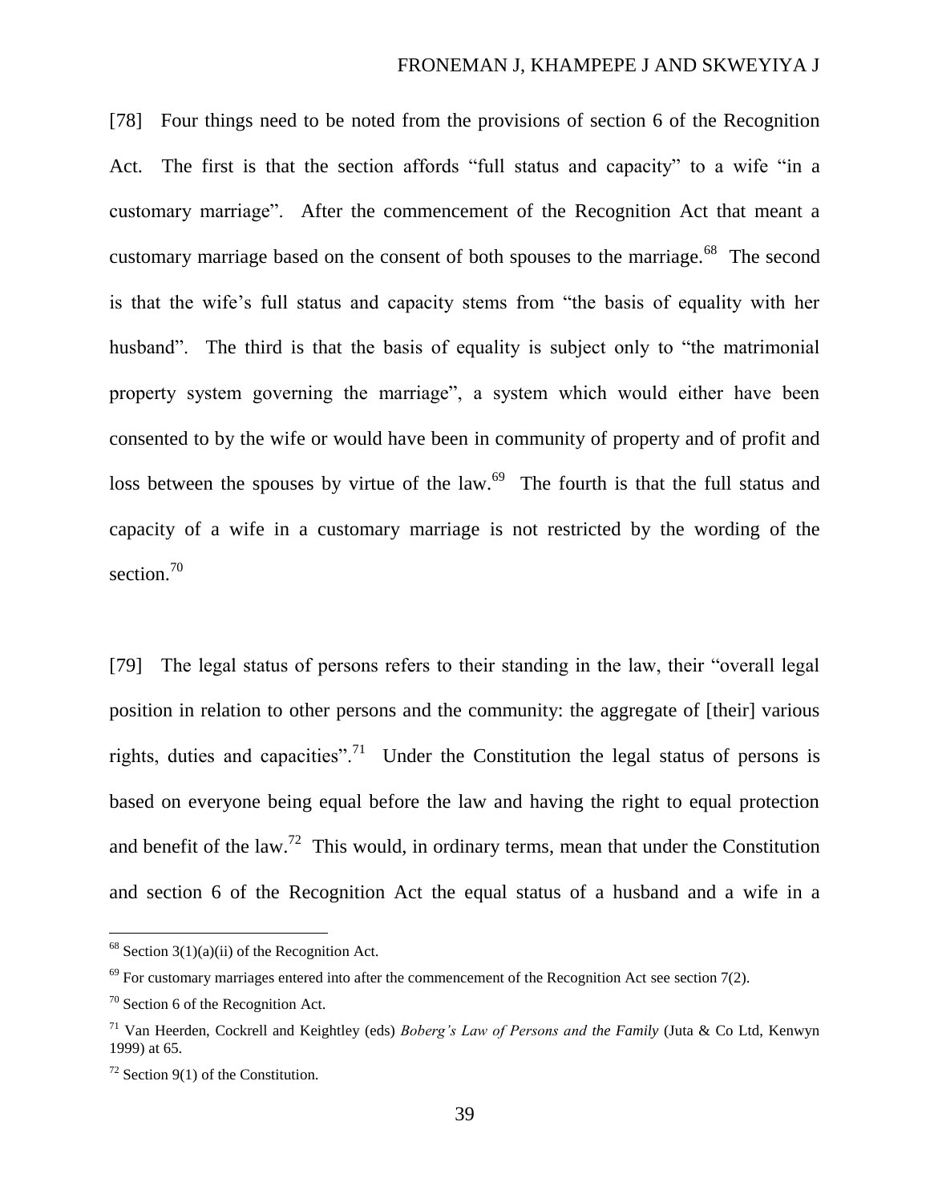[78] Four things need to be noted from the provisions of section 6 of the Recognition Act. The first is that the section affords "full status and capacity" to a wife "in a customary marriage". After the commencement of the Recognition Act that meant a customary marriage based on the consent of both spouses to the marriage.[68] The second is that the wife's full status and capacity stems from "the basis of equality with her husband". The third is that the basis of equality is subject only to "the matrimonial property system governing the marriage", a system which would either have been consented to by the wife or would have been in community of property and of profit and loss between the spouses by virtue of the law.[69] The fourth is that the full status and capacity of a wife in a customary marriage is not restricted by the wording of the section.[70]

[79] The legal status of persons refers to their standing in the law, their "overall legal position in relation to other persons and the community: the aggregate of [their] various rights, duties and capacities".[71] Under the Constitution the legal status of persons is based on everyone being equal before the law and having the right to equal protection and benefit of the law.[72] This would, in ordinary terms, mean that under the Constitution and section 6 of the Recognition Act the equal status of a husband and a wife in a

---

[68] Section 3(1)(a)(ii) of the Recognition Act.

[69] For customary marriages entered into after the commencement of the Recognition Act see section 7(2).

[70] Section 6 of the Recognition Act.

[71] Van Heerden, Cockrell and Keightley (eds) *Boberg's Law of Persons and the Family* (Juta & Co Ltd, Kenwyn 1999) at 65.

[72] Section 9(1) of the Constitution.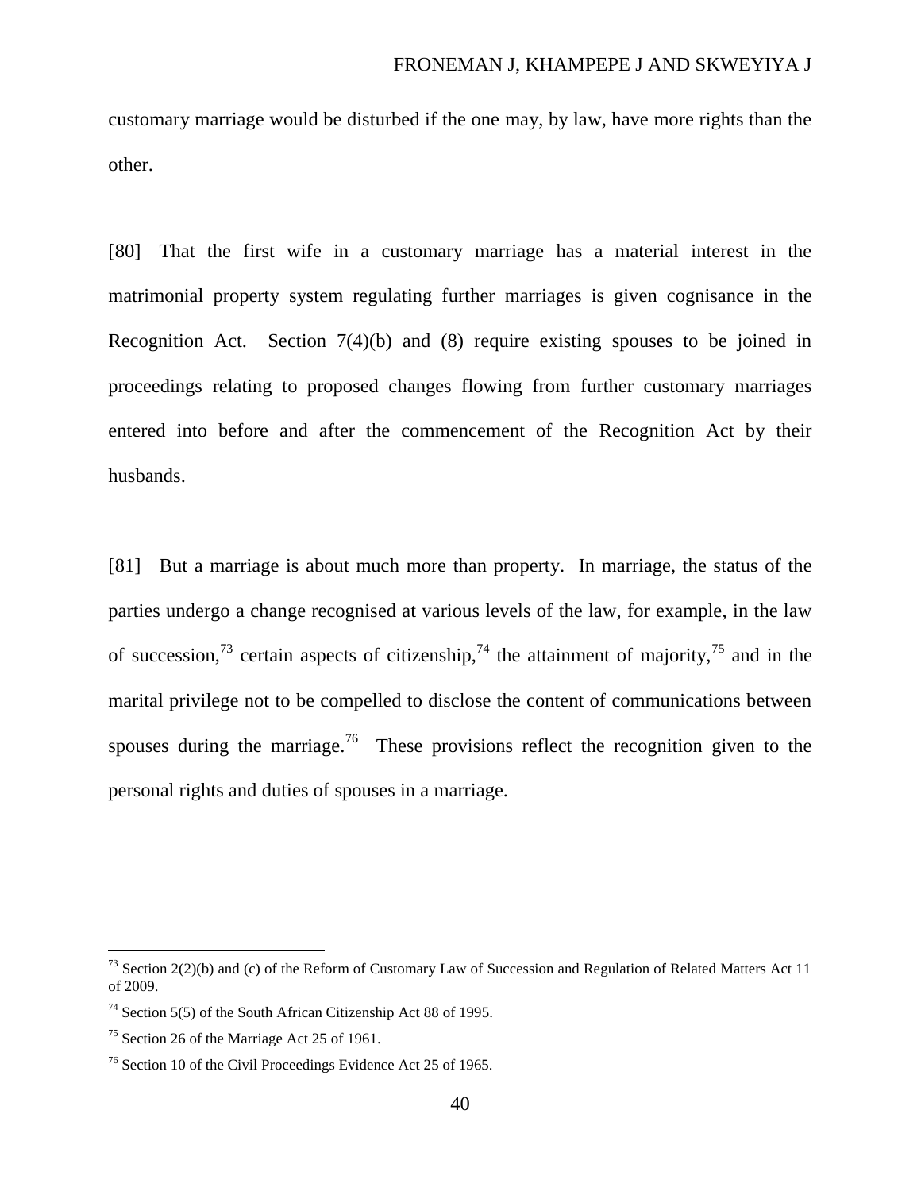customary marriage would be disturbed if the one may, by law, have more rights than the other.

[80] That the first wife in a customary marriage has a material interest in the matrimonial property system regulating further marriages is given cognisance in the Recognition Act. Section 7(4)(b) and (8) require existing spouses to be joined in proceedings relating to proposed changes flowing from further customary marriages entered into before and after the commencement of the Recognition Act by their husbands.

[81] But a marriage is about much more than property. In marriage, the status of the parties undergo a change recognised at various levels of the law, for example, in the law of succession,[73] certain aspects of citizenship,[74] the attainment of majority,[75] and in the marital privilege not to be compelled to disclose the content of communications between spouses during the marriage.[76] These provisions reflect the recognition given to the personal rights and duties of spouses in a marriage.

---

[73] Section 2(2)(b) and (c) of the Reform of Customary Law of Succession and Regulation of Related Matters Act 11 of 2009.

[74] Section 5(5) of the South African Citizenship Act 88 of 1995.

[75] Section 26 of the Marriage Act 25 of 1961.

[76] Section 10 of the Civil Proceedings Evidence Act 25 of 1965.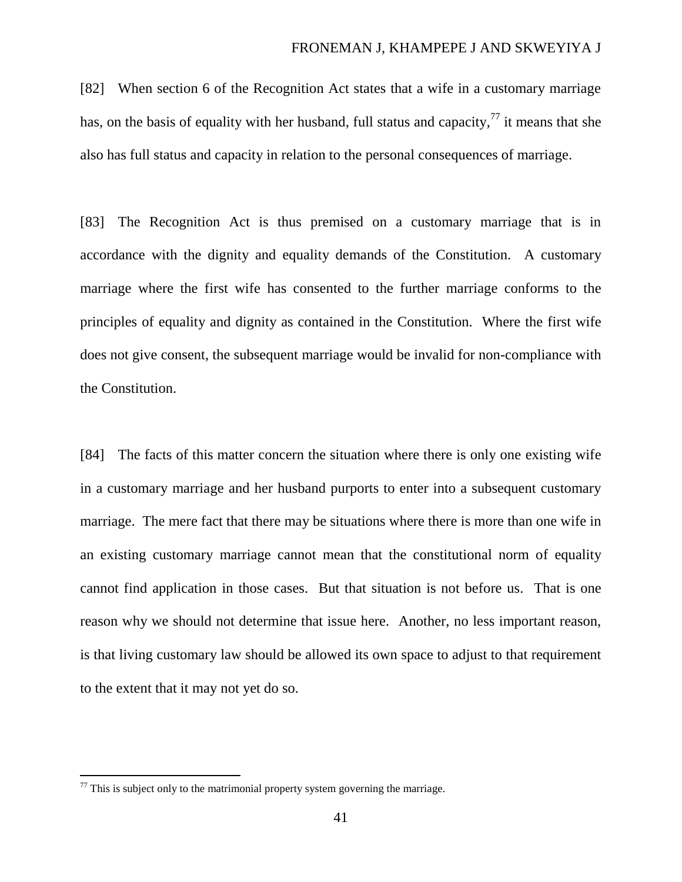[82] When section 6 of the Recognition Act states that a wife in a customary marriage has, on the basis of equality with her husband, full status and capacity,[77] it means that she also has full status and capacity in relation to the personal consequences of marriage.

[83] The Recognition Act is thus premised on a customary marriage that is in accordance with the dignity and equality demands of the Constitution. A customary marriage where the first wife has consented to the further marriage conforms to the principles of equality and dignity as contained in the Constitution. Where the first wife does not give consent, the subsequent marriage would be invalid for non-compliance with the Constitution.

[84] The facts of this matter concern the situation where there is only one existing wife in a customary marriage and her husband purports to enter into a subsequent customary marriage. The mere fact that there may be situations where there is more than one wife in an existing customary marriage cannot mean that the constitutional norm of equality cannot find application in those cases. But that situation is not before us. That is one reason why we should not determine that issue here. Another, no less important reason, is that living customary law should be allowed its own space to adjust to that requirement to the extent that it may not yet do so.

---

[77] This is subject only to the matrimonial property system governing the marriage.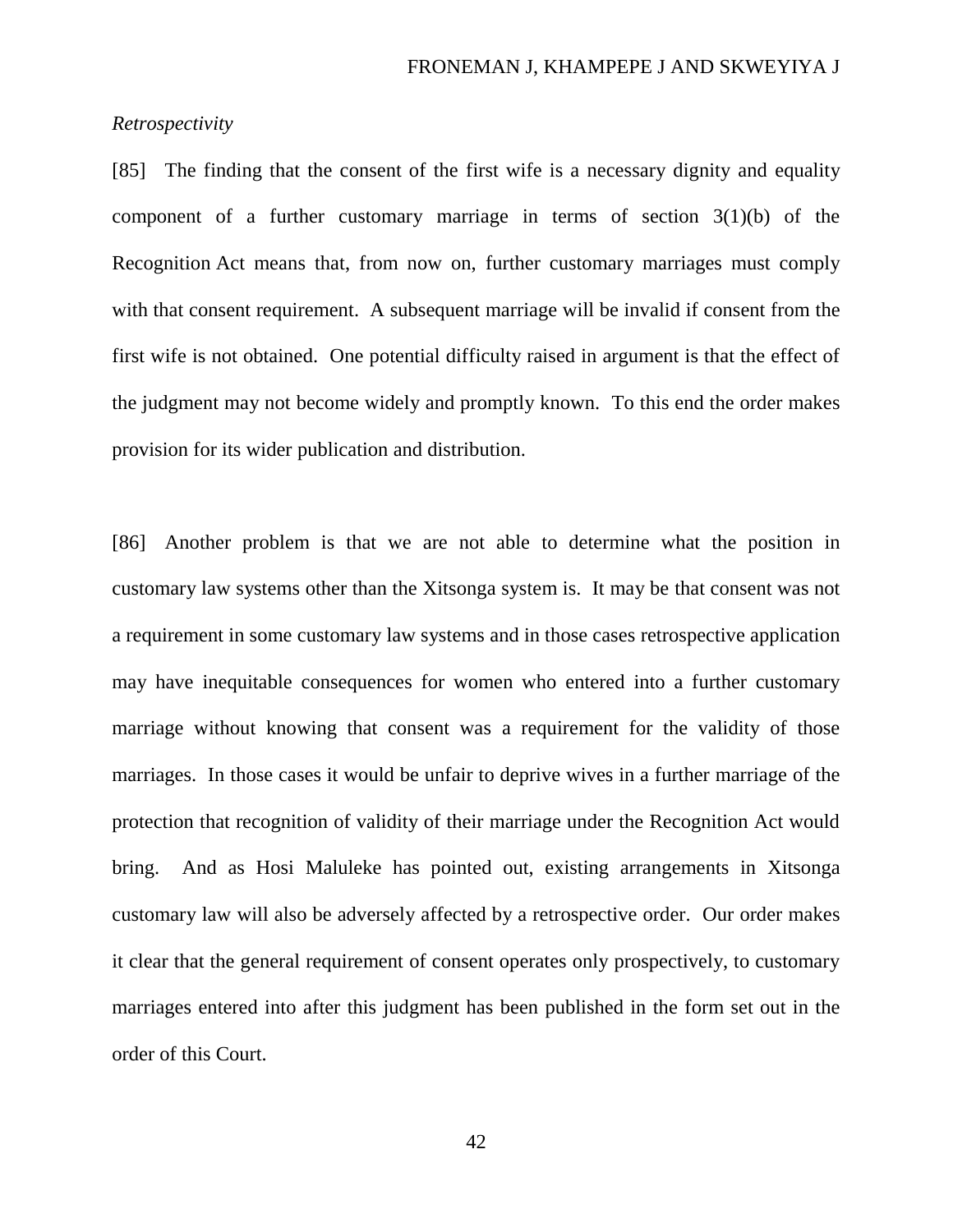*Retrospectivity*

[85] The finding that the consent of the first wife is a necessary dignity and equality component of a further customary marriage in terms of section 3(1)(b) of the Recognition Act means that, from now on, further customary marriages must comply with that consent requirement. A subsequent marriage will be invalid if consent from the first wife is not obtained. One potential difficulty raised in argument is that the effect of the judgment may not become widely and promptly known. To this end the order makes provision for its wider publication and distribution.

[86] Another problem is that we are not able to determine what the position in customary law systems other than the Xitsonga system is. It may be that consent was not a requirement in some customary law systems and in those cases retrospective application may have inequitable consequences for women who entered into a further customary marriage without knowing that consent was a requirement for the validity of those marriages. In those cases it would be unfair to deprive wives in a further marriage of the protection that recognition of validity of their marriage under the Recognition Act would bring. And as Hosi Maluleke has pointed out, existing arrangements in Xitsonga customary law will also be adversely affected by a retrospective order. Our order makes it clear that the general requirement of consent operates only prospectively, to customary marriages entered into after this judgment has been published in the form set out in the order of this Court.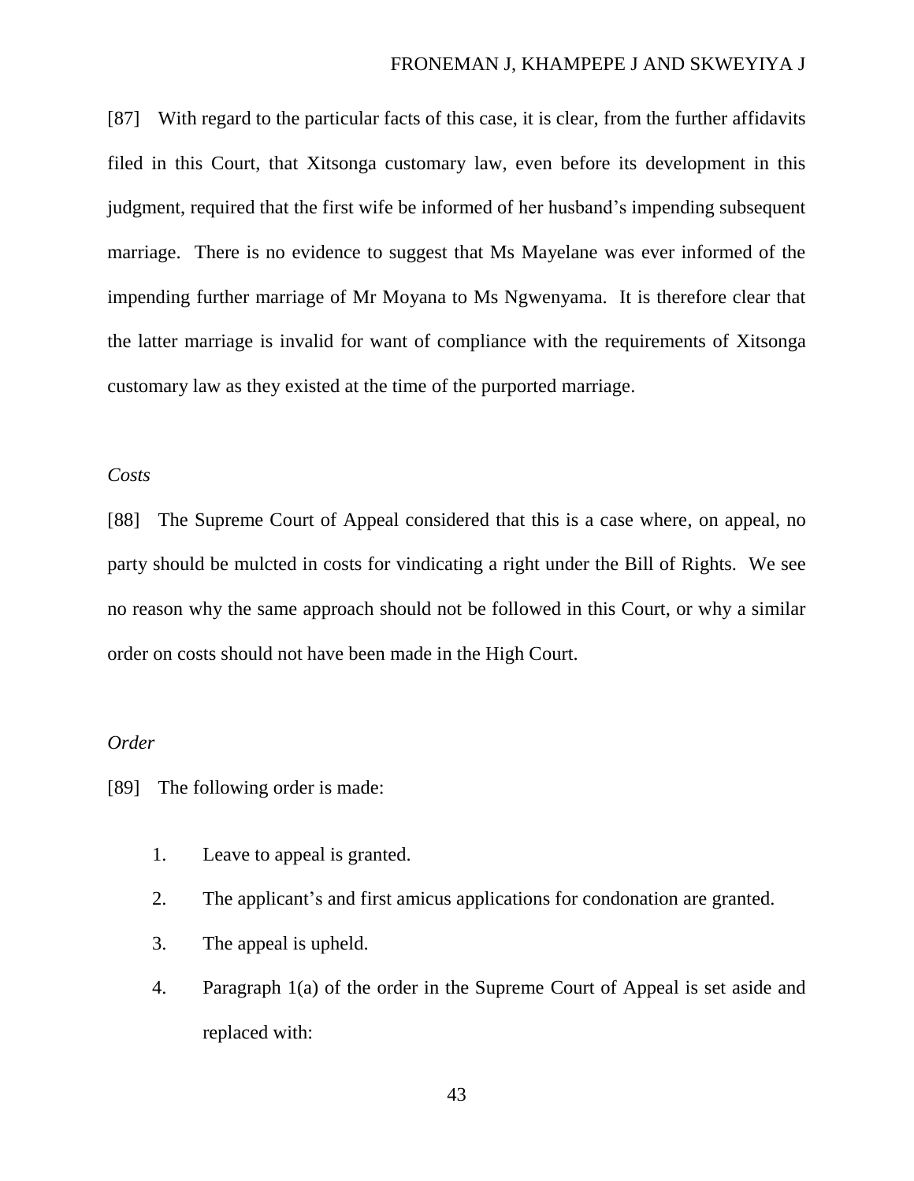[87] With regard to the particular facts of this case, it is clear, from the further affidavits filed in this Court, that Xitsonga customary law, even before its development in this judgment, required that the first wife be informed of her husband's impending subsequent marriage. There is no evidence to suggest that Ms Mayelane was ever informed of the impending further marriage of Mr Moyana to Ms Ngwenyama. It is therefore clear that the latter marriage is invalid for want of compliance with the requirements of Xitsonga customary law as they existed at the time of the purported marriage.

*Costs*

[88] The Supreme Court of Appeal considered that this is a case where, on appeal, no party should be mulcted in costs for vindicating a right under the Bill of Rights. We see no reason why the same approach should not be followed in this Court, or why a similar order on costs should not have been made in the High Court.

*Order*

[89] The following order is made:

1. Leave to appeal is granted.
2. The applicant's and first amicus applications for condonation are granted.
3. The appeal is upheld.
4. Paragraph 1(a) of the order in the Supreme Court of Appeal is set aside and replaced with: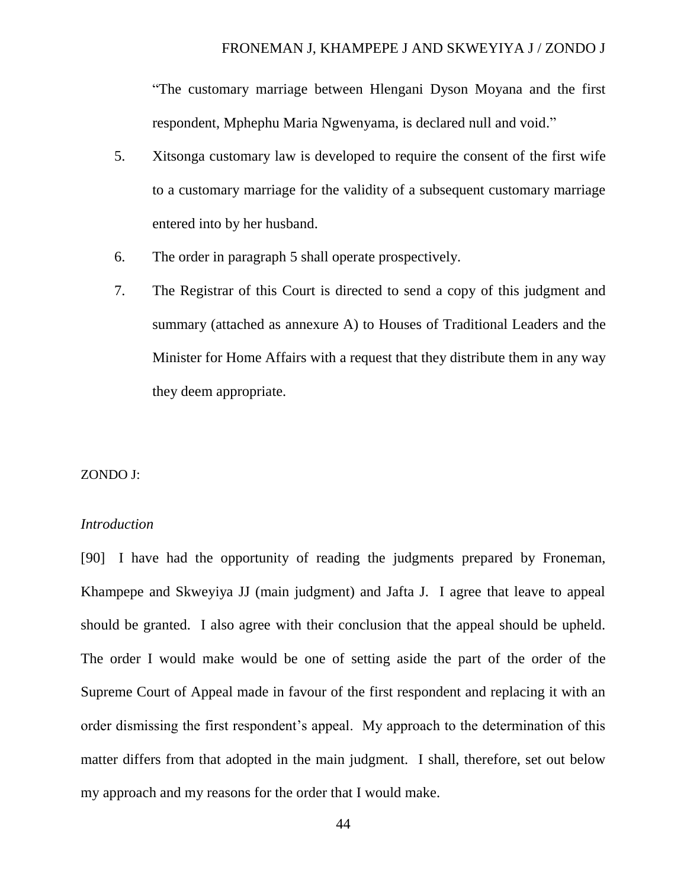"The customary marriage between Hlengani Dyson Moyana and the first respondent, Mphephu Maria Ngwenyama, is declared null and void."

5. Xitsonga customary law is developed to require the consent of the first wife to a customary marriage for the validity of a subsequent customary marriage entered into by her husband.
6. The order in paragraph 5 shall operate prospectively.
7. The Registrar of this Court is directed to send a copy of this judgment and summary (attached as annexure A) to Houses of Traditional Leaders and the Minister for Home Affairs with a request that they distribute them in any way they deem appropriate.

ZONDO J:

*Introduction*

[90] I have had the opportunity of reading the judgments prepared by Froneman, Khampepe and Skweyiya JJ (main judgment) and Jafta J. I agree that leave to appeal should be granted. I also agree with their conclusion that the appeal should be upheld. The order I would make would be one of setting aside the part of the order of the Supreme Court of Appeal made in favour of the first respondent and replacing it with an order dismissing the first respondent's appeal. My approach to the determination of this matter differs from that adopted in the main judgment. I shall, therefore, set out below my approach and my reasons for the order that I would make.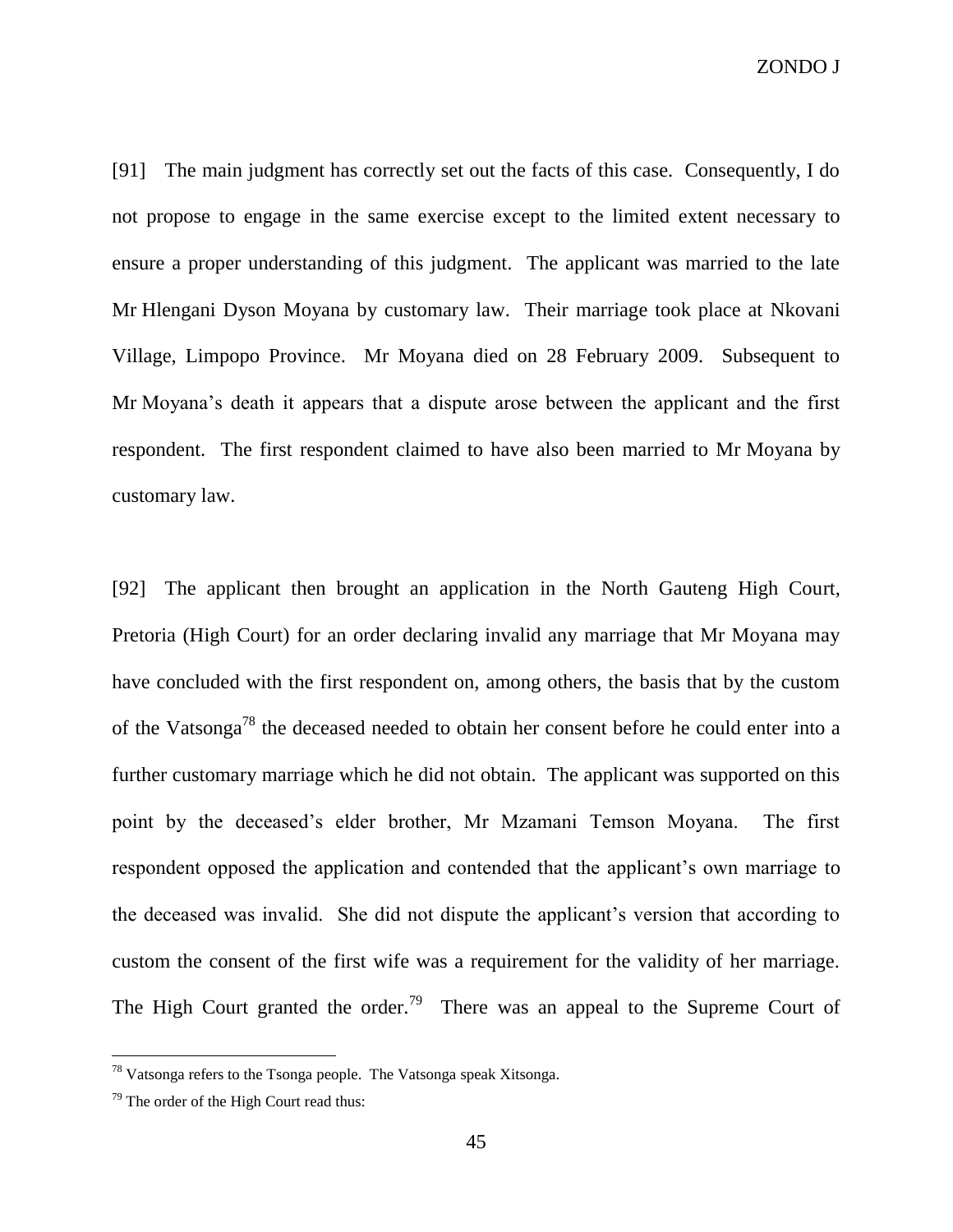[91] The main judgment has correctly set out the facts of this case. Consequently, I do not propose to engage in the same exercise except to the limited extent necessary to ensure a proper understanding of this judgment. The applicant was married to the late Mr Hlengani Dyson Moyana by customary law. Their marriage took place at Nkovani Village, Limpopo Province. Mr Moyana died on 28 February 2009. Subsequent to Mr Moyana's death it appears that a dispute arose between the applicant and the first respondent. The first respondent claimed to have also been married to Mr Moyana by customary law.

[92] The applicant then brought an application in the North Gauteng High Court, Pretoria (High Court) for an order declaring invalid any marriage that Mr Moyana may have concluded with the first respondent on, among others, the basis that by the custom of the Vatsonga[78] the deceased needed to obtain her consent before he could enter into a further customary marriage which he did not obtain. The applicant was supported on this point by the deceased's elder brother, Mr Mzamani Temson Moyana. The first respondent opposed the application and contended that the applicant's own marriage to the deceased was invalid. She did not dispute the applicant's version that according to custom the consent of the first wife was a requirement for the validity of her marriage. The High Court granted the order.[79] There was an appeal to the Supreme Court of

---

[78] Vatsonga refers to the Tsonga people. The Vatsonga speak Xitsonga.

[79] The order of the High Court read thus: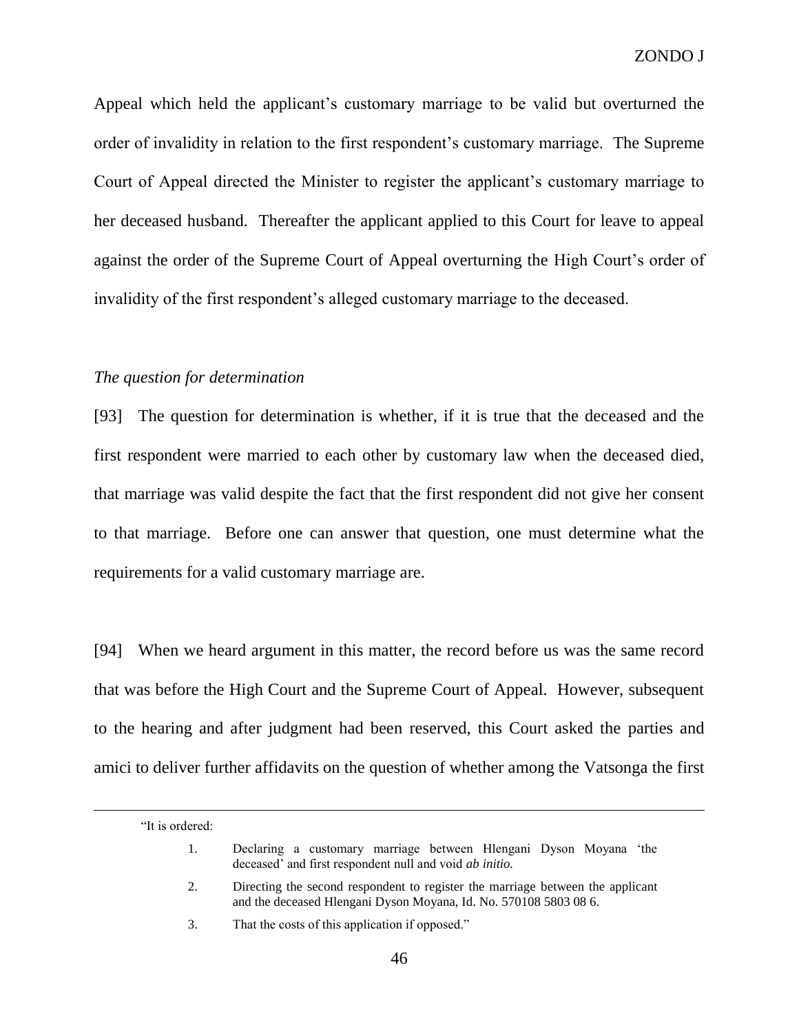Appeal which held the applicant's customary marriage to be valid but overturned the order of invalidity in relation to the first respondent's customary marriage. The Supreme Court of Appeal directed the Minister to register the applicant's customary marriage to her deceased husband. Thereafter the applicant applied to this Court for leave to appeal against the order of the Supreme Court of Appeal overturning the High Court's order of invalidity of the first respondent's alleged customary marriage to the deceased.

*The question for determination*

[93] The question for determination is whether, if it is true that the deceased and the first respondent were married to each other by customary law when the deceased died, that marriage was valid despite the fact that the first respondent did not give her consent to that marriage. Before one can answer that question, one must determine what the requirements for a valid customary marriage are.

[94] When we heard argument in this matter, the record before us was the same record that was before the High Court and the Supreme Court of Appeal. However, subsequent to the hearing and after judgment had been reserved, this Court asked the parties and amici to deliver further affidavits on the question of whether among the Vatsonga the first

---

"It is ordered:

1. Declaring a customary marriage between Hlengani Dyson Moyana 'the deceased' and first respondent null and void *ab initio.*
2. Directing the second respondent to register the marriage between the applicant and the deceased Hlengani Dyson Moyana, Id. No. 570108 5803 08 6.
3. That the costs of this application if opposed."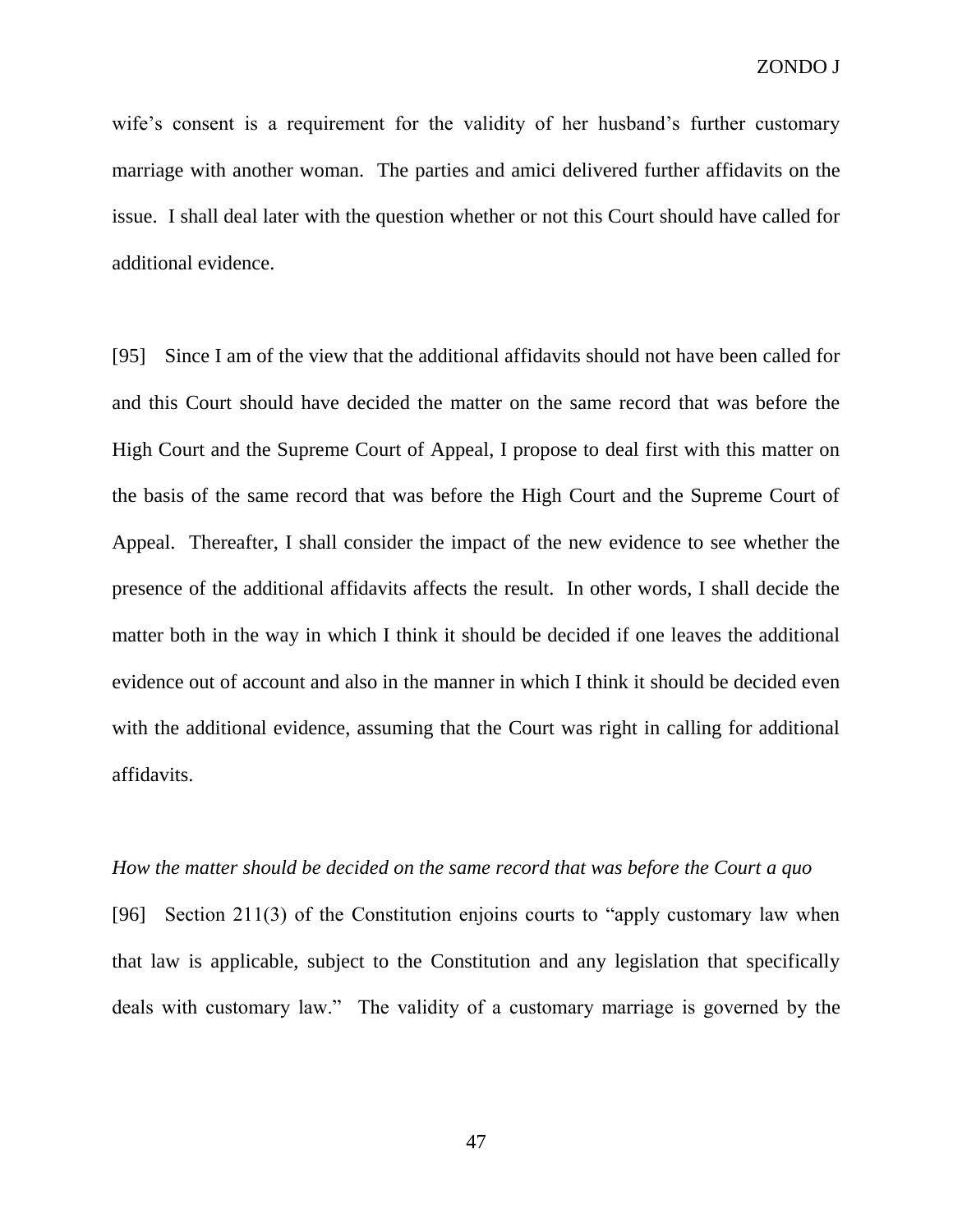wife's consent is a requirement for the validity of her husband's further customary marriage with another woman. The parties and amici delivered further affidavits on the issue. I shall deal later with the question whether or not this Court should have called for additional evidence.

[95] Since I am of the view that the additional affidavits should not have been called for and this Court should have decided the matter on the same record that was before the High Court and the Supreme Court of Appeal, I propose to deal first with this matter on the basis of the same record that was before the High Court and the Supreme Court of Appeal. Thereafter, I shall consider the impact of the new evidence to see whether the presence of the additional affidavits affects the result. In other words, I shall decide the matter both in the way in which I think it should be decided if one leaves the additional evidence out of account and also in the manner in which I think it should be decided even with the additional evidence, assuming that the Court was right in calling for additional affidavits.

*How the matter should be decided on the same record that was before the Court a quo*

[96] Section 211(3) of the Constitution enjoins courts to "apply customary law when that law is applicable, subject to the Constitution and any legislation that specifically deals with customary law." The validity of a customary marriage is governed by the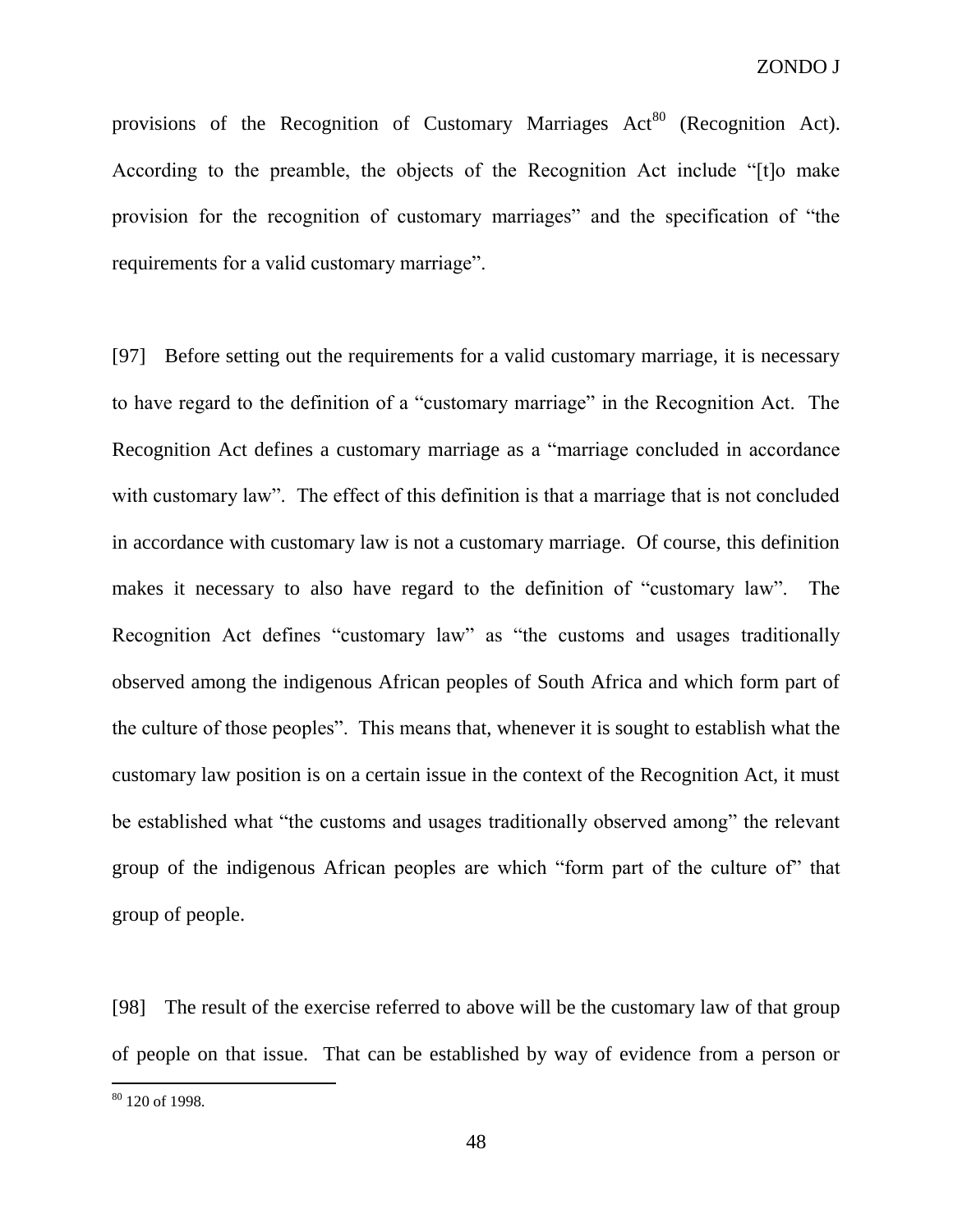provisions of the Recognition of Customary Marriages Act[80] (Recognition Act). According to the preamble, the objects of the Recognition Act include "[t]o make provision for the recognition of customary marriages" and the specification of "the requirements for a valid customary marriage".

[97] Before setting out the requirements for a valid customary marriage, it is necessary to have regard to the definition of a "customary marriage" in the Recognition Act. The Recognition Act defines a customary marriage as a "marriage concluded in accordance with customary law". The effect of this definition is that a marriage that is not concluded in accordance with customary law is not a customary marriage. Of course, this definition makes it necessary to also have regard to the definition of "customary law". The Recognition Act defines "customary law" as "the customs and usages traditionally observed among the indigenous African peoples of South Africa and which form part of the culture of those peoples". This means that, whenever it is sought to establish what the customary law position is on a certain issue in the context of the Recognition Act, it must be established what "the customs and usages traditionally observed among" the relevant group of the indigenous African peoples are which "form part of the culture of" that group of people.

[98] The result of the exercise referred to above will be the customary law of that group of people on that issue. That can be established by way of evidence from a person or

---

[80] 120 of 1998.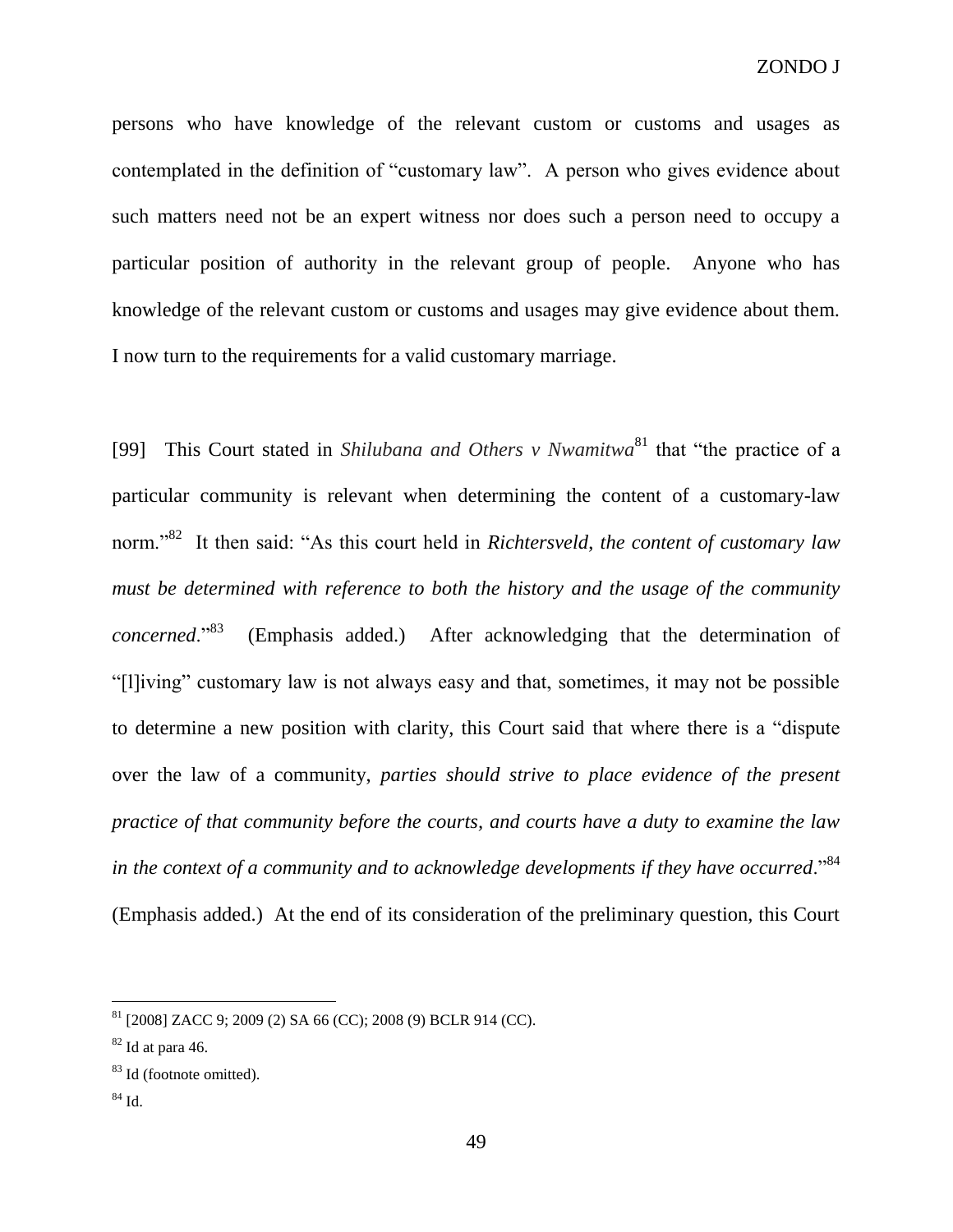persons who have knowledge of the relevant custom or customs and usages as contemplated in the definition of "customary law". A person who gives evidence about such matters need not be an expert witness nor does such a person need to occupy a particular position of authority in the relevant group of people. Anyone who has knowledge of the relevant custom or customs and usages may give evidence about them. I now turn to the requirements for a valid customary marriage.

[99] This Court stated in *Shilubana and Others v Nwamitwa*[81] that "the practice of a particular community is relevant when determining the content of a customary-law norm."[82] It then said: "As this court held in *Richtersveld*, *the content of customary law must be determined with reference to both the history and the usage of the community concerned*."[83] (Emphasis added.) After acknowledging that the determination of "[l]iving" customary law is not always easy and that, sometimes, it may not be possible to determine a new position with clarity, this Court said that where there is a "dispute over the law of a community, *parties should strive to place evidence of the present practice of that community before the courts, and courts have a duty to examine the law in the context of a community and to acknowledge developments if they have occurred*."[84] (Emphasis added.) At the end of its consideration of the preliminary question, this Court

---

[81] [2008] ZACC 9; 2009 (2) SA 66 (CC); 2008 (9) BCLR 914 (CC).

[82] Id at para 46.

[83] Id (footnote omitted).

[84] Id.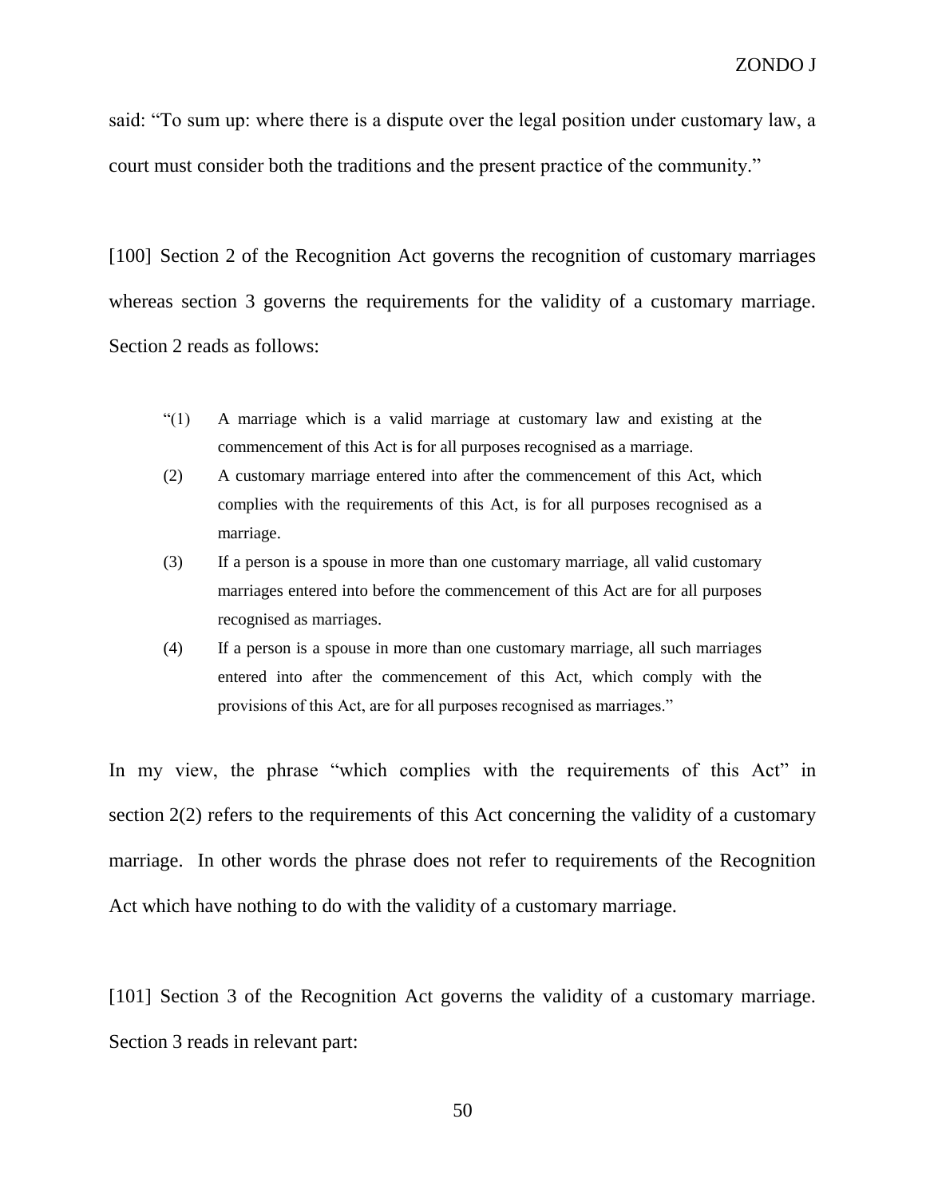said: "To sum up: where there is a dispute over the legal position under customary law, a court must consider both the traditions and the present practice of the community."

[100] Section 2 of the Recognition Act governs the recognition of customary marriages whereas section 3 governs the requirements for the validity of a customary marriage. Section 2 reads as follows:

> "(1) A marriage which is a valid marriage at customary law and existing at the commencement of this Act is for all purposes recognised as a marriage.
>
> (2) A customary marriage entered into after the commencement of this Act, which complies with the requirements of this Act, is for all purposes recognised as a marriage.
>
> (3) If a person is a spouse in more than one customary marriage, all valid customary marriages entered into before the commencement of this Act are for all purposes recognised as marriages.
>
> (4) If a person is a spouse in more than one customary marriage, all such marriages entered into after the commencement of this Act, which comply with the provisions of this Act, are for all purposes recognised as marriages."

In my view, the phrase "which complies with the requirements of this Act" in section 2(2) refers to the requirements of this Act concerning the validity of a customary marriage. In other words the phrase does not refer to requirements of the Recognition Act which have nothing to do with the validity of a customary marriage.

[101] Section 3 of the Recognition Act governs the validity of a customary marriage. Section 3 reads in relevant part: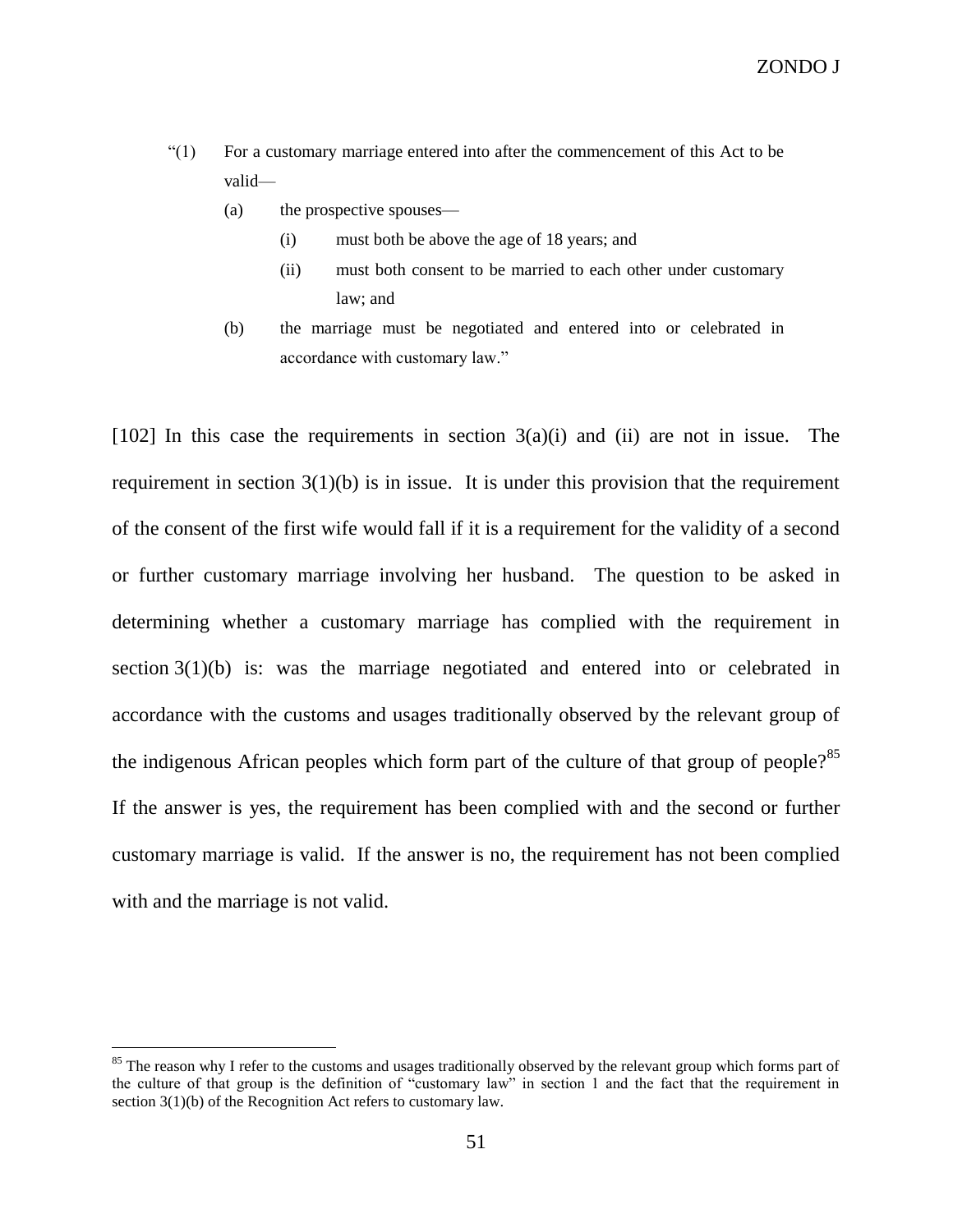"(1) For a customary marriage entered into after the commencement of this Act to be valid—

> (a) the prospective spouses—
>
> > (i) must both be above the age of 18 years; and
> >
> > (ii) must both consent to be married to each other under customary law; and
>
> (b) the marriage must be negotiated and entered into or celebrated in accordance with customary law."

[102] In this case the requirements in section 3(a)(i) and (ii) are not in issue. The requirement in section 3(1)(b) is in issue. It is under this provision that the requirement of the consent of the first wife would fall if it is a requirement for the validity of a second or further customary marriage involving her husband. The question to be asked in determining whether a customary marriage has complied with the requirement in section 3(1)(b) is: was the marriage negotiated and entered into or celebrated in accordance with the customs and usages traditionally observed by the relevant group of the indigenous African peoples which form part of the culture of that group of people?[85] If the answer is yes, the requirement has been complied with and the second or further customary marriage is valid. If the answer is no, the requirement has not been complied with and the marriage is not valid.

---

[85] The reason why I refer to the customs and usages traditionally observed by the relevant group which forms part of the culture of that group is the definition of "customary law" in section 1 and the fact that the requirement in section 3(1)(b) of the Recognition Act refers to customary law.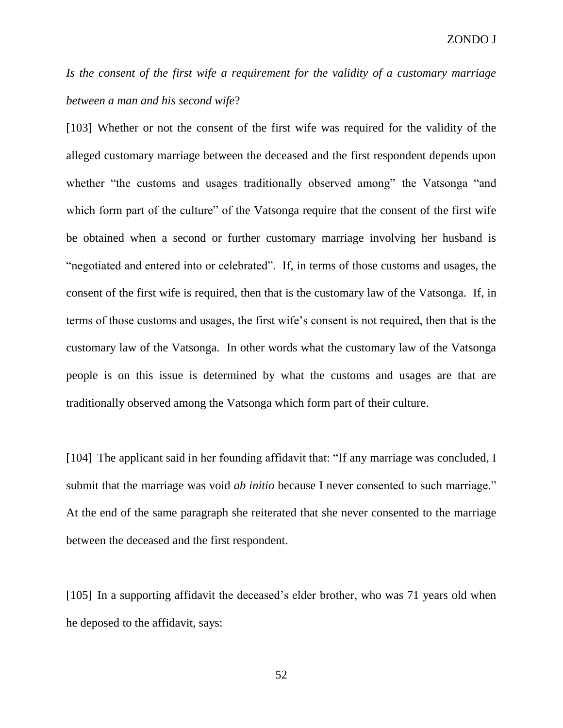*Is the consent of the first wife a requirement for the validity of a customary marriage between a man and his second wife*?

[103] Whether or not the consent of the first wife was required for the validity of the alleged customary marriage between the deceased and the first respondent depends upon whether "the customs and usages traditionally observed among" the Vatsonga "and which form part of the culture" of the Vatsonga require that the consent of the first wife be obtained when a second or further customary marriage involving her husband is "negotiated and entered into or celebrated". If, in terms of those customs and usages, the consent of the first wife is required, then that is the customary law of the Vatsonga. If, in terms of those customs and usages, the first wife's consent is not required, then that is the customary law of the Vatsonga. In other words what the customary law of the Vatsonga people is on this issue is determined by what the customs and usages are that are traditionally observed among the Vatsonga which form part of their culture.

[104] The applicant said in her founding affidavit that: "If any marriage was concluded, I submit that the marriage was void *ab initio* because I never consented to such marriage." At the end of the same paragraph she reiterated that she never consented to the marriage between the deceased and the first respondent.

[105] In a supporting affidavit the deceased's elder brother, who was 71 years old when he deposed to the affidavit, says: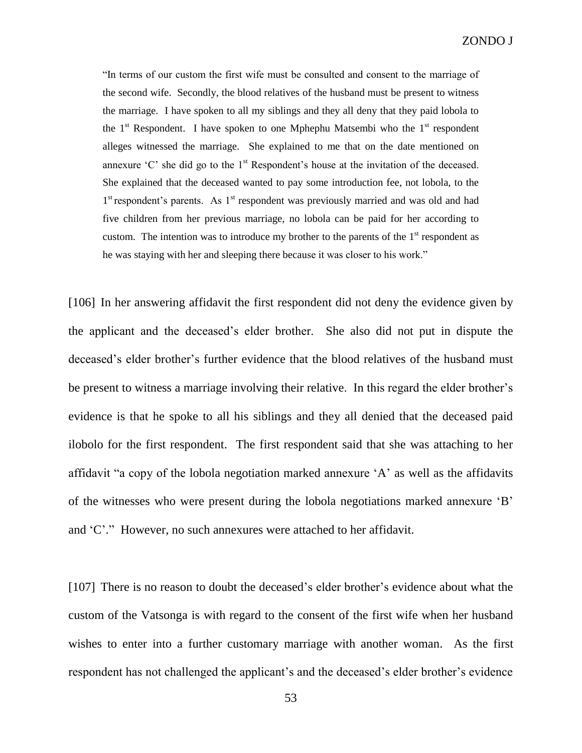> "In terms of our custom the first wife must be consulted and consent to the marriage of the second wife. Secondly, the blood relatives of the husband must be present to witness the marriage. I have spoken to all my siblings and they all deny that they paid lobola to the 1st Respondent. I have spoken to one Mphephu Matsembi who the 1st respondent alleges witnessed the marriage. She explained to me that on the date mentioned on annexure 'C' she did go to the 1st Respondent's house at the invitation of the deceased. She explained that the deceased wanted to pay some introduction fee, not lobola, to the 1st respondent's parents. As 1st respondent was previously married and was old and had five children from her previous marriage, no lobola can be paid for her according to custom. The intention was to introduce my brother to the parents of the 1st respondent as he was staying with her and sleeping there because it was closer to his work."

[106] In her answering affidavit the first respondent did not deny the evidence given by the applicant and the deceased's elder brother. She also did not put in dispute the deceased's elder brother's further evidence that the blood relatives of the husband must be present to witness a marriage involving their relative. In this regard the elder brother's evidence is that he spoke to all his siblings and they all denied that the deceased paid ilobolo for the first respondent. The first respondent said that she was attaching to her affidavit "a copy of the lobola negotiation marked annexure 'A' as well as the affidavits of the witnesses who were present during the lobola negotiations marked annexure 'B' and 'C'." However, no such annexures were attached to her affidavit.

[107] There is no reason to doubt the deceased's elder brother's evidence about what the custom of the Vatsonga is with regard to the consent of the first wife when her husband wishes to enter into a further customary marriage with another woman. As the first respondent has not challenged the applicant's and the deceased's elder brother's evidence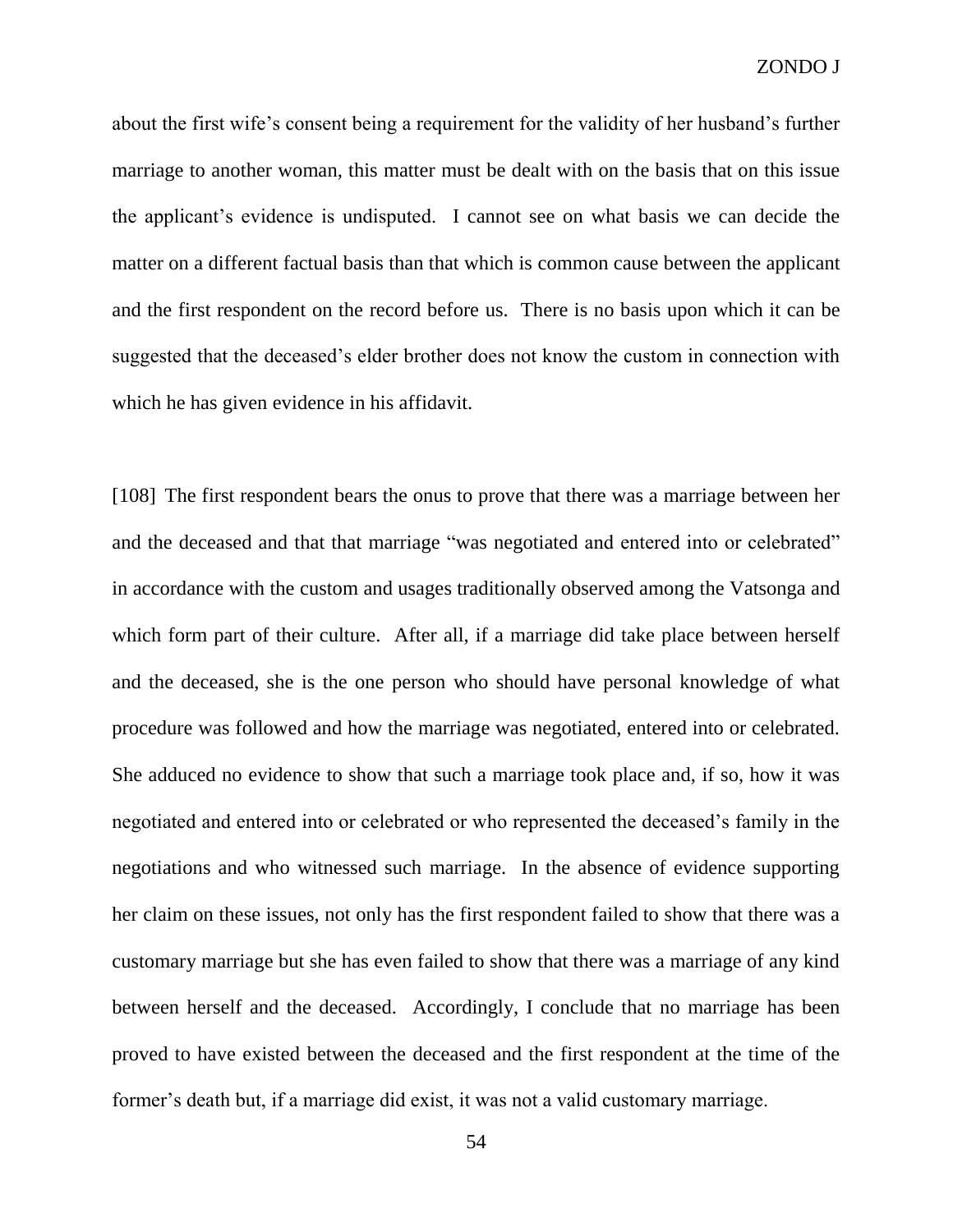about the first wife's consent being a requirement for the validity of her husband's further marriage to another woman, this matter must be dealt with on the basis that on this issue the applicant's evidence is undisputed. I cannot see on what basis we can decide the matter on a different factual basis than that which is common cause between the applicant and the first respondent on the record before us. There is no basis upon which it can be suggested that the deceased's elder brother does not know the custom in connection with which he has given evidence in his affidavit.

[108] The first respondent bears the onus to prove that there was a marriage between her and the deceased and that that marriage "was negotiated and entered into or celebrated" in accordance with the custom and usages traditionally observed among the Vatsonga and which form part of their culture. After all, if a marriage did take place between herself and the deceased, she is the one person who should have personal knowledge of what procedure was followed and how the marriage was negotiated, entered into or celebrated. She adduced no evidence to show that such a marriage took place and, if so, how it was negotiated and entered into or celebrated or who represented the deceased's family in the negotiations and who witnessed such marriage. In the absence of evidence supporting her claim on these issues, not only has the first respondent failed to show that there was a customary marriage but she has even failed to show that there was a marriage of any kind between herself and the deceased. Accordingly, I conclude that no marriage has been proved to have existed between the deceased and the first respondent at the time of the former's death but, if a marriage did exist, it was not a valid customary marriage.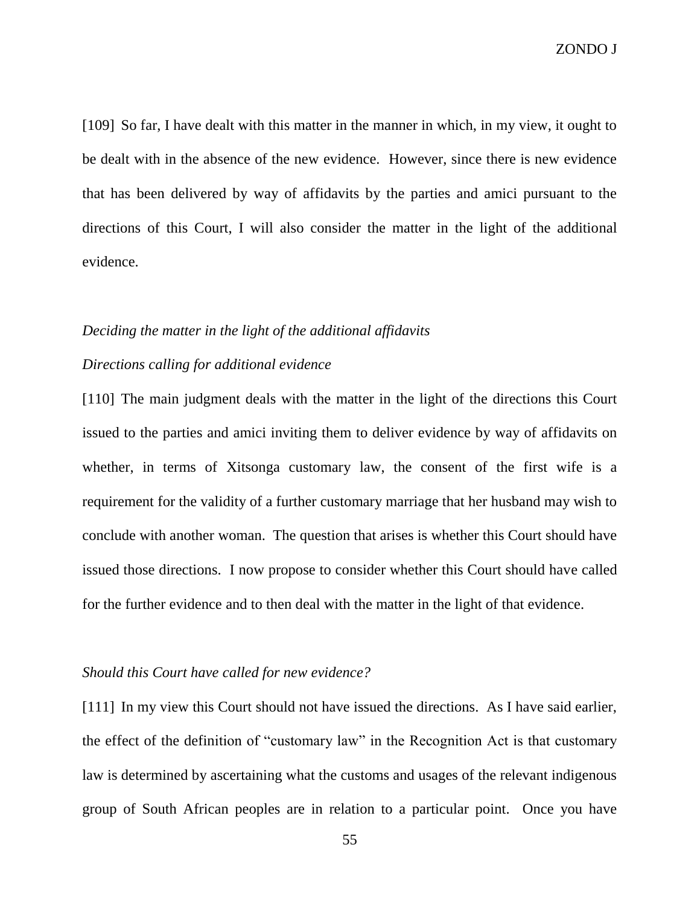[109] So far, I have dealt with this matter in the manner in which, in my view, it ought to be dealt with in the absence of the new evidence. However, since there is new evidence that has been delivered by way of affidavits by the parties and amici pursuant to the directions of this Court, I will also consider the matter in the light of the additional evidence.

*Deciding the matter in the light of the additional affidavits*

*Directions calling for additional evidence*

[110] The main judgment deals with the matter in the light of the directions this Court issued to the parties and amici inviting them to deliver evidence by way of affidavits on whether, in terms of Xitsonga customary law, the consent of the first wife is a requirement for the validity of a further customary marriage that her husband may wish to conclude with another woman. The question that arises is whether this Court should have issued those directions. I now propose to consider whether this Court should have called for the further evidence and to then deal with the matter in the light of that evidence.

*Should this Court have called for new evidence?*

[111] In my view this Court should not have issued the directions. As I have said earlier, the effect of the definition of "customary law" in the Recognition Act is that customary law is determined by ascertaining what the customs and usages of the relevant indigenous group of South African peoples are in relation to a particular point. Once you have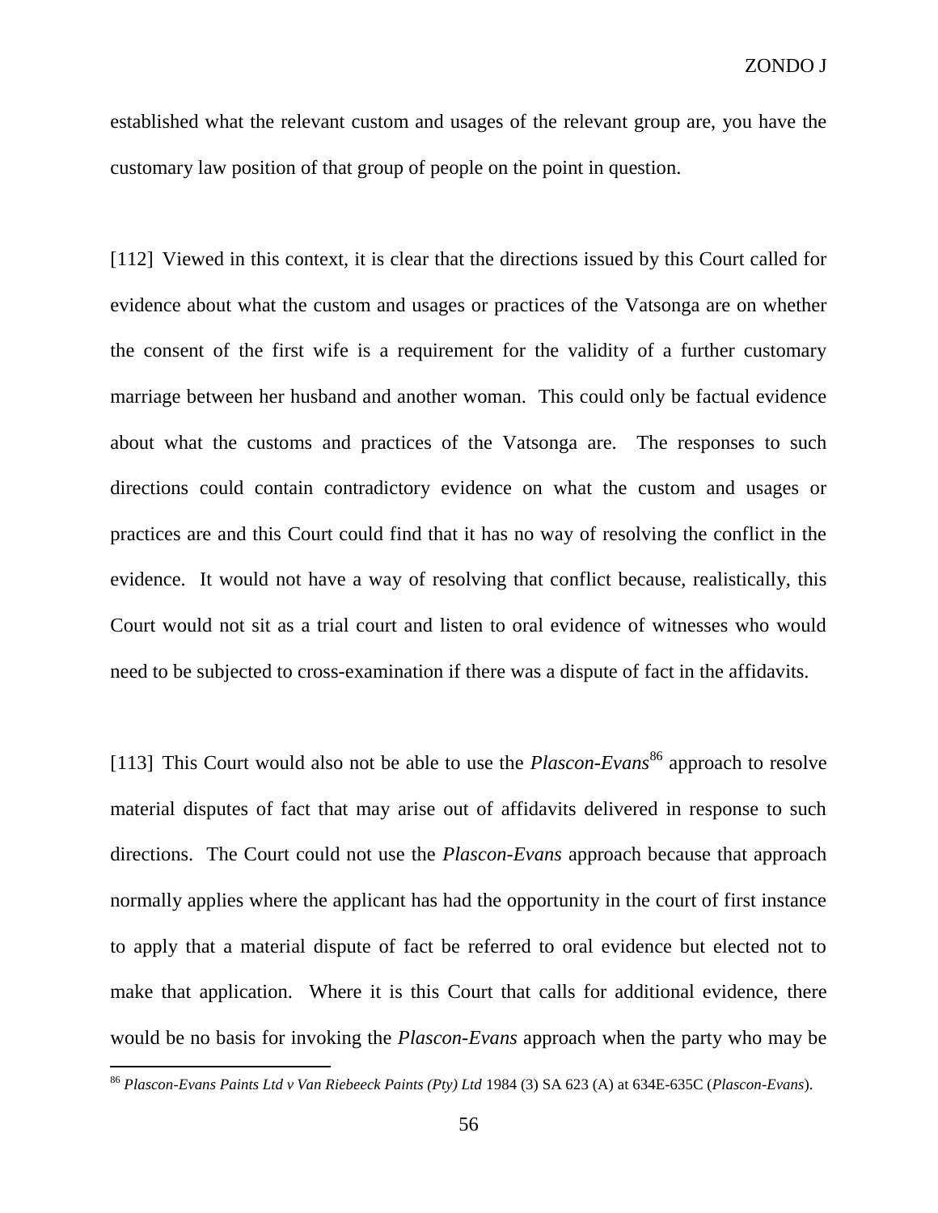established what the relevant custom and usages of the relevant group are, you have the customary law position of that group of people on the point in question.

[112] Viewed in this context, it is clear that the directions issued by this Court called for evidence about what the custom and usages or practices of the Vatsonga are on whether the consent of the first wife is a requirement for the validity of a further customary marriage between her husband and another woman. This could only be factual evidence about what the customs and practices of the Vatsonga are. The responses to such directions could contain contradictory evidence on what the custom and usages or practices are and this Court could find that it has no way of resolving the conflict in the evidence. It would not have a way of resolving that conflict because, realistically, this Court would not sit as a trial court and listen to oral evidence of witnesses who would need to be subjected to cross-examination if there was a dispute of fact in the affidavits.

[113] This Court would also not be able to use the *Plascon-Evans*[86] approach to resolve material disputes of fact that may arise out of affidavits delivered in response to such directions. The Court could not use the *Plascon-Evans* approach because that approach normally applies where the applicant has had the opportunity in the court of first instance to apply that a material dispute of fact be referred to oral evidence but elected not to make that application. Where it is this Court that calls for additional evidence, there would be no basis for invoking the *Plascon-Evans* approach when the party who may be

[86] *Plascon-Evans Paints Ltd v Van Riebeeck Paints (Pty) Ltd* 1984 (3) SA 623 (A) at 634E-635C (*Plascon-Evans*).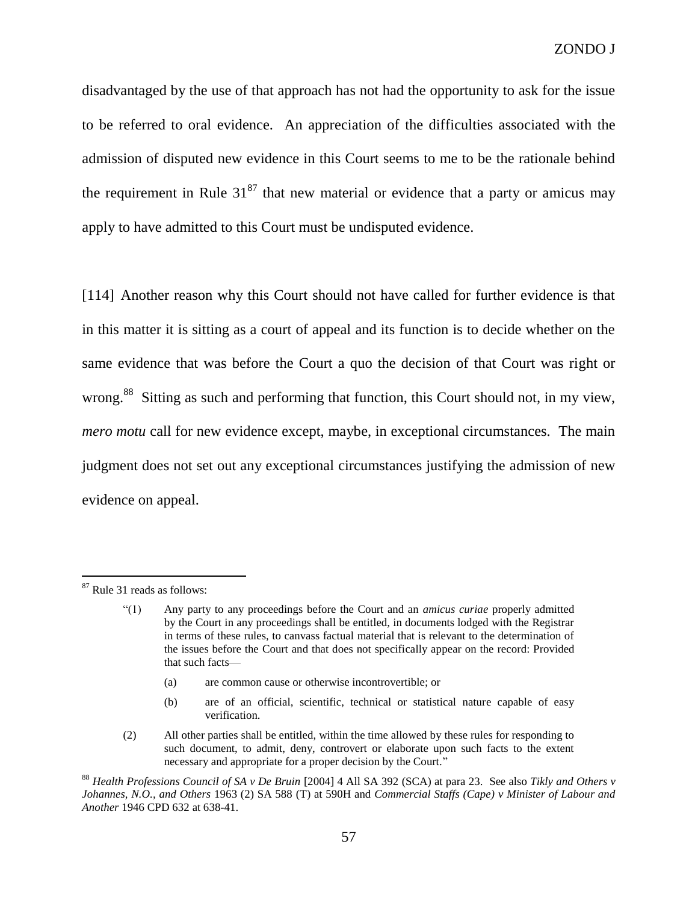disadvantaged by the use of that approach has not had the opportunity to ask for the issue to be referred to oral evidence. An appreciation of the difficulties associated with the admission of disputed new evidence in this Court seems to me to be the rationale behind the requirement in Rule 31[87] that new material or evidence that a party or amicus may apply to have admitted to this Court must be undisputed evidence.

[114] Another reason why this Court should not have called for further evidence is that in this matter it is sitting as a court of appeal and its function is to decide whether on the same evidence that was before the Court a quo the decision of that Court was right or wrong.[88] Sitting as such and performing that function, this Court should not, in my view, *mero motu* call for new evidence except, maybe, in exceptional circumstances. The main judgment does not set out any exceptional circumstances justifying the admission of new evidence on appeal.

---

[87] Rule 31 reads as follows:

> "(1) Any party to any proceedings before the Court and an *amicus curiae* properly admitted by the Court in any proceedings shall be entitled, in documents lodged with the Registrar in terms of these rules, to canvass factual material that is relevant to the determination of the issues before the Court and that does not specifically appear on the record: Provided that such facts—
>
> (a) are common cause or otherwise incontrovertible; or
>
> (b) are of an official, scientific, technical or statistical nature capable of easy verification.
>
> (2) All other parties shall be entitled, within the time allowed by these rules for responding to such document, to admit, deny, controvert or elaborate upon such facts to the extent necessary and appropriate for a proper decision by the Court."

[88] *Health Professions Council of SA v De Bruin* [2004] 4 All SA 392 (SCA) at para 23. See also *Tikly and Others v Johannes, N.O., and Others* 1963 (2) SA 588 (T) at 590H and *Commercial Staffs (Cape) v Minister of Labour and Another* 1946 CPD 632 at 638-41.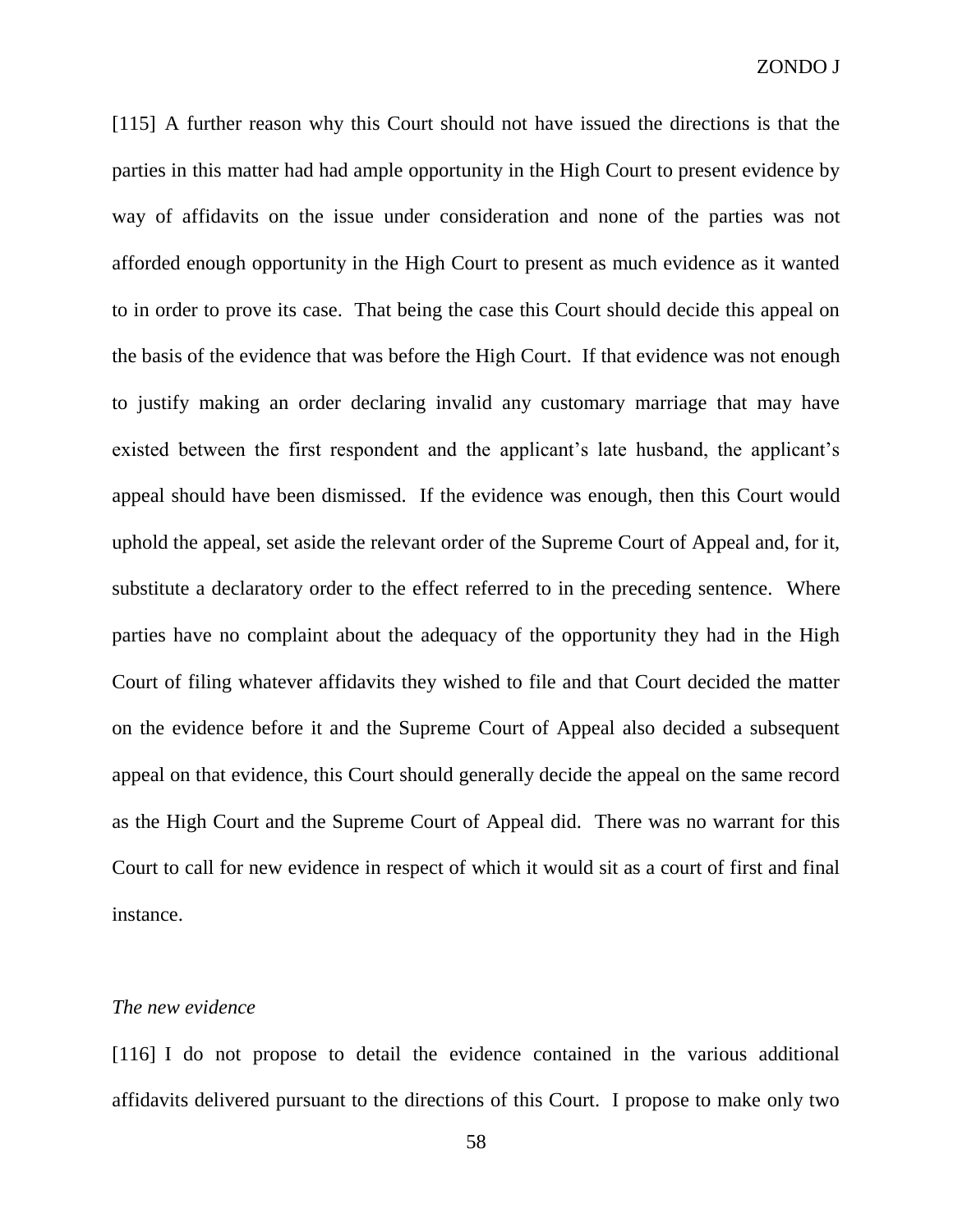[115] A further reason why this Court should not have issued the directions is that the parties in this matter had had ample opportunity in the High Court to present evidence by way of affidavits on the issue under consideration and none of the parties was not afforded enough opportunity in the High Court to present as much evidence as it wanted to in order to prove its case. That being the case this Court should decide this appeal on the basis of the evidence that was before the High Court. If that evidence was not enough to justify making an order declaring invalid any customary marriage that may have existed between the first respondent and the applicant's late husband, the applicant's appeal should have been dismissed. If the evidence was enough, then this Court would uphold the appeal, set aside the relevant order of the Supreme Court of Appeal and, for it, substitute a declaratory order to the effect referred to in the preceding sentence. Where parties have no complaint about the adequacy of the opportunity they had in the High Court of filing whatever affidavits they wished to file and that Court decided the matter on the evidence before it and the Supreme Court of Appeal also decided a subsequent appeal on that evidence, this Court should generally decide the appeal on the same record as the High Court and the Supreme Court of Appeal did. There was no warrant for this Court to call for new evidence in respect of which it would sit as a court of first and final instance.

*The new evidence*

[116] I do not propose to detail the evidence contained in the various additional affidavits delivered pursuant to the directions of this Court. I propose to make only two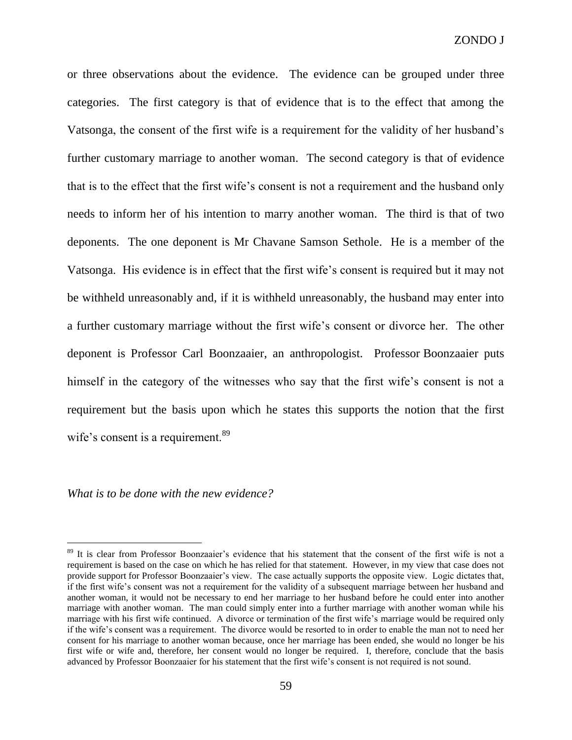or three observations about the evidence. The evidence can be grouped under three categories. The first category is that of evidence that is to the effect that among the Vatsonga, the consent of the first wife is a requirement for the validity of her husband's further customary marriage to another woman. The second category is that of evidence that is to the effect that the first wife's consent is not a requirement and the husband only needs to inform her of his intention to marry another woman. The third is that of two deponents. The one deponent is Mr Chavane Samson Sethole. He is a member of the Vatsonga. His evidence is in effect that the first wife's consent is required but it may not be withheld unreasonably and, if it is withheld unreasonably, the husband may enter into a further customary marriage without the first wife's consent or divorce her. The other deponent is Professor Carl Boonzaaier, an anthropologist. Professor Boonzaaier puts himself in the category of the witnesses who say that the first wife's consent is not a requirement but the basis upon which he states this supports the notion that the first wife's consent is a requirement.[89]

*What is to be done with the new evidence?*

[89] It is clear from Professor Boonzaaier's evidence that his statement that the consent of the first wife is not a requirement is based on the case on which he has relied for that statement. However, in my view that case does not provide support for Professor Boonzaaier's view. The case actually supports the opposite view. Logic dictates that, if the first wife's consent was not a requirement for the validity of a subsequent marriage between her husband and another woman, it would not be necessary to end her marriage to her husband before he could enter into another marriage with another woman. The man could simply enter into a further marriage with another woman while his marriage with his first wife continued. A divorce or termination of the first wife's marriage would be required only if the wife's consent was a requirement. The divorce would be resorted to in order to enable the man not to need her consent for his marriage to another woman because, once her marriage has been ended, she would no longer be his first wife or wife and, therefore, her consent would no longer be required. I, therefore, conclude that the basis advanced by Professor Boonzaaier for his statement that the first wife's consent is not required is not sound.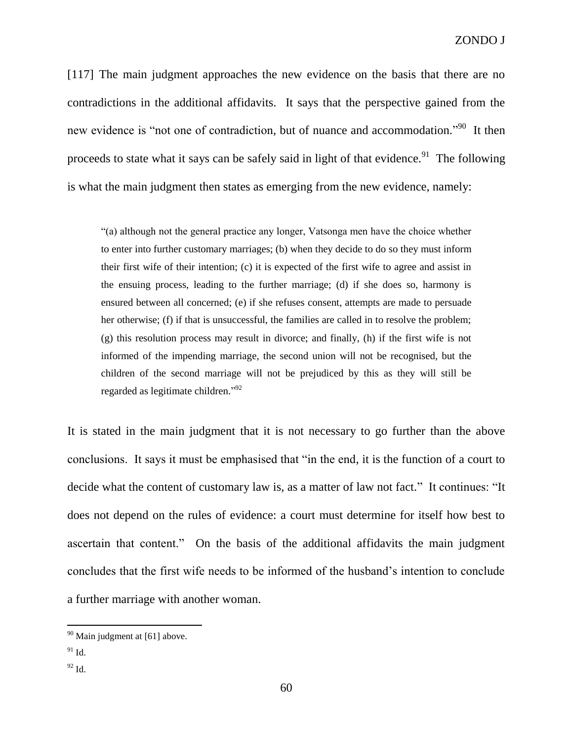[117] The main judgment approaches the new evidence on the basis that there are no contradictions in the additional affidavits. It says that the perspective gained from the new evidence is "not one of contradiction, but of nuance and accommodation."[90] It then proceeds to state what it says can be safely said in light of that evidence.[91] The following is what the main judgment then states as emerging from the new evidence, namely:

> "(a) although not the general practice any longer, Vatsonga men have the choice whether to enter into further customary marriages; (b) when they decide to do so they must inform their first wife of their intention; (c) it is expected of the first wife to agree and assist in the ensuing process, leading to the further marriage; (d) if she does so, harmony is ensured between all concerned; (e) if she refuses consent, attempts are made to persuade her otherwise; (f) if that is unsuccessful, the families are called in to resolve the problem; (g) this resolution process may result in divorce; and finally, (h) if the first wife is not informed of the impending marriage, the second union will not be recognised, but the children of the second marriage will not be prejudiced by this as they will still be regarded as legitimate children."[92]

It is stated in the main judgment that it is not necessary to go further than the above conclusions. It says it must be emphasised that "in the end, it is the function of a court to decide what the content of customary law is, as a matter of law not fact." It continues: "It does not depend on the rules of evidence: a court must determine for itself how best to ascertain that content." On the basis of the additional affidavits the main judgment concludes that the first wife needs to be informed of the husband's intention to conclude a further marriage with another woman.

---

[90] Main judgment at [61] above.

[91] Id.

[92] Id.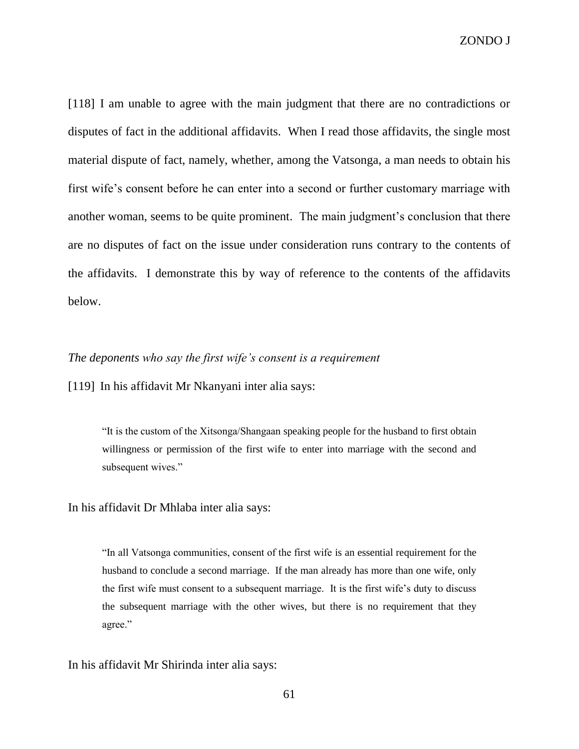[118] I am unable to agree with the main judgment that there are no contradictions or disputes of fact in the additional affidavits. When I read those affidavits, the single most material dispute of fact, namely, whether, among the Vatsonga, a man needs to obtain his first wife's consent before he can enter into a second or further customary marriage with another woman, seems to be quite prominent. The main judgment's conclusion that there are no disputes of fact on the issue under consideration runs contrary to the contents of the affidavits. I demonstrate this by way of reference to the contents of the affidavits below.

*The deponents who say the first wife's consent is a requirement*

[119] In his affidavit Mr Nkanyani inter alia says:

> "It is the custom of the Xitsonga/Shangaan speaking people for the husband to first obtain willingness or permission of the first wife to enter into marriage with the second and subsequent wives."

In his affidavit Dr Mhlaba inter alia says:

> "In all Vatsonga communities, consent of the first wife is an essential requirement for the husband to conclude a second marriage. If the man already has more than one wife, only the first wife must consent to a subsequent marriage. It is the first wife's duty to discuss the subsequent marriage with the other wives, but there is no requirement that they agree."

In his affidavit Mr Shirinda inter alia says: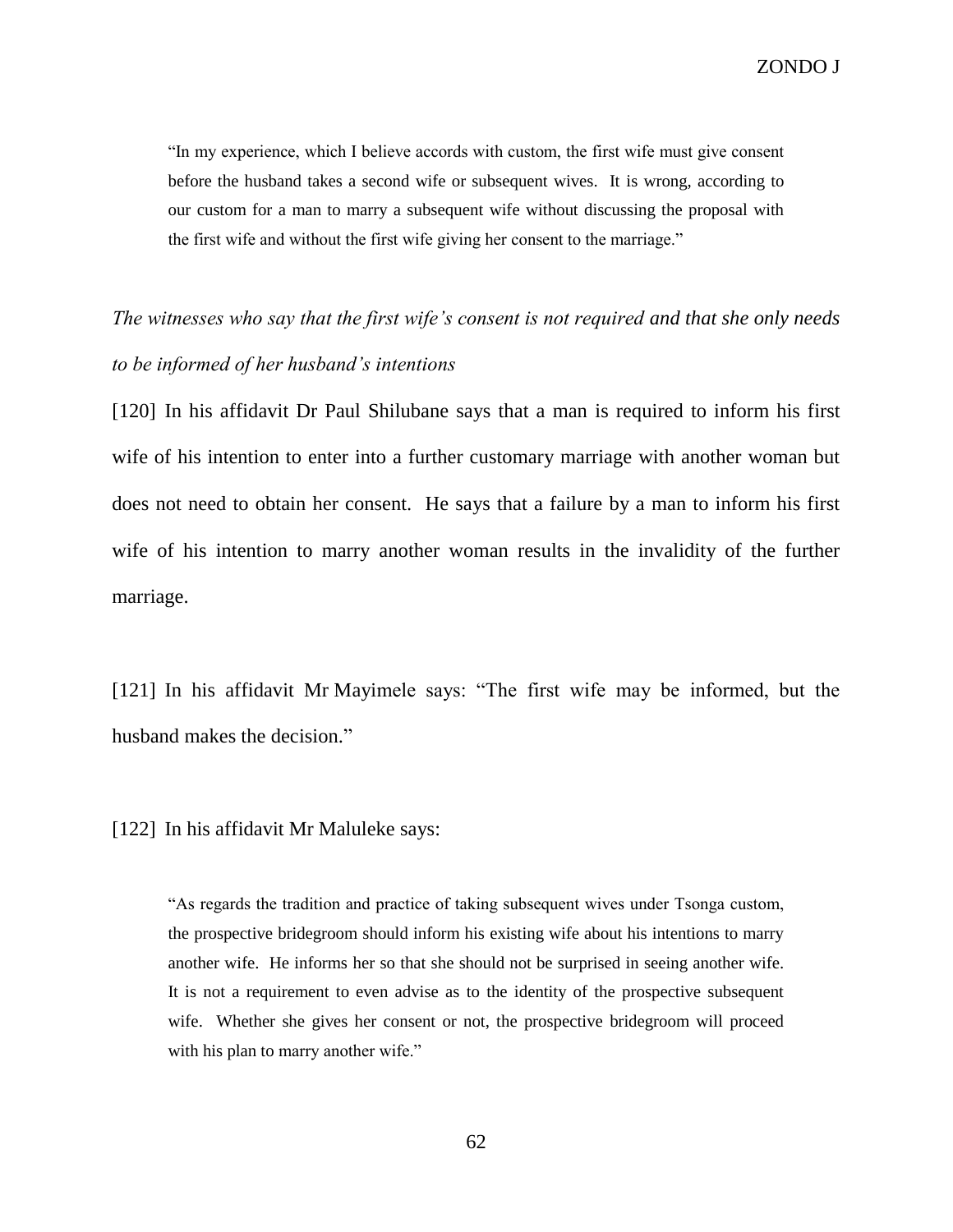> "In my experience, which I believe accords with custom, the first wife must give consent before the husband takes a second wife or subsequent wives. It is wrong, according to our custom for a man to marry a subsequent wife without discussing the proposal with the first wife and without the first wife giving her consent to the marriage."

*The witnesses who say that the first wife's consent is not required and that she only needs to be informed of her husband's intentions*

[120] In his affidavit Dr Paul Shilubane says that a man is required to inform his first wife of his intention to enter into a further customary marriage with another woman but does not need to obtain her consent. He says that a failure by a man to inform his first wife of his intention to marry another woman results in the invalidity of the further marriage.

[121] In his affidavit Mr Mayimele says: "The first wife may be informed, but the husband makes the decision."

[122] In his affidavit Mr Maluleke says:

> "As regards the tradition and practice of taking subsequent wives under Tsonga custom, the prospective bridegroom should inform his existing wife about his intentions to marry another wife. He informs her so that she should not be surprised in seeing another wife. It is not a requirement to even advise as to the identity of the prospective subsequent wife. Whether she gives her consent or not, the prospective bridegroom will proceed with his plan to marry another wife."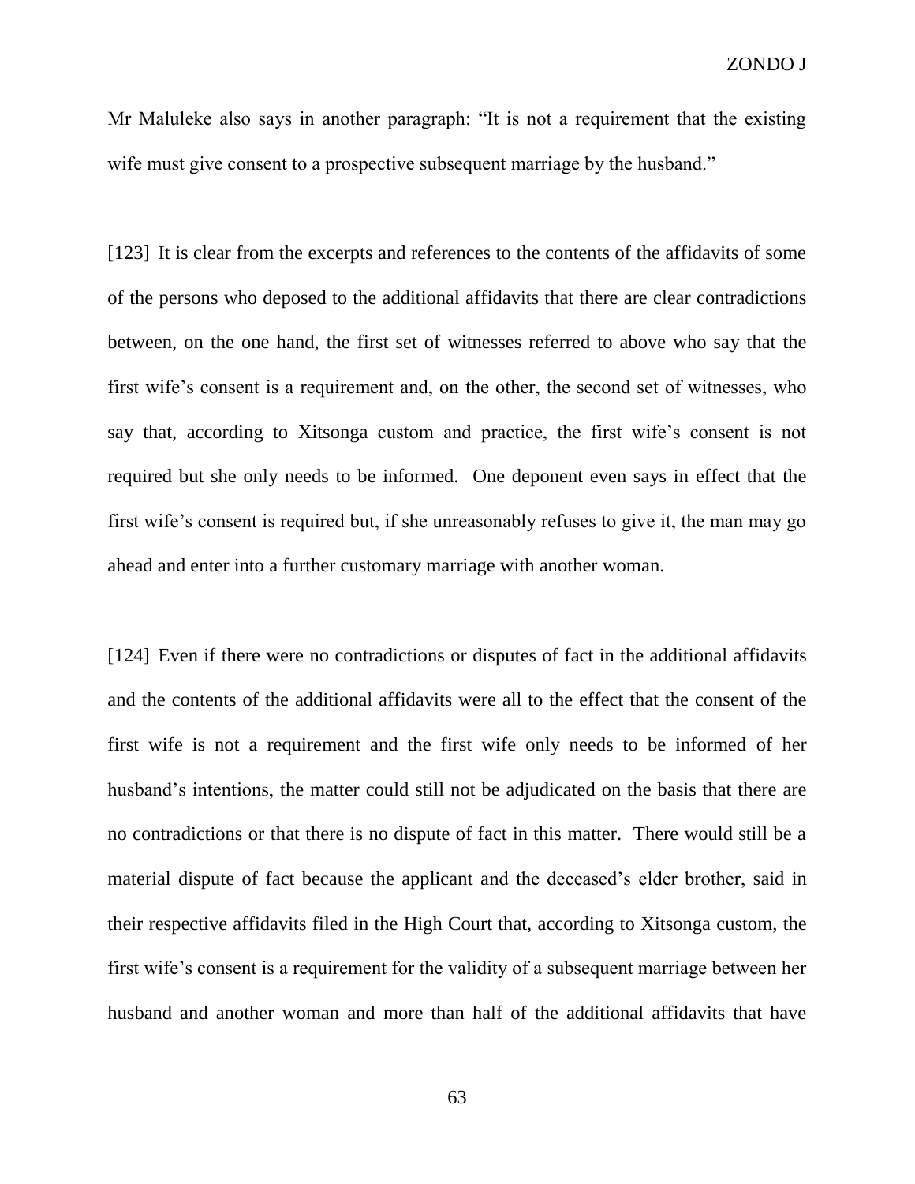Mr Maluleke also says in another paragraph: "It is not a requirement that the existing wife must give consent to a prospective subsequent marriage by the husband."

[123] It is clear from the excerpts and references to the contents of the affidavits of some of the persons who deposed to the additional affidavits that there are clear contradictions between, on the one hand, the first set of witnesses referred to above who say that the first wife's consent is a requirement and, on the other, the second set of witnesses, who say that, according to Xitsonga custom and practice, the first wife's consent is not required but she only needs to be informed. One deponent even says in effect that the first wife's consent is required but, if she unreasonably refuses to give it, the man may go ahead and enter into a further customary marriage with another woman.

[124] Even if there were no contradictions or disputes of fact in the additional affidavits and the contents of the additional affidavits were all to the effect that the consent of the first wife is not a requirement and the first wife only needs to be informed of her husband's intentions, the matter could still not be adjudicated on the basis that there are no contradictions or that there is no dispute of fact in this matter. There would still be a material dispute of fact because the applicant and the deceased's elder brother, said in their respective affidavits filed in the High Court that, according to Xitsonga custom, the first wife's consent is a requirement for the validity of a subsequent marriage between her husband and another woman and more than half of the additional affidavits that have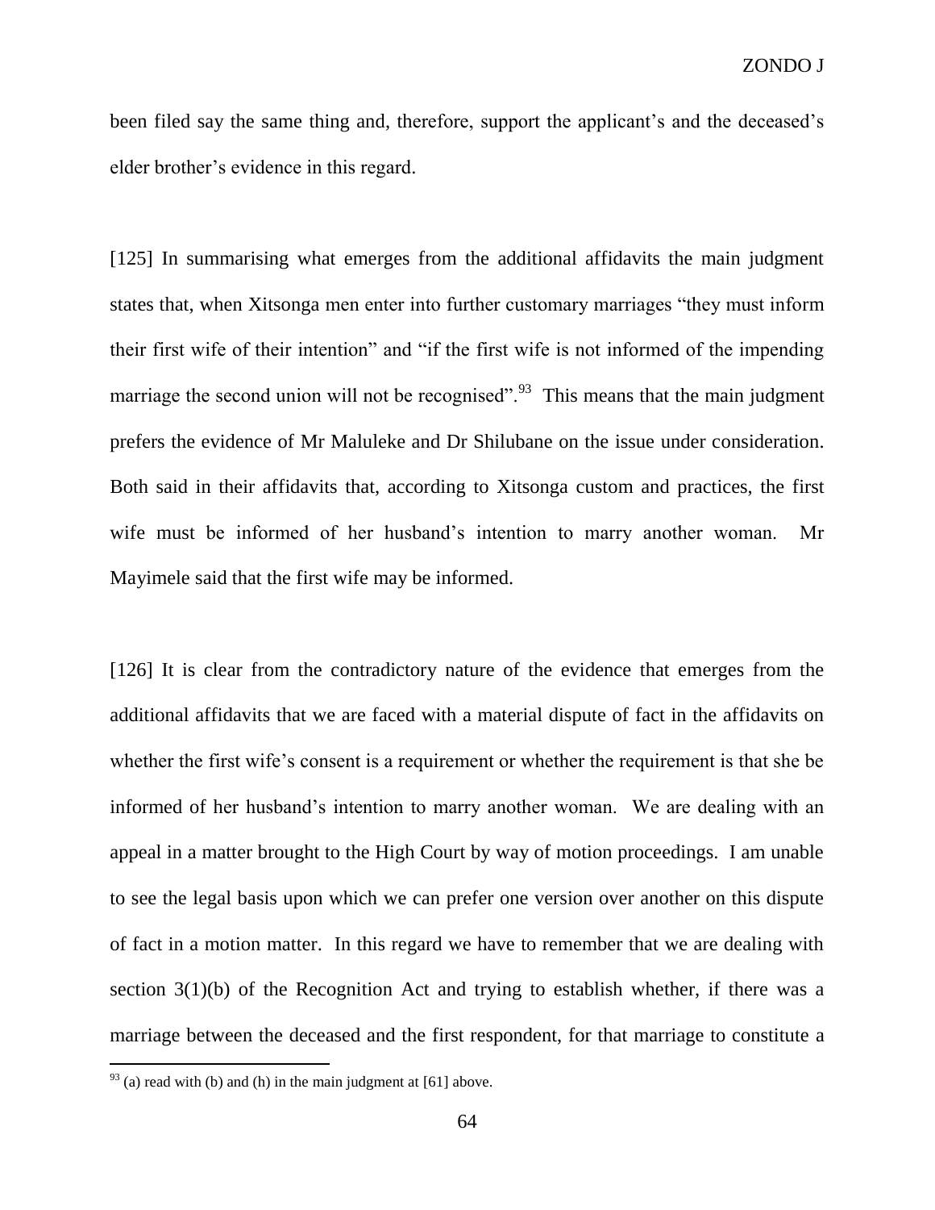been filed say the same thing and, therefore, support the applicant's and the deceased's elder brother's evidence in this regard.

[125] In summarising what emerges from the additional affidavits the main judgment states that, when Xitsonga men enter into further customary marriages "they must inform their first wife of their intention" and "if the first wife is not informed of the impending marriage the second union will not be recognised".[93] This means that the main judgment prefers the evidence of Mr Maluleke and Dr Shilubane on the issue under consideration. Both said in their affidavits that, according to Xitsonga custom and practices, the first wife must be informed of her husband's intention to marry another woman. Mr Mayimele said that the first wife may be informed.

[126] It is clear from the contradictory nature of the evidence that emerges from the additional affidavits that we are faced with a material dispute of fact in the affidavits on whether the first wife's consent is a requirement or whether the requirement is that she be informed of her husband's intention to marry another woman. We are dealing with an appeal in a matter brought to the High Court by way of motion proceedings. I am unable to see the legal basis upon which we can prefer one version over another on this dispute of fact in a motion matter. In this regard we have to remember that we are dealing with section 3(1)(b) of the Recognition Act and trying to establish whether, if there was a marriage between the deceased and the first respondent, for that marriage to constitute a

---

[93] (a) read with (b) and (h) in the main judgment at [61] above.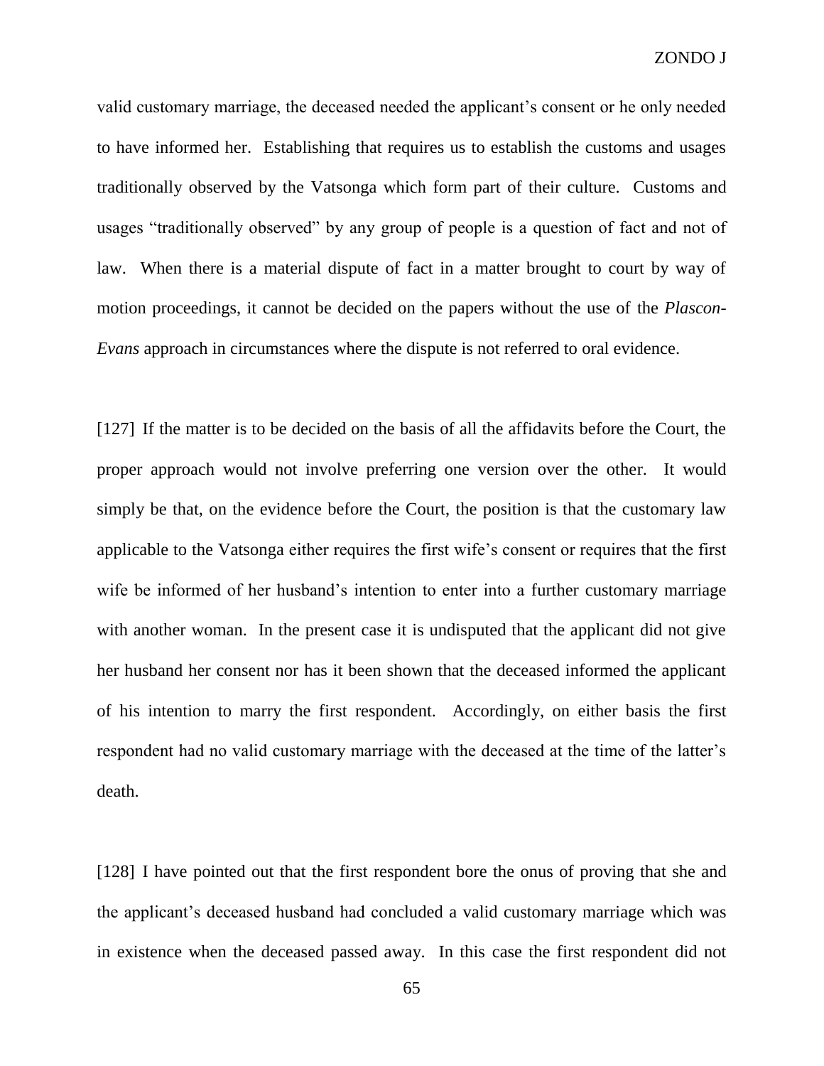valid customary marriage, the deceased needed the applicant's consent or he only needed to have informed her. Establishing that requires us to establish the customs and usages traditionally observed by the Vatsonga which form part of their culture. Customs and usages "traditionally observed" by any group of people is a question of fact and not of law. When there is a material dispute of fact in a matter brought to court by way of motion proceedings, it cannot be decided on the papers without the use of the *Plascon-Evans* approach in circumstances where the dispute is not referred to oral evidence.

[127] If the matter is to be decided on the basis of all the affidavits before the Court, the proper approach would not involve preferring one version over the other. It would simply be that, on the evidence before the Court, the position is that the customary law applicable to the Vatsonga either requires the first wife's consent or requires that the first wife be informed of her husband's intention to enter into a further customary marriage with another woman. In the present case it is undisputed that the applicant did not give her husband her consent nor has it been shown that the deceased informed the applicant of his intention to marry the first respondent. Accordingly, on either basis the first respondent had no valid customary marriage with the deceased at the time of the latter's death.

[128] I have pointed out that the first respondent bore the onus of proving that she and the applicant's deceased husband had concluded a valid customary marriage which was in existence when the deceased passed away. In this case the first respondent did not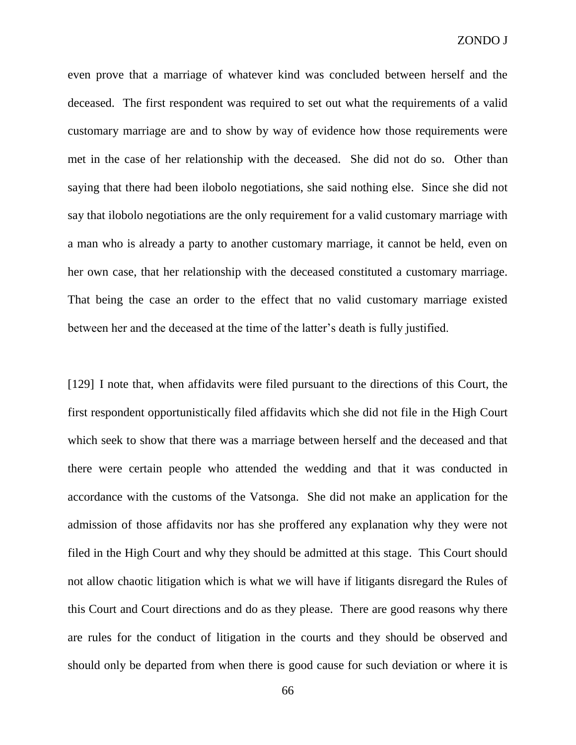even prove that a marriage of whatever kind was concluded between herself and the deceased. The first respondent was required to set out what the requirements of a valid customary marriage are and to show by way of evidence how those requirements were met in the case of her relationship with the deceased. She did not do so. Other than saying that there had been ilobolo negotiations, she said nothing else. Since she did not say that ilobolo negotiations are the only requirement for a valid customary marriage with a man who is already a party to another customary marriage, it cannot be held, even on her own case, that her relationship with the deceased constituted a customary marriage. That being the case an order to the effect that no valid customary marriage existed between her and the deceased at the time of the latter's death is fully justified.

[129] I note that, when affidavits were filed pursuant to the directions of this Court, the first respondent opportunistically filed affidavits which she did not file in the High Court which seek to show that there was a marriage between herself and the deceased and that there were certain people who attended the wedding and that it was conducted in accordance with the customs of the Vatsonga. She did not make an application for the admission of those affidavits nor has she proffered any explanation why they were not filed in the High Court and why they should be admitted at this stage. This Court should not allow chaotic litigation which is what we will have if litigants disregard the Rules of this Court and Court directions and do as they please. There are good reasons why there are rules for the conduct of litigation in the courts and they should be observed and should only be departed from when there is good cause for such deviation or where it is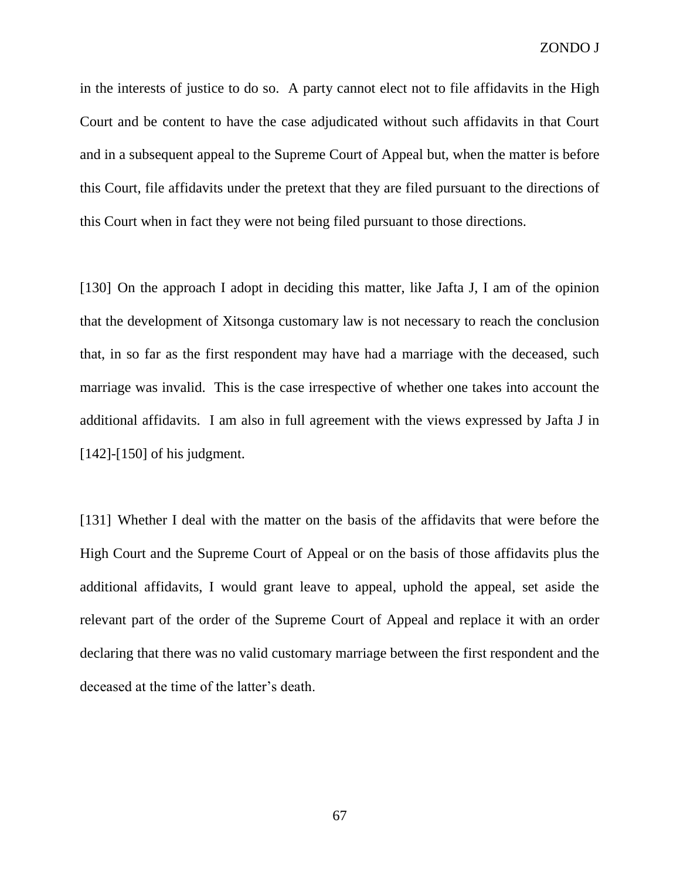in the interests of justice to do so. A party cannot elect not to file affidavits in the High Court and be content to have the case adjudicated without such affidavits in that Court and in a subsequent appeal to the Supreme Court of Appeal but, when the matter is before this Court, file affidavits under the pretext that they are filed pursuant to the directions of this Court when in fact they were not being filed pursuant to those directions.

[130] On the approach I adopt in deciding this matter, like Jafta J, I am of the opinion that the development of Xitsonga customary law is not necessary to reach the conclusion that, in so far as the first respondent may have had a marriage with the deceased, such marriage was invalid. This is the case irrespective of whether one takes into account the additional affidavits. I am also in full agreement with the views expressed by Jafta J in [142]-[150] of his judgment.

[131] Whether I deal with the matter on the basis of the affidavits that were before the High Court and the Supreme Court of Appeal or on the basis of those affidavits plus the additional affidavits, I would grant leave to appeal, uphold the appeal, set aside the relevant part of the order of the Supreme Court of Appeal and replace it with an order declaring that there was no valid customary marriage between the first respondent and the deceased at the time of the latter's death.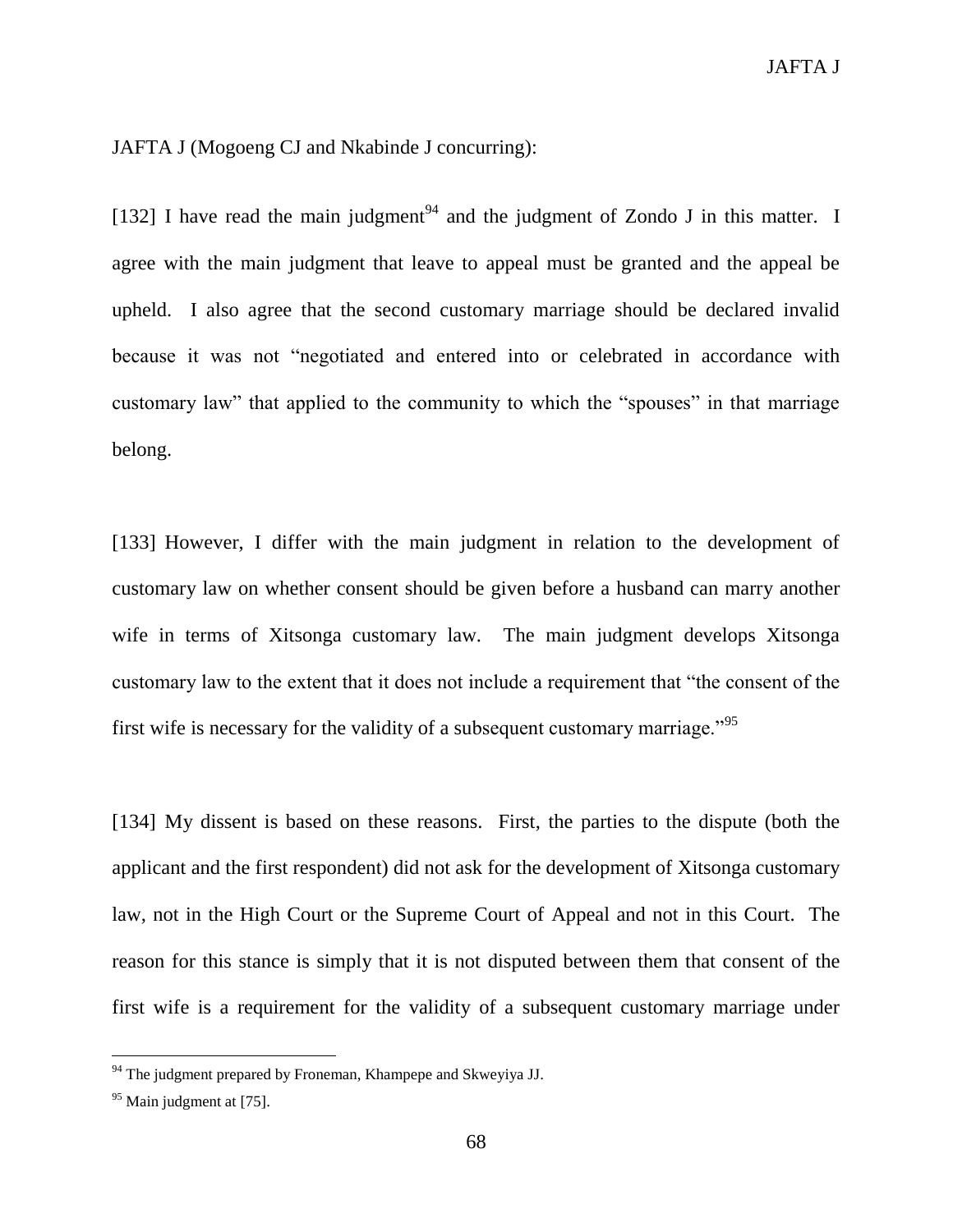JAFTA J (Mogoeng CJ and Nkabinde J concurring):

[132] I have read the main judgment[94] and the judgment of Zondo J in this matter. I agree with the main judgment that leave to appeal must be granted and the appeal be upheld. I also agree that the second customary marriage should be declared invalid because it was not "negotiated and entered into or celebrated in accordance with customary law" that applied to the community to which the "spouses" in that marriage belong.

[133] However, I differ with the main judgment in relation to the development of customary law on whether consent should be given before a husband can marry another wife in terms of Xitsonga customary law. The main judgment develops Xitsonga customary law to the extent that it does not include a requirement that "the consent of the first wife is necessary for the validity of a subsequent customary marriage."[95]

[134] My dissent is based on these reasons. First, the parties to the dispute (both the applicant and the first respondent) did not ask for the development of Xitsonga customary law, not in the High Court or the Supreme Court of Appeal and not in this Court. The reason for this stance is simply that it is not disputed between them that consent of the first wife is a requirement for the validity of a subsequent customary marriage under

---

[94] The judgment prepared by Froneman, Khampepe and Skweyiya JJ.

[95] Main judgment at [75].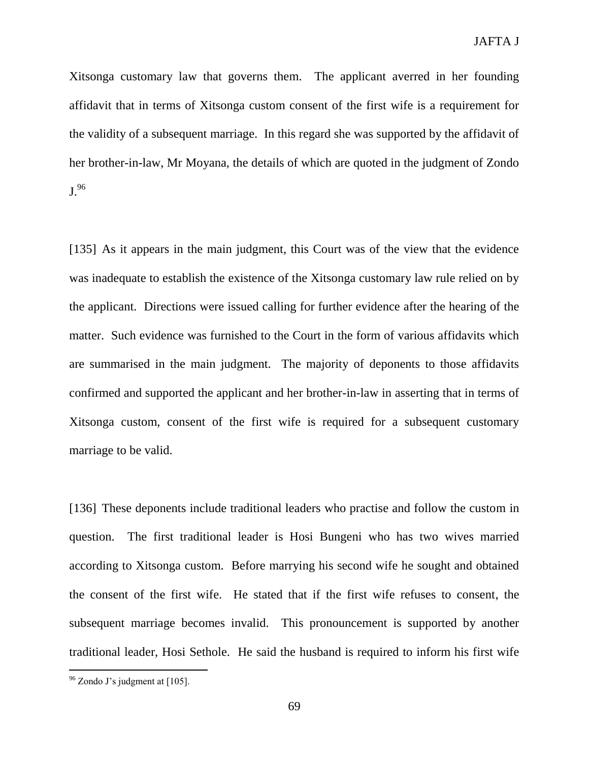Xitsonga customary law that governs them. The applicant averred in her founding affidavit that in terms of Xitsonga custom consent of the first wife is a requirement for the validity of a subsequent marriage. In this regard she was supported by the affidavit of her brother-in-law, Mr Moyana, the details of which are quoted in the judgment of Zondo J.[96]

[135] As it appears in the main judgment, this Court was of the view that the evidence was inadequate to establish the existence of the Xitsonga customary law rule relied on by the applicant. Directions were issued calling for further evidence after the hearing of the matter. Such evidence was furnished to the Court in the form of various affidavits which are summarised in the main judgment. The majority of deponents to those affidavits confirmed and supported the applicant and her brother-in-law in asserting that in terms of Xitsonga custom, consent of the first wife is required for a subsequent customary marriage to be valid.

[136] These deponents include traditional leaders who practise and follow the custom in question. The first traditional leader is Hosi Bungeni who has two wives married according to Xitsonga custom. Before marrying his second wife he sought and obtained the consent of the first wife. He stated that if the first wife refuses to consent, the subsequent marriage becomes invalid. This pronouncement is supported by another traditional leader, Hosi Sethole. He said the husband is required to inform his first wife

---

[96] Zondo J's judgment at [105].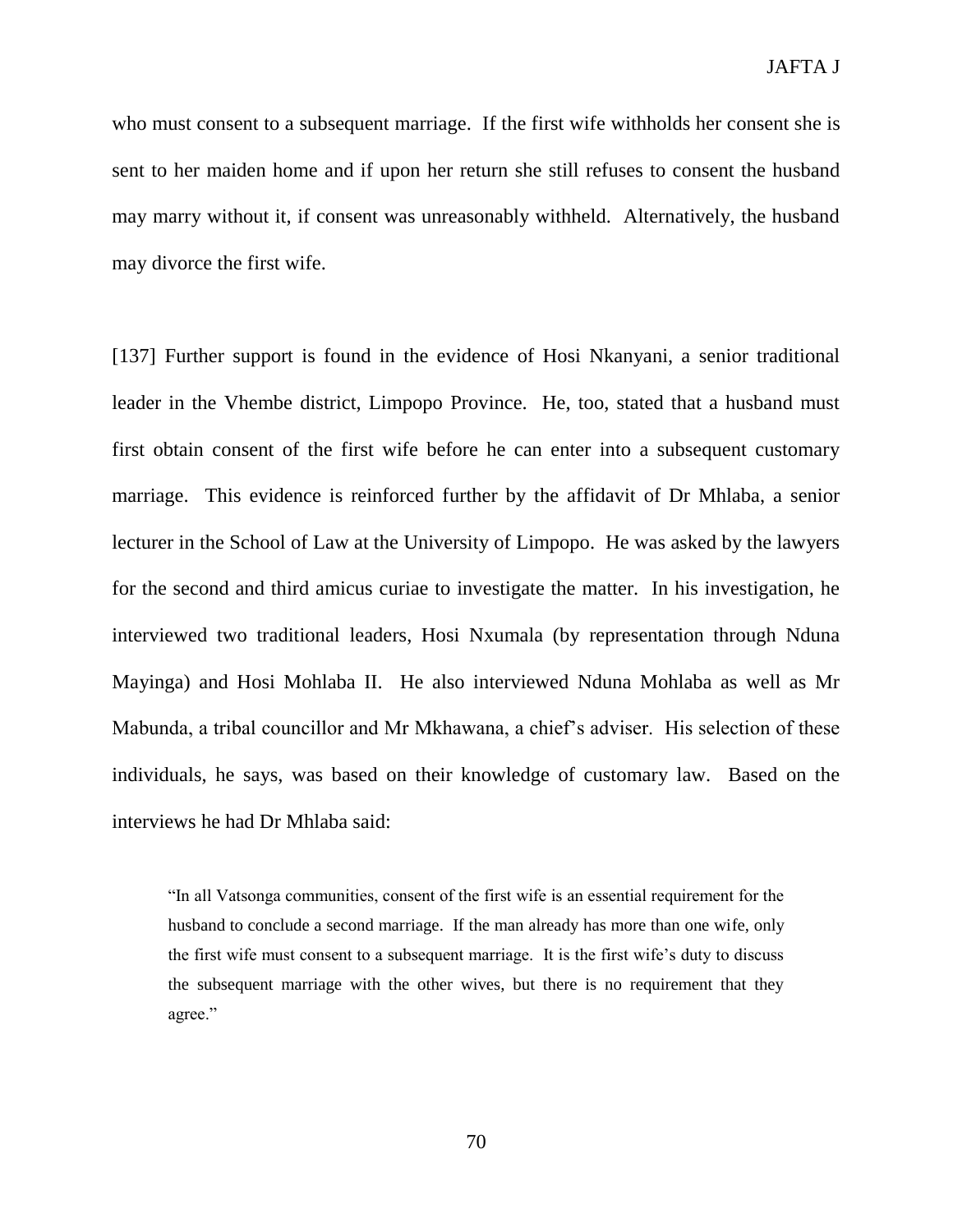who must consent to a subsequent marriage. If the first wife withholds her consent she is sent to her maiden home and if upon her return she still refuses to consent the husband may marry without it, if consent was unreasonably withheld. Alternatively, the husband may divorce the first wife.

[137] Further support is found in the evidence of Hosi Nkanyani, a senior traditional leader in the Vhembe district, Limpopo Province. He, too, stated that a husband must first obtain consent of the first wife before he can enter into a subsequent customary marriage. This evidence is reinforced further by the affidavit of Dr Mhlaba, a senior lecturer in the School of Law at the University of Limpopo. He was asked by the lawyers for the second and third amicus curiae to investigate the matter. In his investigation, he interviewed two traditional leaders, Hosi Nxumala (by representation through Nduna Mayinga) and Hosi Mohlaba II. He also interviewed Nduna Mohlaba as well as Mr Mabunda, a tribal councillor and Mr Mkhawana, a chief's adviser. His selection of these individuals, he says, was based on their knowledge of customary law. Based on the interviews he had Dr Mhlaba said:

> "In all Vatsonga communities, consent of the first wife is an essential requirement for the husband to conclude a second marriage. If the man already has more than one wife, only the first wife must consent to a subsequent marriage. It is the first wife's duty to discuss the subsequent marriage with the other wives, but there is no requirement that they agree."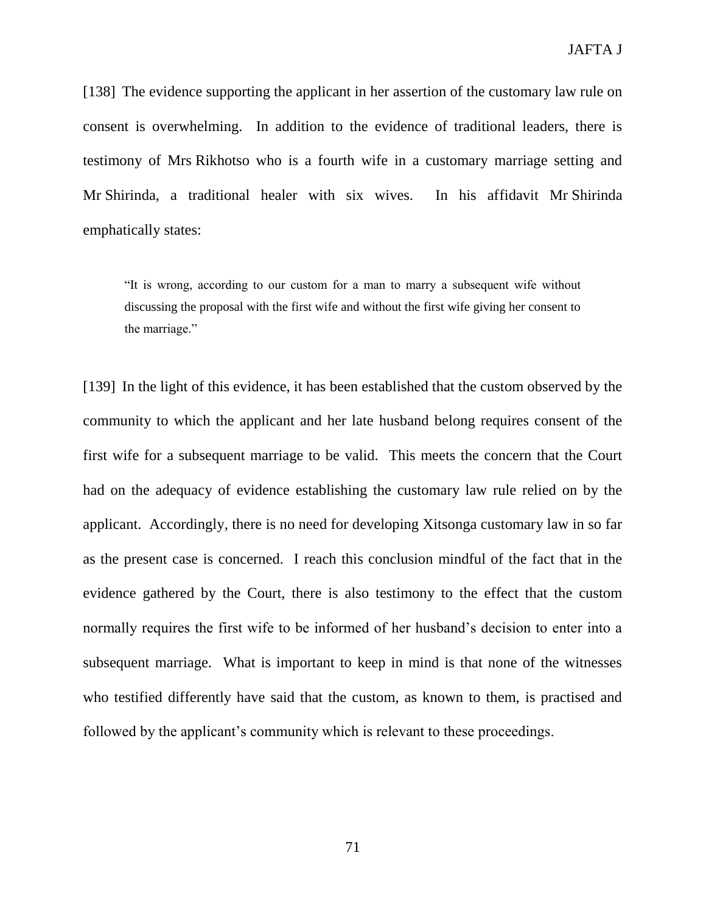[138] The evidence supporting the applicant in her assertion of the customary law rule on consent is overwhelming. In addition to the evidence of traditional leaders, there is testimony of Mrs Rikhotso who is a fourth wife in a customary marriage setting and Mr Shirinda, a traditional healer with six wives. In his affidavit Mr Shirinda emphatically states:

> "It is wrong, according to our custom for a man to marry a subsequent wife without discussing the proposal with the first wife and without the first wife giving her consent to the marriage."

[139] In the light of this evidence, it has been established that the custom observed by the community to which the applicant and her late husband belong requires consent of the first wife for a subsequent marriage to be valid. This meets the concern that the Court had on the adequacy of evidence establishing the customary law rule relied on by the applicant. Accordingly, there is no need for developing Xitsonga customary law in so far as the present case is concerned. I reach this conclusion mindful of the fact that in the evidence gathered by the Court, there is also testimony to the effect that the custom normally requires the first wife to be informed of her husband's decision to enter into a subsequent marriage. What is important to keep in mind is that none of the witnesses who testified differently have said that the custom, as known to them, is practised and followed by the applicant's community which is relevant to these proceedings.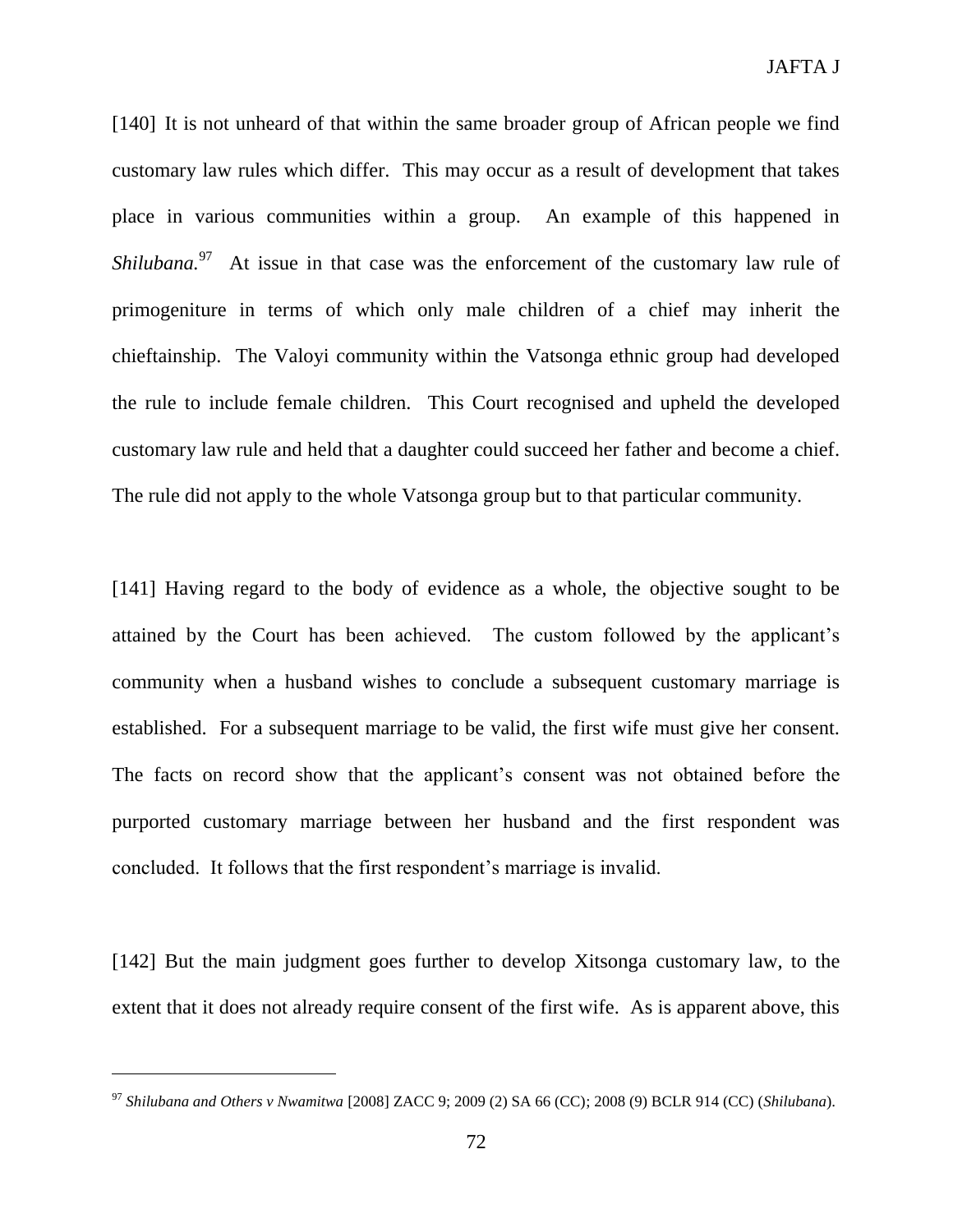[140] It is not unheard of that within the same broader group of African people we find customary law rules which differ. This may occur as a result of development that takes place in various communities within a group. An example of this happened in *Shilubana.*[97] At issue in that case was the enforcement of the customary law rule of primogeniture in terms of which only male children of a chief may inherit the chieftainship. The Valoyi community within the Vatsonga ethnic group had developed the rule to include female children. This Court recognised and upheld the developed customary law rule and held that a daughter could succeed her father and become a chief. The rule did not apply to the whole Vatsonga group but to that particular community.

[141] Having regard to the body of evidence as a whole, the objective sought to be attained by the Court has been achieved. The custom followed by the applicant's community when a husband wishes to conclude a subsequent customary marriage is established. For a subsequent marriage to be valid, the first wife must give her consent. The facts on record show that the applicant's consent was not obtained before the purported customary marriage between her husband and the first respondent was concluded. It follows that the first respondent's marriage is invalid.

[142] But the main judgment goes further to develop Xitsonga customary law, to the extent that it does not already require consent of the first wife. As is apparent above, this

---

[97] *Shilubana and Others v Nwamitwa* [2008] ZACC 9; 2009 (2) SA 66 (CC); 2008 (9) BCLR 914 (CC) (*Shilubana*).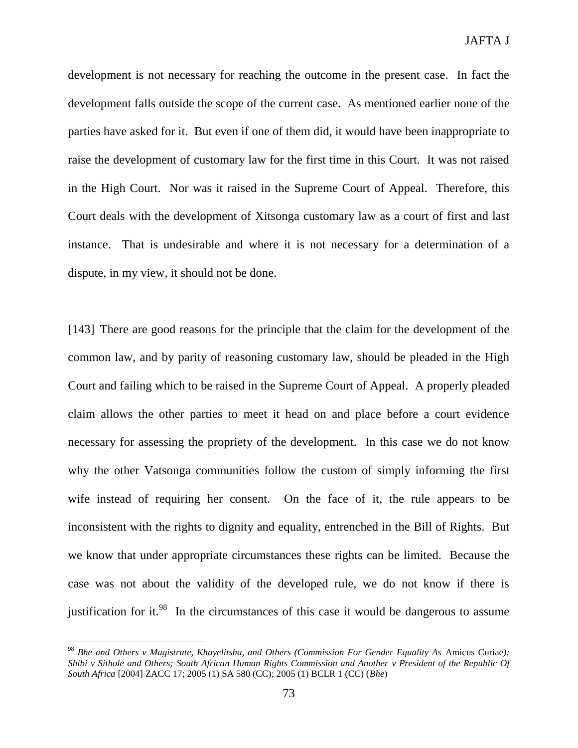development is not necessary for reaching the outcome in the present case. In fact the development falls outside the scope of the current case. As mentioned earlier none of the parties have asked for it. But even if one of them did, it would have been inappropriate to raise the development of customary law for the first time in this Court. It was not raised in the High Court. Nor was it raised in the Supreme Court of Appeal. Therefore, this Court deals with the development of Xitsonga customary law as a court of first and last instance. That is undesirable and where it is not necessary for a determination of a dispute, in my view, it should not be done.

[143] There are good reasons for the principle that the claim for the development of the common law, and by parity of reasoning customary law, should be pleaded in the High Court and failing which to be raised in the Supreme Court of Appeal. A properly pleaded claim allows the other parties to meet it head on and place before a court evidence necessary for assessing the propriety of the development. In this case we do not know why the other Vatsonga communities follow the custom of simply informing the first wife instead of requiring her consent. On the face of it, the rule appears to be inconsistent with the rights to dignity and equality, entrenched in the Bill of Rights. But we know that under appropriate circumstances these rights can be limited. Because the case was not about the validity of the developed rule, we do not know if there is justification for it.[98] In the circumstances of this case it would be dangerous to assume

[98] *Bhe and Others v Magistrate, Khayelitsha, and Others (Commission For Gender Equality As* Amicus Curiae*); Shibi v Sithole and Others; South African Human Rights Commission and Another v President of the Republic Of South Africa* [2004] ZACC 17; 2005 (1) SA 580 (CC); 2005 (1) BCLR 1 (CC) (*Bhe*)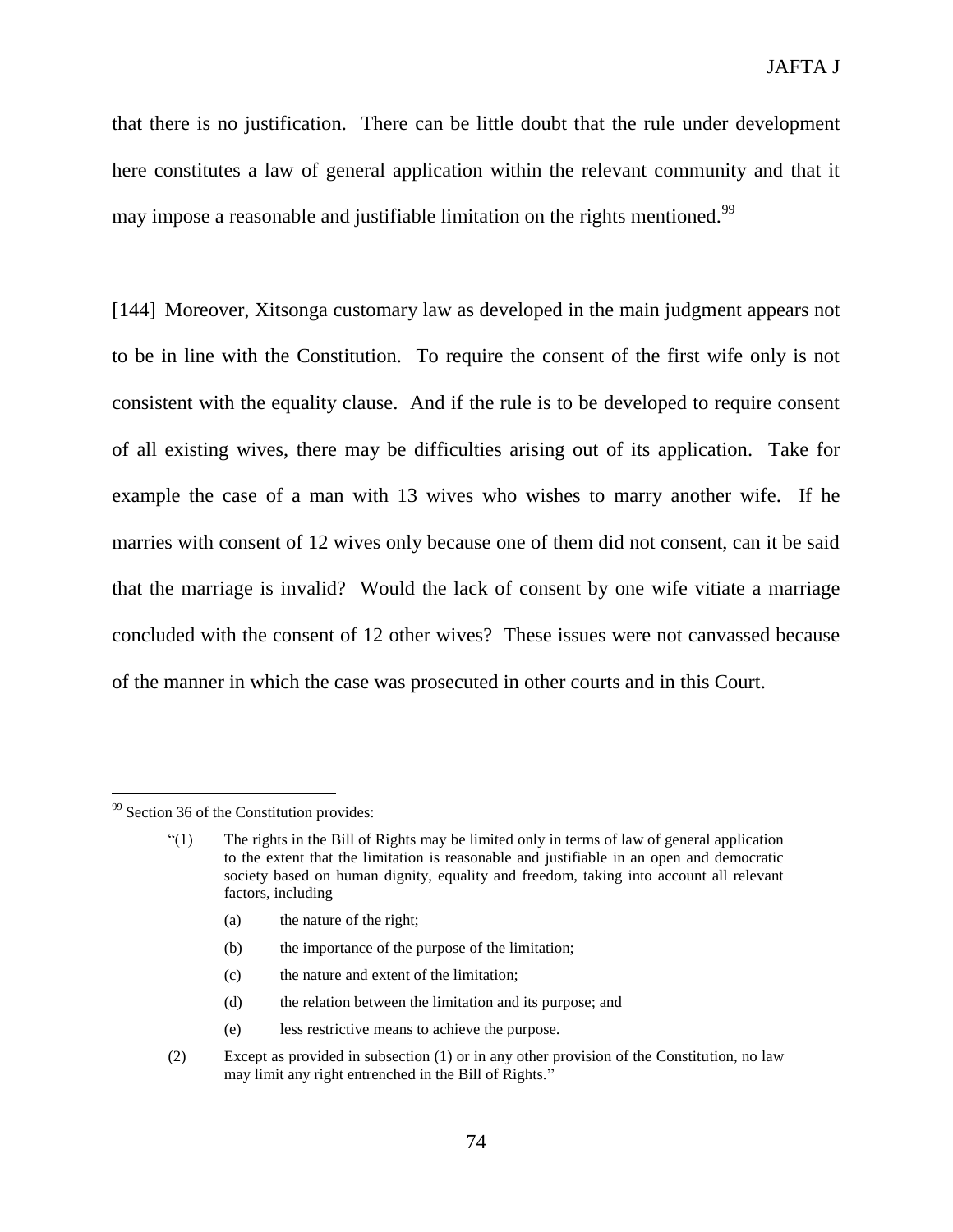that there is no justification. There can be little doubt that the rule under development here constitutes a law of general application within the relevant community and that it may impose a reasonable and justifiable limitation on the rights mentioned.[99]

[144] Moreover, Xitsonga customary law as developed in the main judgment appears not to be in line with the Constitution. To require the consent of the first wife only is not consistent with the equality clause. And if the rule is to be developed to require consent of all existing wives, there may be difficulties arising out of its application. Take for example the case of a man with 13 wives who wishes to marry another wife. If he marries with consent of 12 wives only because one of them did not consent, can it be said that the marriage is invalid? Would the lack of consent by one wife vitiate a marriage concluded with the consent of 12 other wives? These issues were not canvassed because of the manner in which the case was prosecuted in other courts and in this Court.

---

[99] Section 36 of the Constitution provides:

> "(1) The rights in the Bill of Rights may be limited only in terms of law of general application to the extent that the limitation is reasonable and justifiable in an open and democratic society based on human dignity, equality and freedom, taking into account all relevant factors, including—
>
> (a) the nature of the right;
>
> (b) the importance of the purpose of the limitation;
>
> (c) the nature and extent of the limitation;
>
> (d) the relation between the limitation and its purpose; and
>
> (e) less restrictive means to achieve the purpose.
>
> (2) Except as provided in subsection (1) or in any other provision of the Constitution, no law may limit any right entrenched in the Bill of Rights."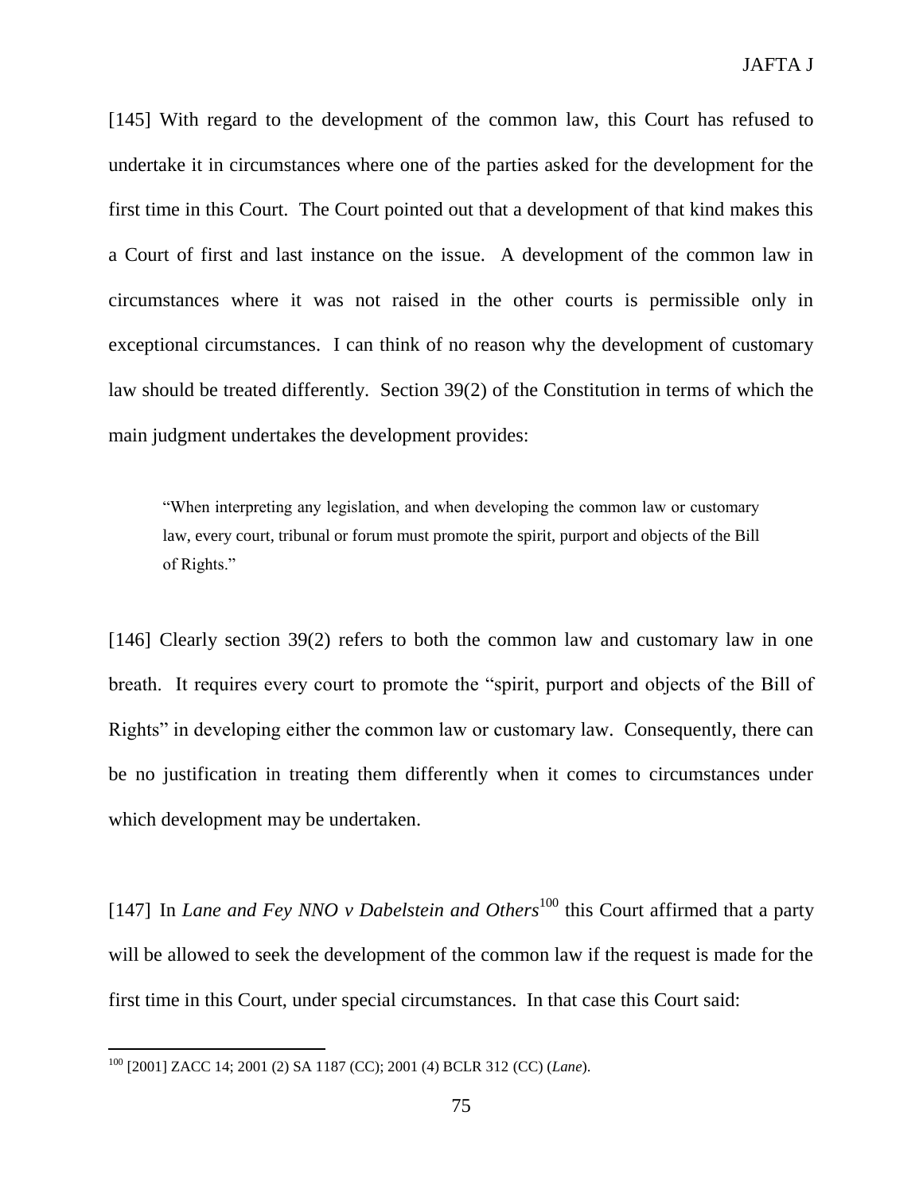[145] With regard to the development of the common law, this Court has refused to undertake it in circumstances where one of the parties asked for the development for the first time in this Court. The Court pointed out that a development of that kind makes this a Court of first and last instance on the issue. A development of the common law in circumstances where it was not raised in the other courts is permissible only in exceptional circumstances. I can think of no reason why the development of customary law should be treated differently. Section 39(2) of the Constitution in terms of which the main judgment undertakes the development provides:

> "When interpreting any legislation, and when developing the common law or customary law, every court, tribunal or forum must promote the spirit, purport and objects of the Bill of Rights."

[146] Clearly section 39(2) refers to both the common law and customary law in one breath. It requires every court to promote the "spirit, purport and objects of the Bill of Rights" in developing either the common law or customary law. Consequently, there can be no justification in treating them differently when it comes to circumstances under which development may be undertaken.

[147] In *Lane and Fey NNO v Dabelstein and Others*[100] this Court affirmed that a party will be allowed to seek the development of the common law if the request is made for the first time in this Court, under special circumstances. In that case this Court said:

---

[100] [2001] ZACC 14; 2001 (2) SA 1187 (CC); 2001 (4) BCLR 312 (CC) (*Lane*).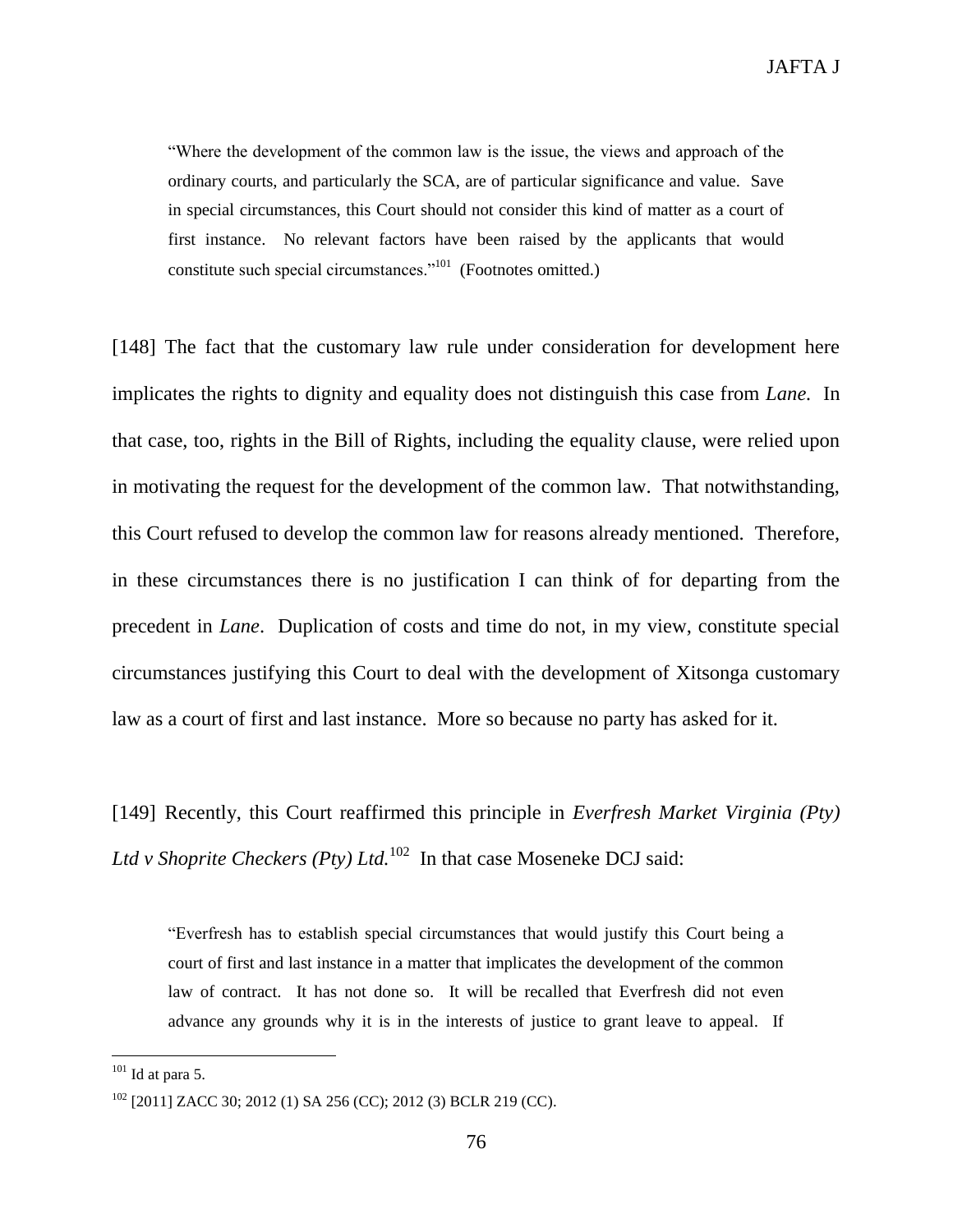> "Where the development of the common law is the issue, the views and approach of the ordinary courts, and particularly the SCA, are of particular significance and value. Save in special circumstances, this Court should not consider this kind of matter as a court of first instance. No relevant factors have been raised by the applicants that would constitute such special circumstances."[101] (Footnotes omitted.)

[148] The fact that the customary law rule under consideration for development here implicates the rights to dignity and equality does not distinguish this case from *Lane.* In that case, too, rights in the Bill of Rights, including the equality clause, were relied upon in motivating the request for the development of the common law. That notwithstanding, this Court refused to develop the common law for reasons already mentioned. Therefore, in these circumstances there is no justification I can think of for departing from the precedent in *Lane*. Duplication of costs and time do not, in my view, constitute special circumstances justifying this Court to deal with the development of Xitsonga customary law as a court of first and last instance. More so because no party has asked for it.

[149] Recently, this Court reaffirmed this principle in *Everfresh Market Virginia (Pty) Ltd v Shoprite Checkers (Pty) Ltd.*[102] In that case Moseneke DCJ said:

> "Everfresh has to establish special circumstances that would justify this Court being a court of first and last instance in a matter that implicates the development of the common law of contract. It has not done so. It will be recalled that Everfresh did not even advance any grounds why it is in the interests of justice to grant leave to appeal. If

---

[101] Id at para 5.

[102] [2011] ZACC 30; 2012 (1) SA 256 (CC); 2012 (3) BCLR 219 (CC).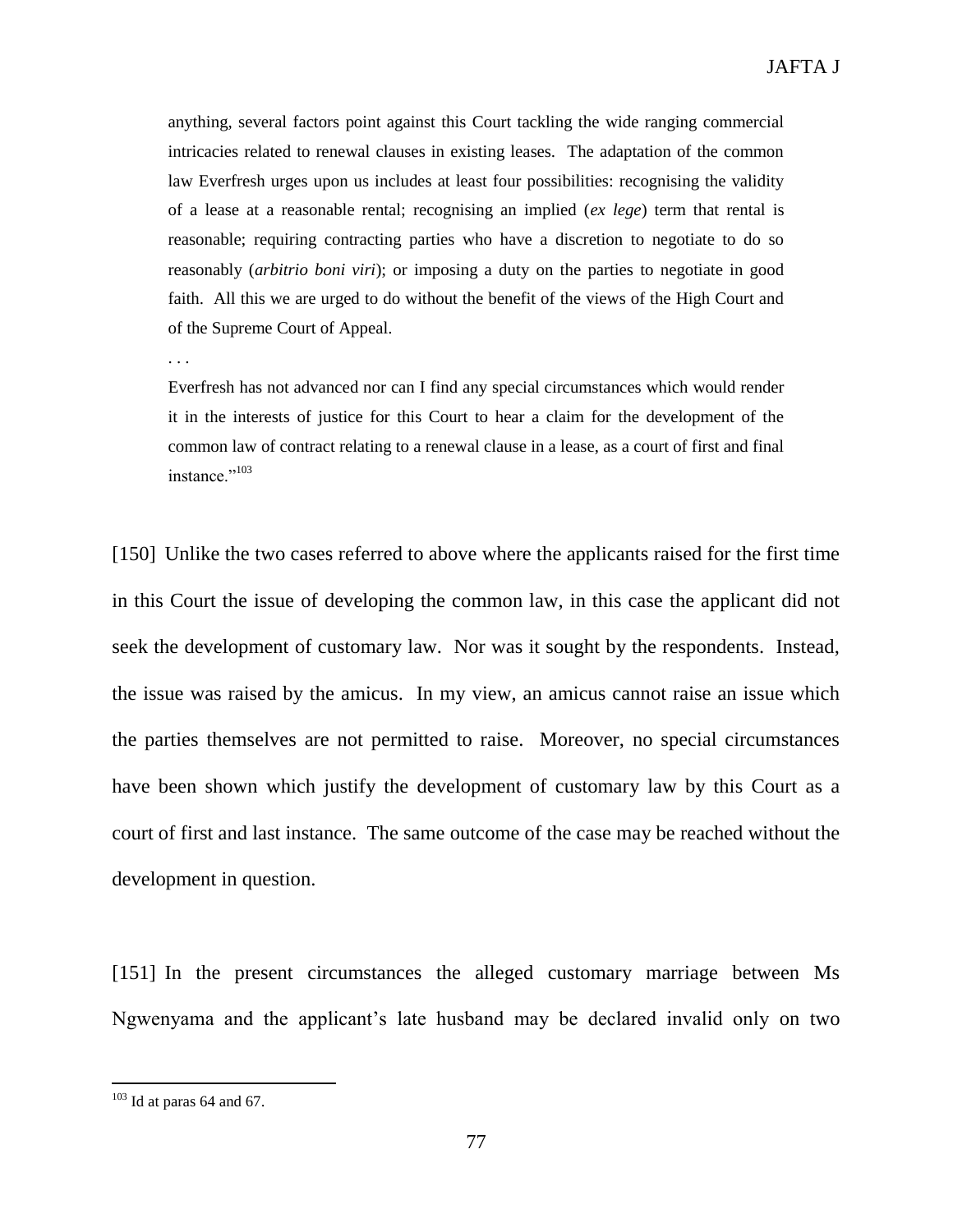> anything, several factors point against this Court tackling the wide ranging commercial intricacies related to renewal clauses in existing leases. The adaptation of the common law Everfresh urges upon us includes at least four possibilities: recognising the validity of a lease at a reasonable rental; recognising an implied (*ex lege*) term that rental is reasonable; requiring contracting parties who have a discretion to negotiate to do so reasonably (*arbitrio boni viri*); or imposing a duty on the parties to negotiate in good faith. All this we are urged to do without the benefit of the views of the High Court and of the Supreme Court of Appeal.
>
> . . .
>
> Everfresh has not advanced nor can I find any special circumstances which would render it in the interests of justice for this Court to hear a claim for the development of the common law of contract relating to a renewal clause in a lease, as a court of first and final instance."[103]

[150] Unlike the two cases referred to above where the applicants raised for the first time in this Court the issue of developing the common law, in this case the applicant did not seek the development of customary law. Nor was it sought by the respondents. Instead, the issue was raised by the amicus. In my view, an amicus cannot raise an issue which the parties themselves are not permitted to raise. Moreover, no special circumstances have been shown which justify the development of customary law by this Court as a court of first and last instance. The same outcome of the case may be reached without the development in question.

[151] In the present circumstances the alleged customary marriage between Ms Ngwenyama and the applicant's late husband may be declared invalid only on two

---

[103] Id at paras 64 and 67.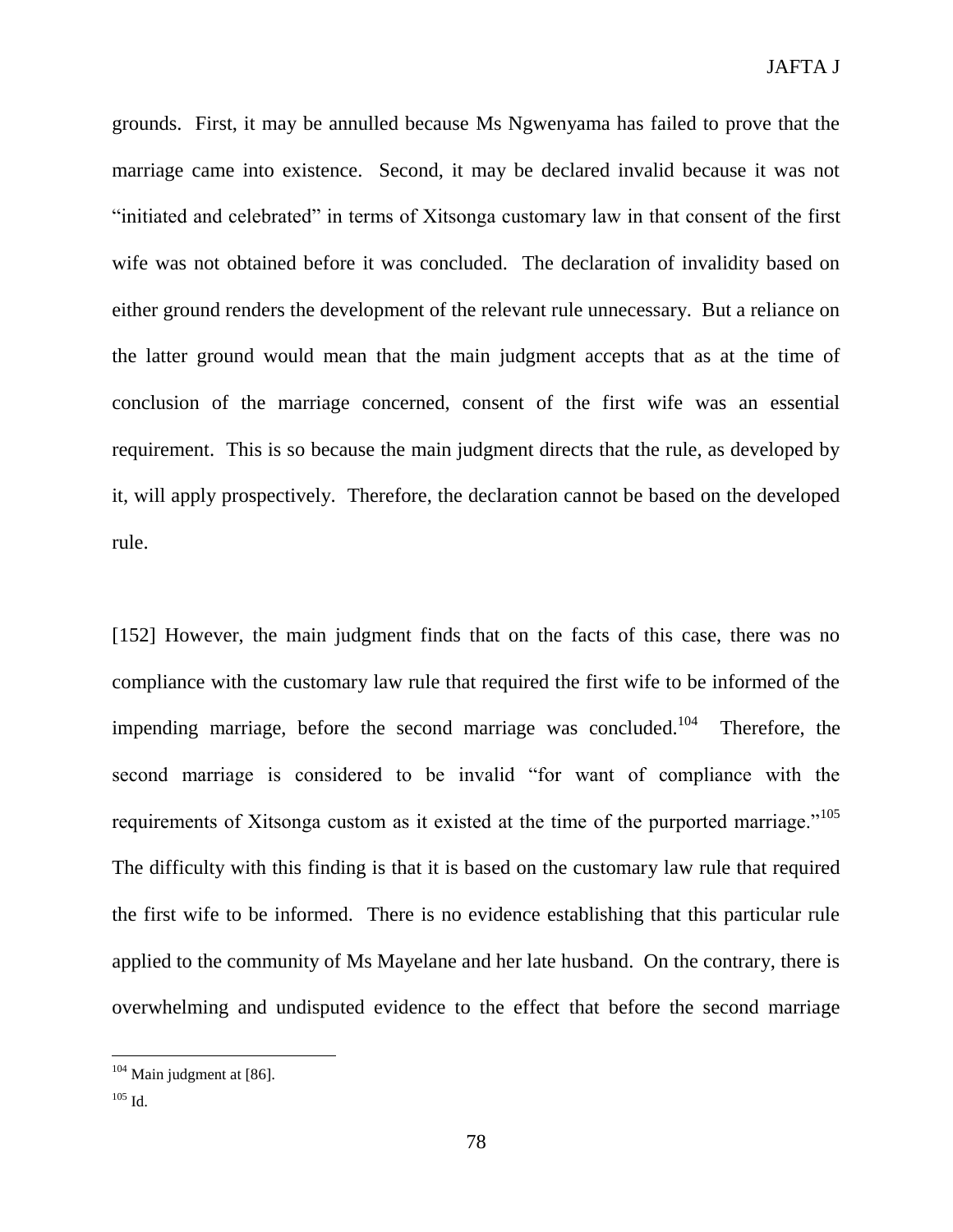grounds. First, it may be annulled because Ms Ngwenyama has failed to prove that the marriage came into existence. Second, it may be declared invalid because it was not "initiated and celebrated" in terms of Xitsonga customary law in that consent of the first wife was not obtained before it was concluded. The declaration of invalidity based on either ground renders the development of the relevant rule unnecessary. But a reliance on the latter ground would mean that the main judgment accepts that as at the time of conclusion of the marriage concerned, consent of the first wife was an essential requirement. This is so because the main judgment directs that the rule, as developed by it, will apply prospectively. Therefore, the declaration cannot be based on the developed rule.

[152] However, the main judgment finds that on the facts of this case, there was no compliance with the customary law rule that required the first wife to be informed of the impending marriage, before the second marriage was concluded.[104] Therefore, the second marriage is considered to be invalid "for want of compliance with the requirements of Xitsonga custom as it existed at the time of the purported marriage."[105] The difficulty with this finding is that it is based on the customary law rule that required the first wife to be informed. There is no evidence establishing that this particular rule applied to the community of Ms Mayelane and her late husband. On the contrary, there is overwhelming and undisputed evidence to the effect that before the second marriage

---

[104] Main judgment at [86].

[105] Id.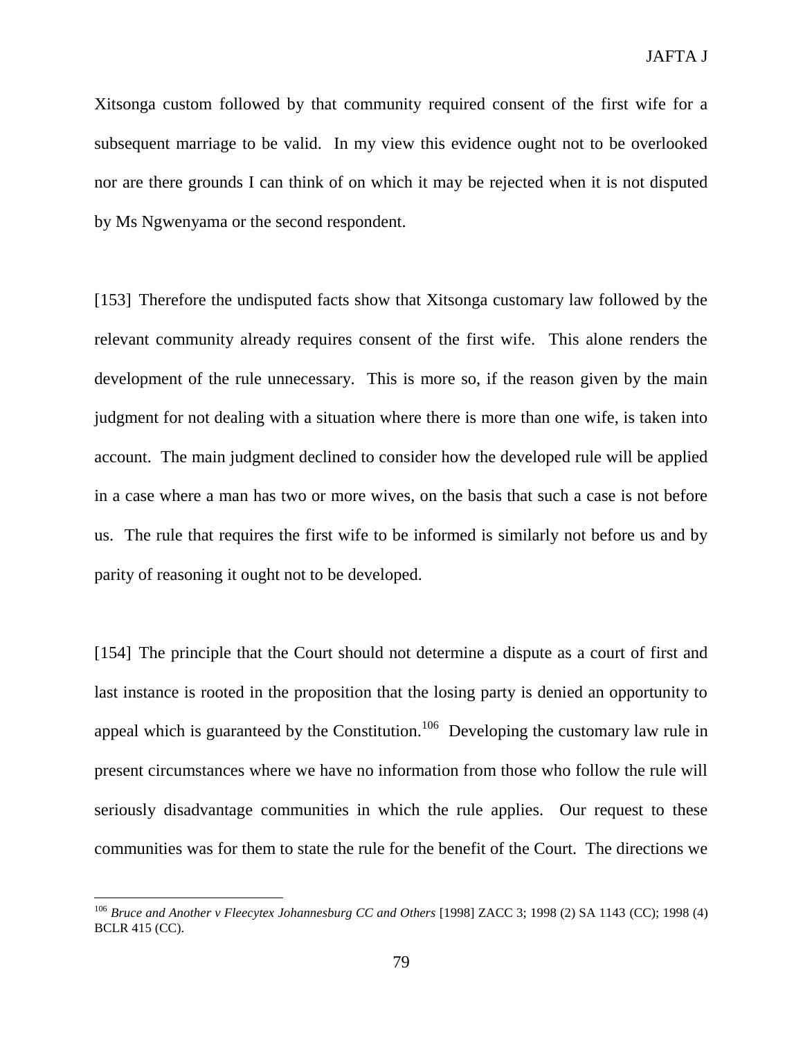Xitsonga custom followed by that community required consent of the first wife for a subsequent marriage to be valid. In my view this evidence ought not to be overlooked nor are there grounds I can think of on which it may be rejected when it is not disputed by Ms Ngwenyama or the second respondent.

[153] Therefore the undisputed facts show that Xitsonga customary law followed by the relevant community already requires consent of the first wife. This alone renders the development of the rule unnecessary. This is more so, if the reason given by the main judgment for not dealing with a situation where there is more than one wife, is taken into account. The main judgment declined to consider how the developed rule will be applied in a case where a man has two or more wives, on the basis that such a case is not before us. The rule that requires the first wife to be informed is similarly not before us and by parity of reasoning it ought not to be developed.

[154] The principle that the Court should not determine a dispute as a court of first and last instance is rooted in the proposition that the losing party is denied an opportunity to appeal which is guaranteed by the Constitution.[106] Developing the customary law rule in present circumstances where we have no information from those who follow the rule will seriously disadvantage communities in which the rule applies. Our request to these communities was for them to state the rule for the benefit of the Court. The directions we

---

[106] *Bruce and Another v Fleecytex Johannesburg CC and Others* [1998] ZACC 3; 1998 (2) SA 1143 (CC); 1998 (4) BCLR 415 (CC).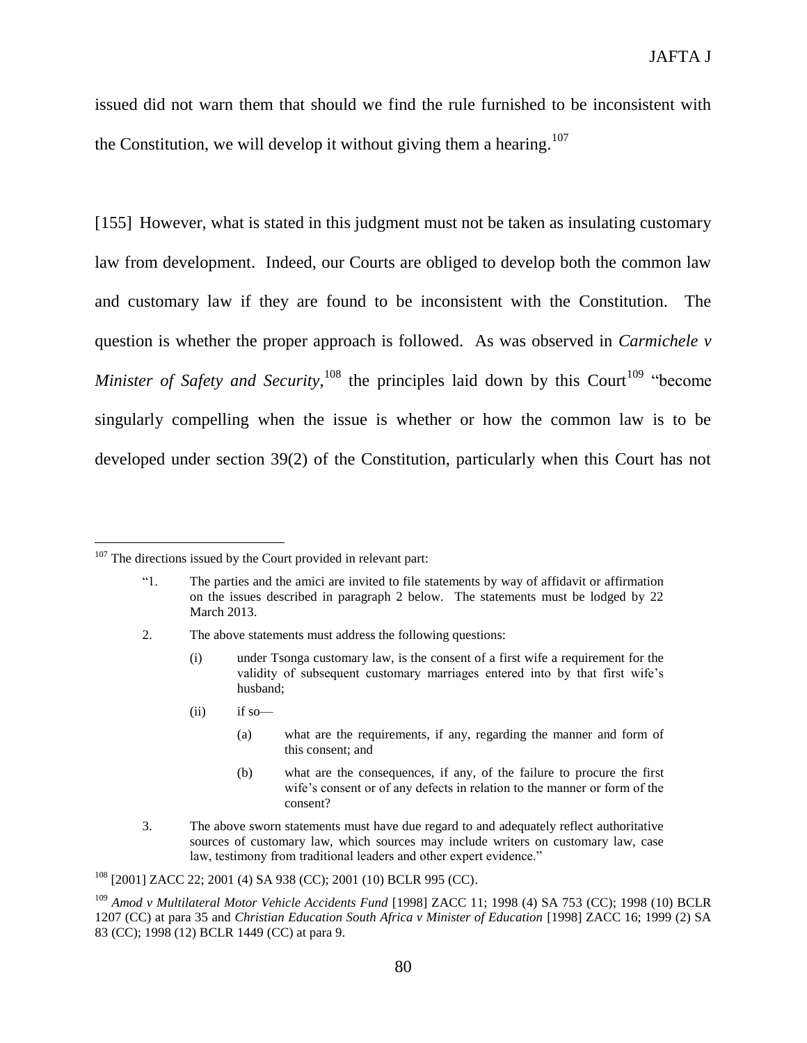issued did not warn them that should we find the rule furnished to be inconsistent with the Constitution, we will develop it without giving them a hearing.[107]

[155] However, what is stated in this judgment must not be taken as insulating customary law from development. Indeed, our Courts are obliged to develop both the common law and customary law if they are found to be inconsistent with the Constitution. The question is whether the proper approach is followed. As was observed in *Carmichele v Minister of Safety and Security*,[108] the principles laid down by this Court[109] "become singularly compelling when the issue is whether or how the common law is to be developed under section 39(2) of the Constitution, particularly when this Court has not

---

[107] The directions issued by the Court provided in relevant part:

> "1. The parties and the amici are invited to file statements by way of affidavit or affirmation on the issues described in paragraph 2 below. The statements must be lodged by 22 March 2013.
>
> 2. The above statements must address the following questions:
>
> (i) under Tsonga customary law, is the consent of a first wife a requirement for the validity of subsequent customary marriages entered into by that first wife's husband;
>
> (ii) if so—
>
> (a) what are the requirements, if any, regarding the manner and form of this consent; and
>
> (b) what are the consequences, if any, of the failure to procure the first wife's consent or of any defects in relation to the manner or form of the consent?
>
> 3. The above sworn statements must have due regard to and adequately reflect authoritative sources of customary law, which sources may include writers on customary law, case law, testimony from traditional leaders and other expert evidence."

[108] [2001] ZACC 22; 2001 (4) SA 938 (CC); 2001 (10) BCLR 995 (CC).

[109] *Amod v Multilateral Motor Vehicle Accidents Fund* [1998] ZACC 11; 1998 (4) SA 753 (CC); 1998 (10) BCLR 1207 (CC) at para 35 and *Christian Education South Africa v Minister of Education* [1998] ZACC 16; 1999 (2) SA 83 (CC); 1998 (12) BCLR 1449 (CC) at para 9.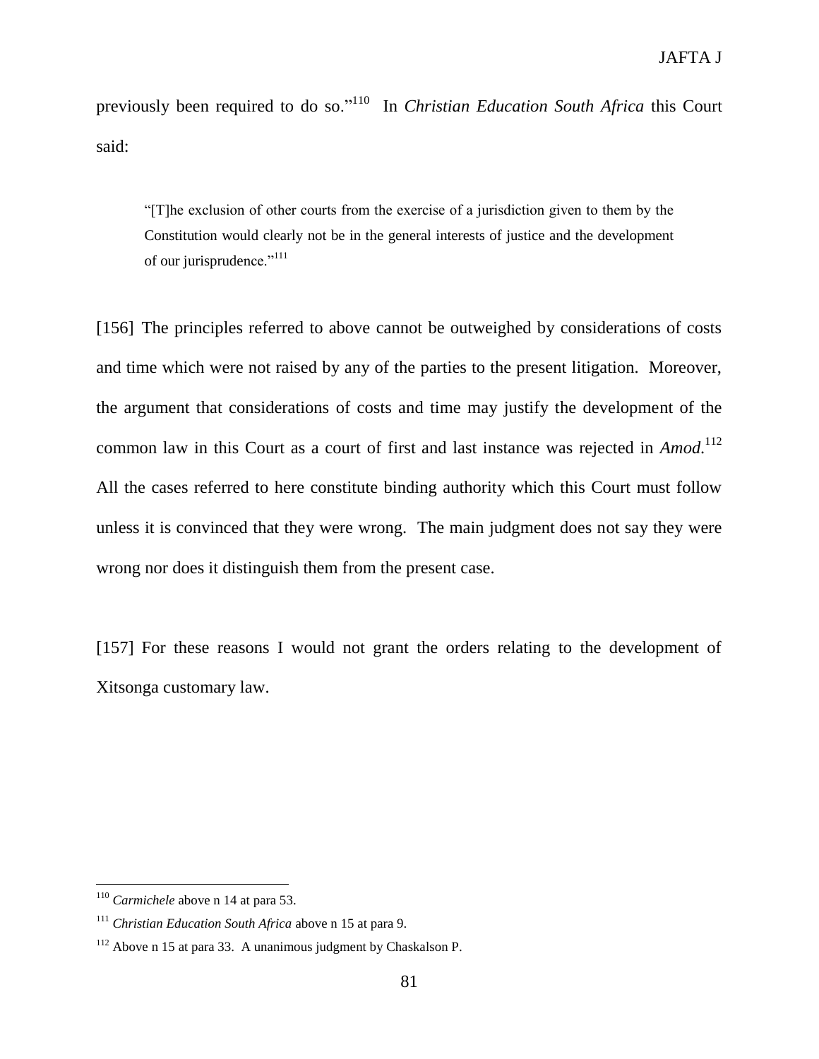previously been required to do so."[110] In *Christian Education South Africa* this Court said:

> "[T]he exclusion of other courts from the exercise of a jurisdiction given to them by the Constitution would clearly not be in the general interests of justice and the development of our jurisprudence."[111]

[156] The principles referred to above cannot be outweighed by considerations of costs and time which were not raised by any of the parties to the present litigation. Moreover, the argument that considerations of costs and time may justify the development of the common law in this Court as a court of first and last instance was rejected in *Amod.*[112] All the cases referred to here constitute binding authority which this Court must follow unless it is convinced that they were wrong. The main judgment does not say they were wrong nor does it distinguish them from the present case.

[157] For these reasons I would not grant the orders relating to the development of Xitsonga customary law.

---

[110] *Carmichele* above n 14 at para 53.

[111] *Christian Education South Africa* above n 15 at para 9.

[112] Above n 15 at para 33. A unanimous judgment by Chaskalson P.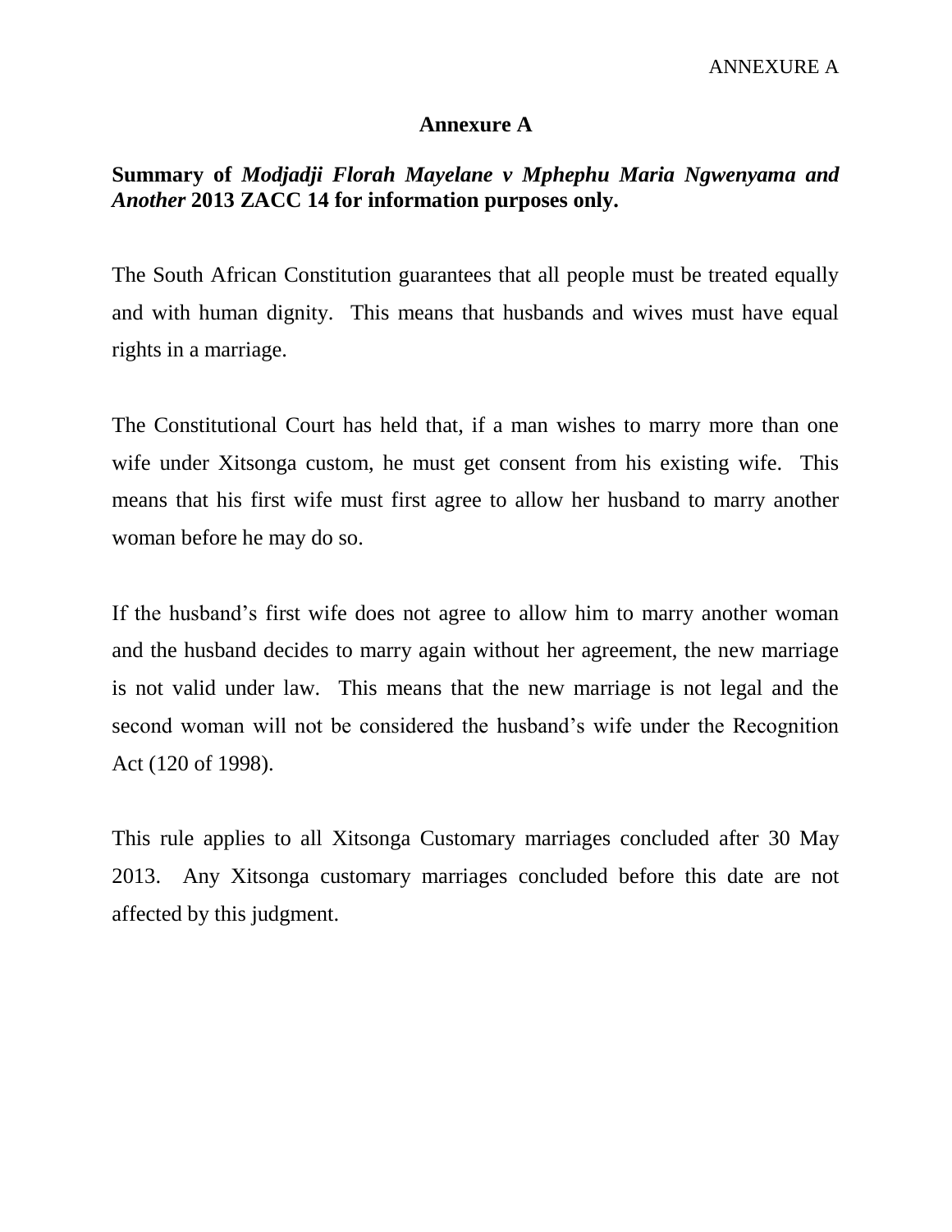# Annexure A

**Summary of *Modjadji Florah Mayelane v Mphephu Maria Ngwenyama and Another* 2013 ZACC 14 for information purposes only.**

The South African Constitution guarantees that all people must be treated equally and with human dignity. This means that husbands and wives must have equal rights in a marriage.

The Constitutional Court has held that, if a man wishes to marry more than one wife under Xitsonga custom, he must get consent from his existing wife. This means that his first wife must first agree to allow her husband to marry another woman before he may do so.

If the husband's first wife does not agree to allow him to marry another woman and the husband decides to marry again without her agreement, the new marriage is not valid under law. This means that the new marriage is not legal and the second woman will not be considered the husband's wife under the Recognition Act (120 of 1998).

This rule applies to all Xitsonga Customary marriages concluded after 30 May 2013. Any Xitsonga customary marriages concluded before this date are not affected by this judgment.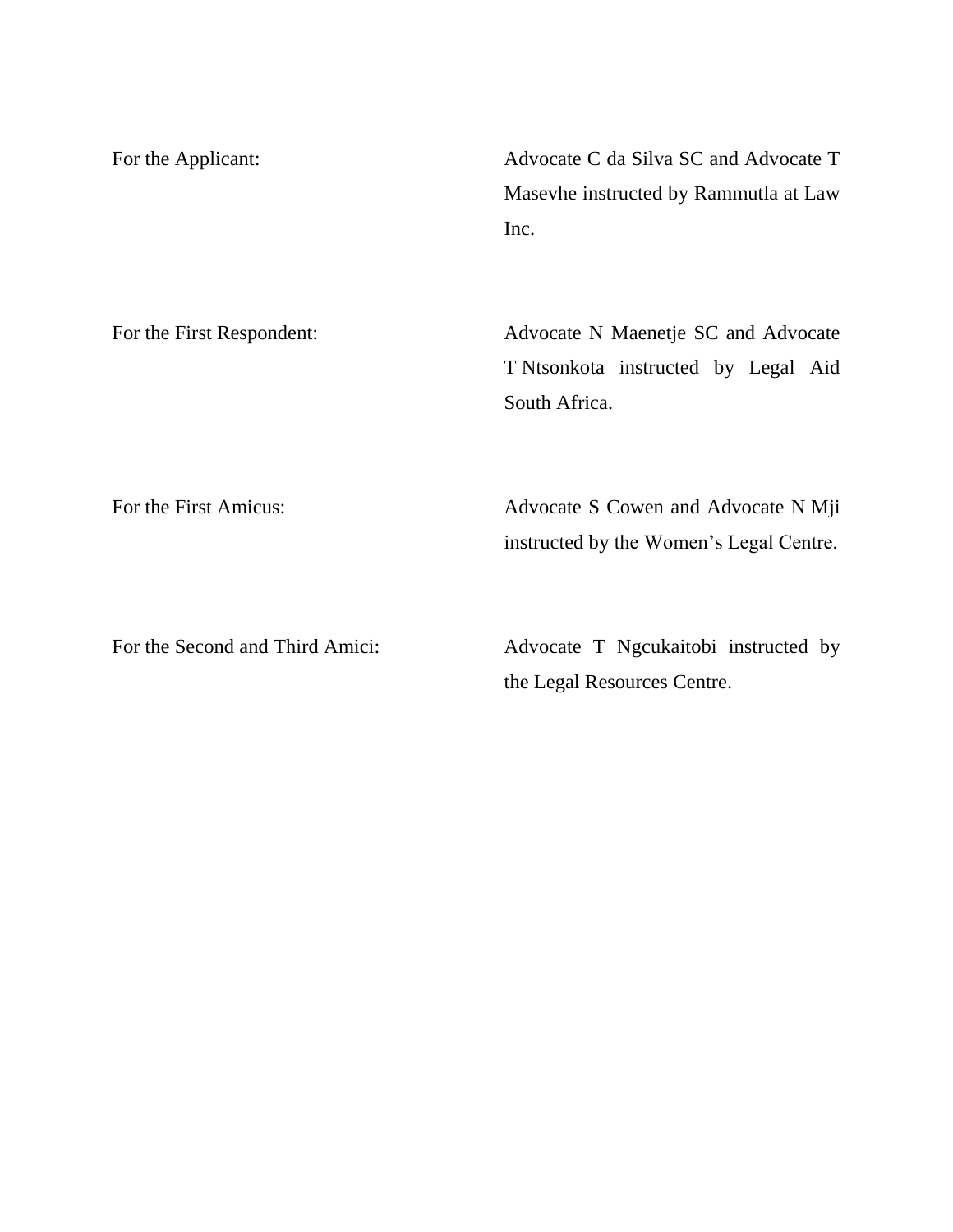| | |
|---|---|
| For the Applicant: | Advocate C da Silva SC and Advocate T Masevhe instructed by Rammutla at Law Inc. |
| For the First Respondent: | Advocate N Maenetje SC and Advocate T Ntsonkota instructed by Legal Aid South Africa. |
| For the First Amicus: | Advocate S Cowen and Advocate N Mji instructed by the Women's Legal Centre. |
| For the Second and Third Amici: | Advocate T Ngcukaitobi instructed by the Legal Resources Centre. |